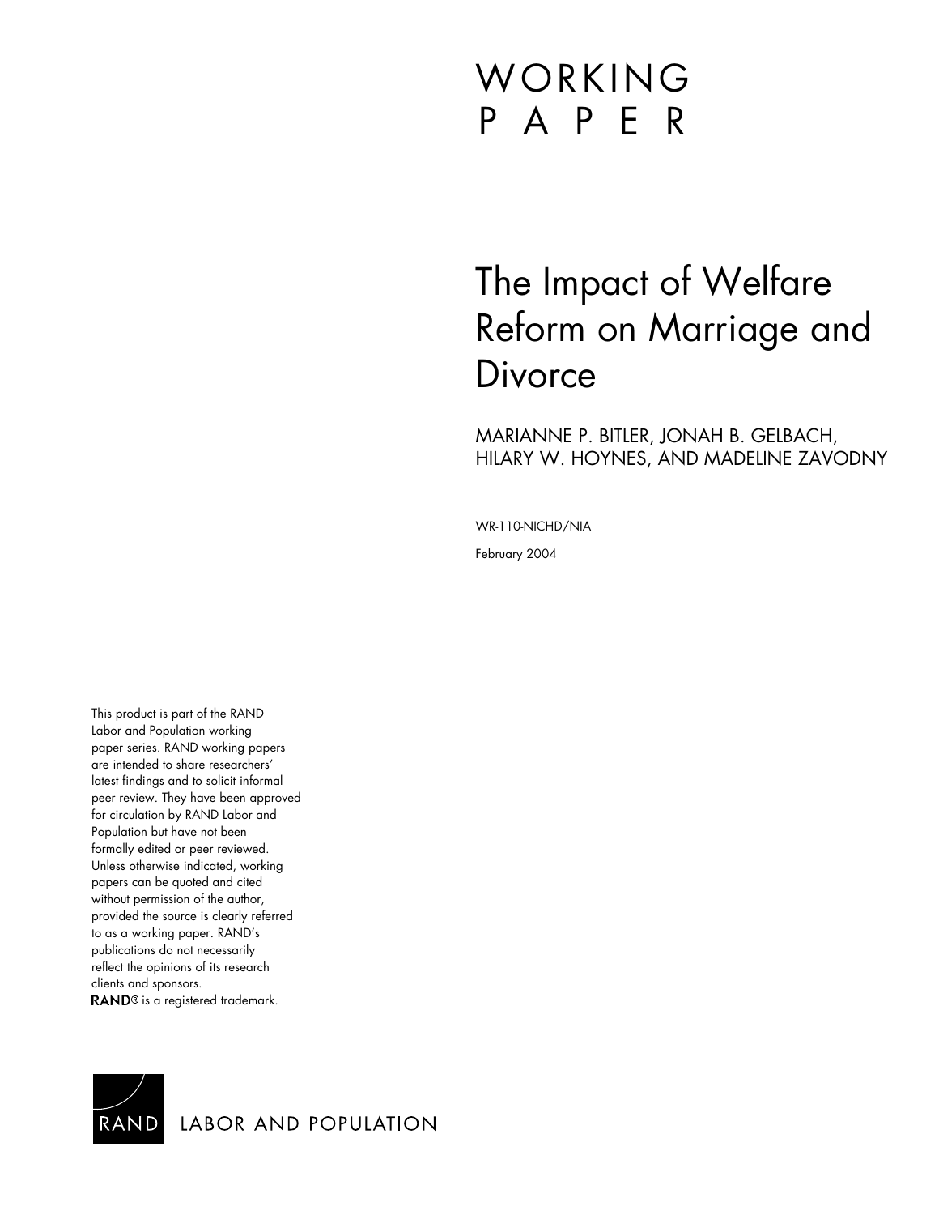# WORKING PAPER

# The Impact of Welfare Reform on Marriage and Divorce

MARIANNE P. BITLER, JONAH B. GELBACH, HILARY W. HOYNES, AND MADELINE ZAVODNY

WR-110-NICHD/NIA

February 2004

This product is part of the RAND Labor and Population working paper series. RAND working papers are intended to share researchers' latest findings and to solicit informal peer review. They have been approved for circulation by RAND Labor and Population but have not been formally edited or peer reviewed. Unless otherwise indicated, working papers can be quoted and cited without permission of the author, provided the source is clearly referred to as a working paper. RAND's publications do not necessarily reflect the opinions of its research clients and sponsors. RAND® is a registered trademark.

RAND LABOR AND POPULATION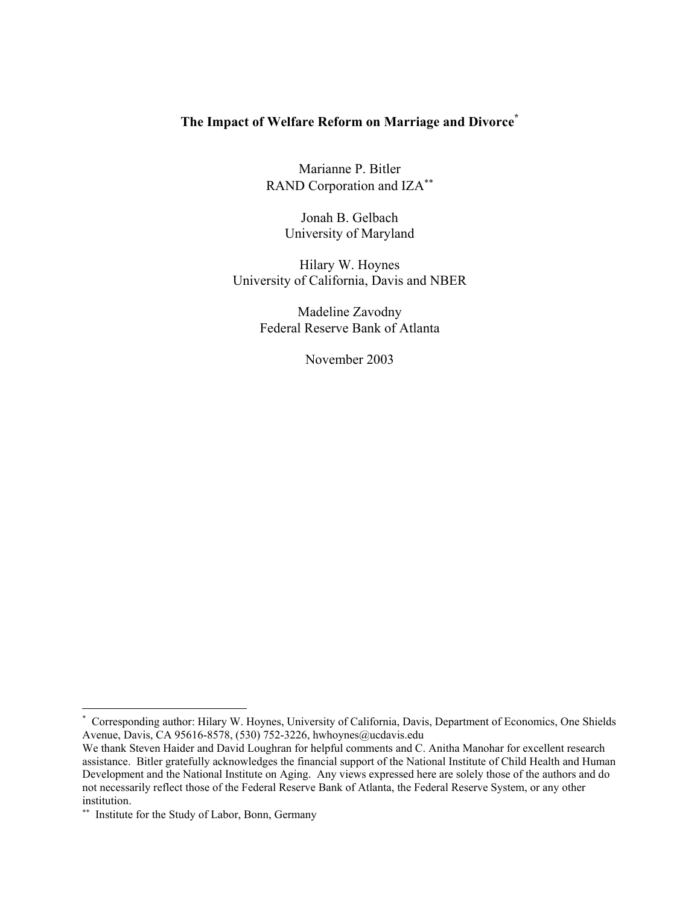# The Impact of Welfare Reform on Marriage and Divorce*

Marianne P. Bitler
RAND Corporation and IZA**

Jonah B. Gelbach
University of Maryland

Hilary W. Hoynes
University of California, Davis and NBER

Madeline Zavodny
Federal Reserve Bank of Atlanta

November 2003

---

* Corresponding author: Hilary W. Hoynes, University of California, Davis, Department of Economics, One Shields Avenue, Davis, CA 95616-8578, (530) 752-3226, hwhoynes@ucdavis.edu
We thank Steven Haider and David Loughran for helpful comments and C. Anitha Manohar for excellent research assistance. Bitler gratefully acknowledges the financial support of the National Institute of Child Health and Human Development and the National Institute on Aging. Any views expressed here are solely those of the authors and do not necessarily reflect those of the Federal Reserve Bank of Atlanta, the Federal Reserve System, or any other institution.

** Institute for the Study of Labor, Bonn, Germany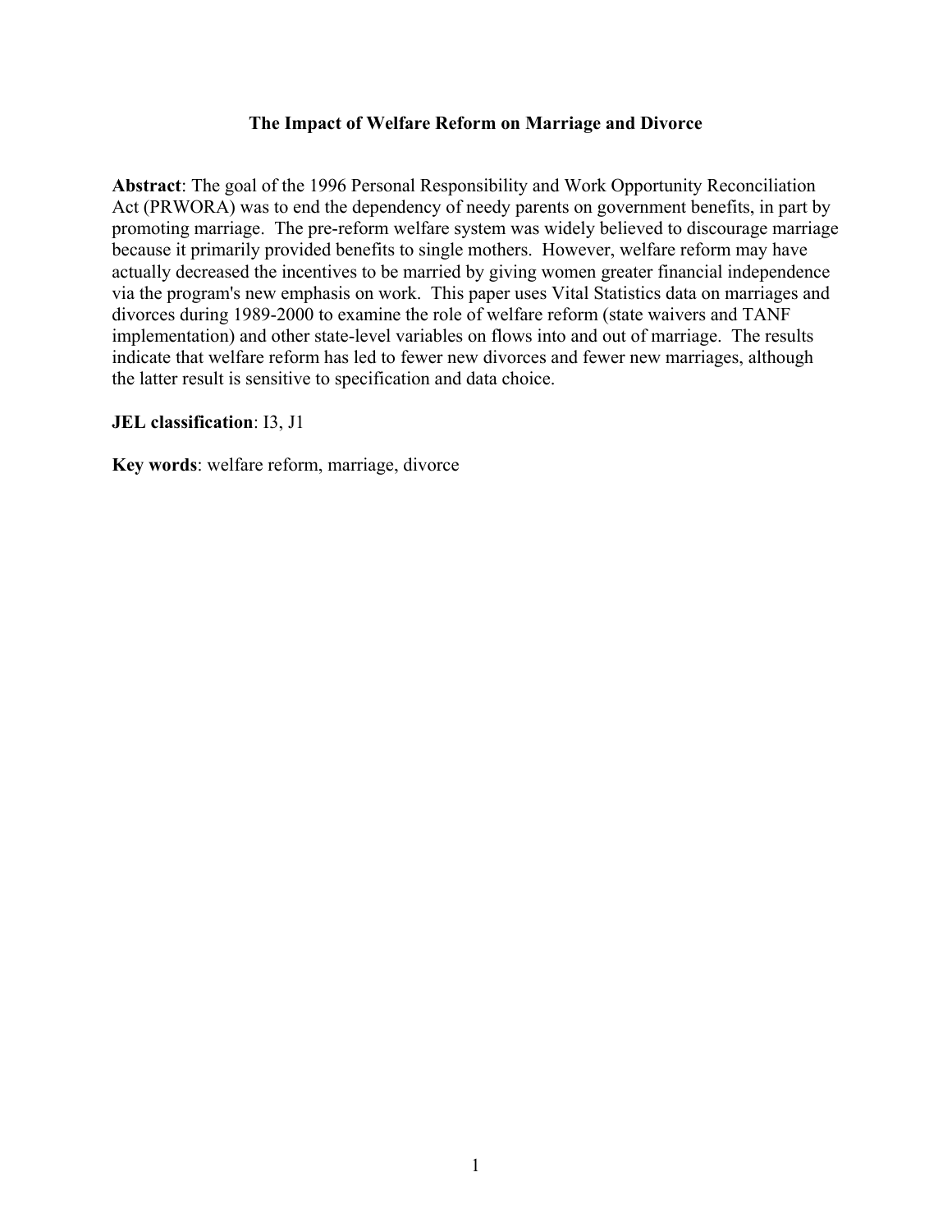# The Impact of Welfare Reform on Marriage and Divorce

**Abstract**: The goal of the 1996 Personal Responsibility and Work Opportunity Reconciliation Act (PRWORA) was to end the dependency of needy parents on government benefits, in part by promoting marriage. The pre-reform welfare system was widely believed to discourage marriage because it primarily provided benefits to single mothers. However, welfare reform may have actually decreased the incentives to be married by giving women greater financial independence via the program's new emphasis on work. This paper uses Vital Statistics data on marriages and divorces during 1989-2000 to examine the role of welfare reform (state waivers and TANF implementation) and other state-level variables on flows into and out of marriage. The results indicate that welfare reform has led to fewer new divorces and fewer new marriages, although the latter result is sensitive to specification and data choice.

**JEL classification**: I3, J1

**Key words**: welfare reform, marriage, divorce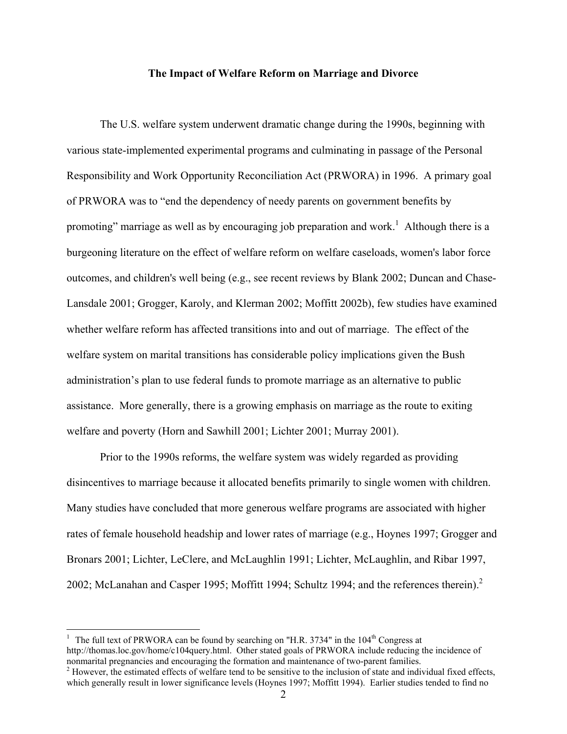**The Impact of Welfare Reform on Marriage and Divorce**

The U.S. welfare system underwent dramatic change during the 1990s, beginning with various state-implemented experimental programs and culminating in passage of the Personal Responsibility and Work Opportunity Reconciliation Act (PRWORA) in 1996. A primary goal of PRWORA was to "end the dependency of needy parents on government benefits by promoting" marriage as well as by encouraging job preparation and work.[1] Although there is a burgeoning literature on the effect of welfare reform on welfare caseloads, women's labor force outcomes, and children's well being (e.g., see recent reviews by Blank 2002; Duncan and Chase-Lansdale 2001; Grogger, Karoly, and Klerman 2002; Moffitt 2002b), few studies have examined whether welfare reform has affected transitions into and out of marriage. The effect of the welfare system on marital transitions has considerable policy implications given the Bush administration's plan to use federal funds to promote marriage as an alternative to public assistance. More generally, there is a growing emphasis on marriage as the route to exiting welfare and poverty (Horn and Sawhill 2001; Lichter 2001; Murray 2001).

Prior to the 1990s reforms, the welfare system was widely regarded as providing disincentives to marriage because it allocated benefits primarily to single women with children. Many studies have concluded that more generous welfare programs are associated with higher rates of female household headship and lower rates of marriage (e.g., Hoynes 1997; Grogger and Bronars 2001; Lichter, LeClere, and McLaughlin 1991; Lichter, McLaughlin, and Ribar 1997, 2002; McLanahan and Casper 1995; Moffitt 1994; Schultz 1994; and the references therein).[2]

---

[1] The full text of PRWORA can be found by searching on "H.R. 3734" in the 104th Congress at http://thomas.loc.gov/home/c104query.html. Other stated goals of PRWORA include reducing the incidence of nonmarital pregnancies and encouraging the formation and maintenance of two-parent families.

[2] However, the estimated effects of welfare tend to be sensitive to the inclusion of state and individual fixed effects, which generally result in lower significance levels (Hoynes 1997; Moffitt 1994). Earlier studies tended to find no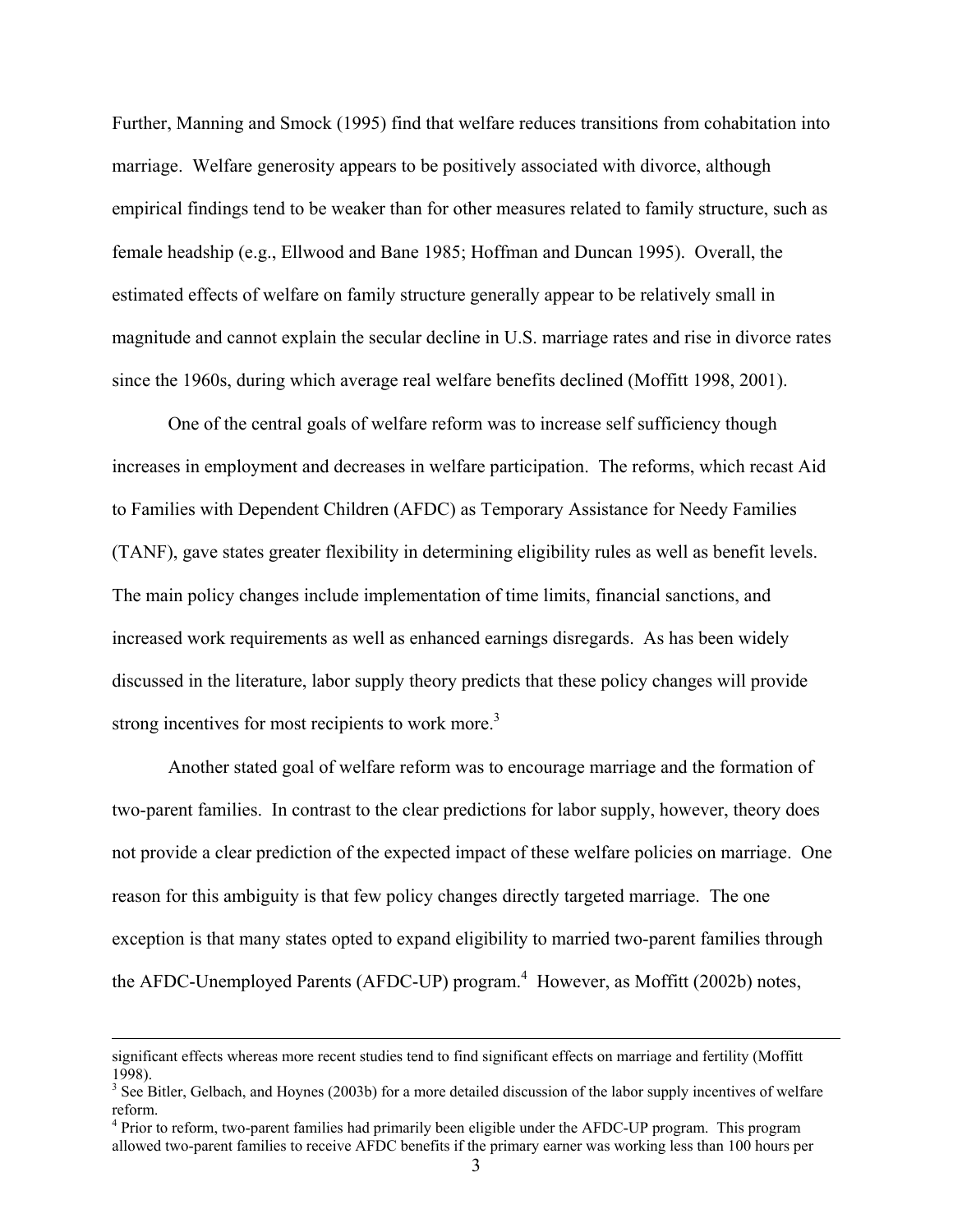Further, Manning and Smock (1995) find that welfare reduces transitions from cohabitation into marriage. Welfare generosity appears to be positively associated with divorce, although empirical findings tend to be weaker than for other measures related to family structure, such as female headship (e.g., Ellwood and Bane 1985; Hoffman and Duncan 1995). Overall, the estimated effects of welfare on family structure generally appear to be relatively small in magnitude and cannot explain the secular decline in U.S. marriage rates and rise in divorce rates since the 1960s, during which average real welfare benefits declined (Moffitt 1998, 2001).

One of the central goals of welfare reform was to increase self sufficiency though increases in employment and decreases in welfare participation. The reforms, which recast Aid to Families with Dependent Children (AFDC) as Temporary Assistance for Needy Families (TANF), gave states greater flexibility in determining eligibility rules as well as benefit levels. The main policy changes include implementation of time limits, financial sanctions, and increased work requirements as well as enhanced earnings disregards. As has been widely discussed in the literature, labor supply theory predicts that these policy changes will provide strong incentives for most recipients to work more.[3]

Another stated goal of welfare reform was to encourage marriage and the formation of two-parent families. In contrast to the clear predictions for labor supply, however, theory does not provide a clear prediction of the expected impact of these welfare policies on marriage. One reason for this ambiguity is that few policy changes directly targeted marriage. The one exception is that many states opted to expand eligibility to married two-parent families through the AFDC-Unemployed Parents (AFDC-UP) program.[4] However, as Moffitt (2002b) notes,

---

significant effects whereas more recent studies tend to find significant effects on marriage and fertility (Moffitt 1998).

[3] See Bitler, Gelbach, and Hoynes (2003b) for a more detailed discussion of the labor supply incentives of welfare reform.

[4] Prior to reform, two-parent families had primarily been eligible under the AFDC-UP program. This program allowed two-parent families to receive AFDC benefits if the primary earner was working less than 100 hours per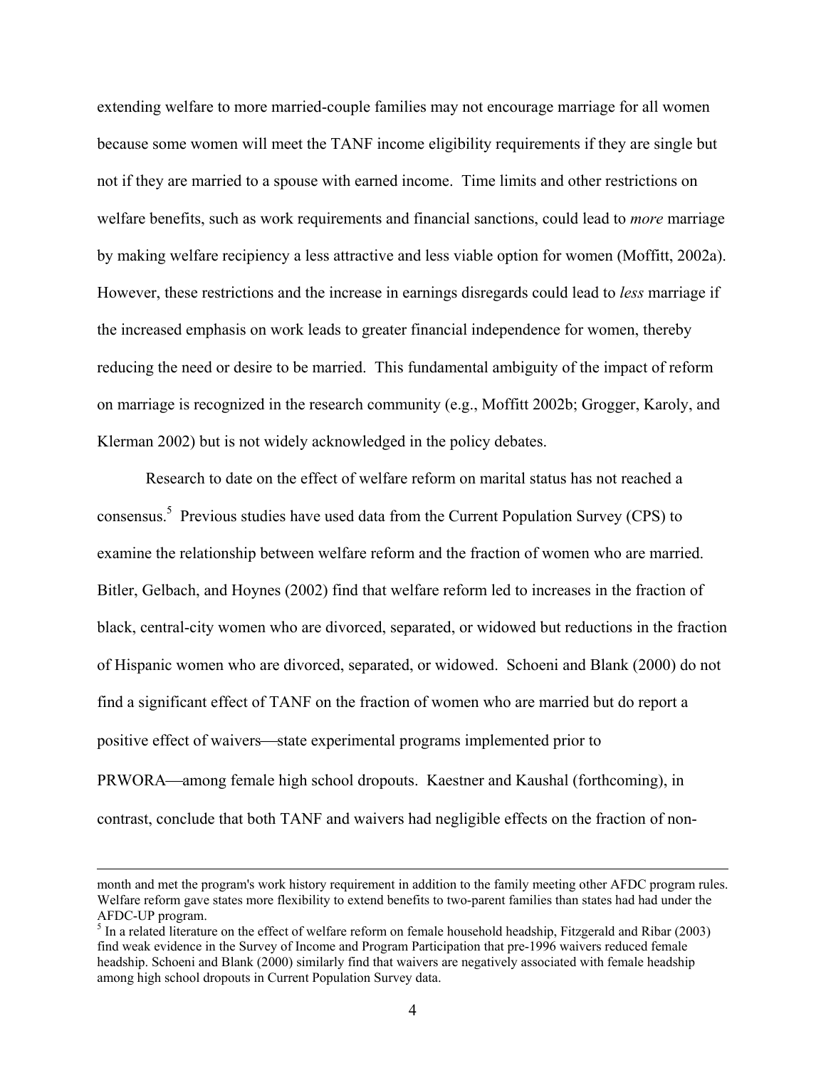extending welfare to more married-couple families may not encourage marriage for all women because some women will meet the TANF income eligibility requirements if they are single but not if they are married to a spouse with earned income. Time limits and other restrictions on welfare benefits, such as work requirements and financial sanctions, could lead to *more* marriage by making welfare recipiency a less attractive and less viable option for women (Moffitt, 2002a). However, these restrictions and the increase in earnings disregards could lead to *less* marriage if the increased emphasis on work leads to greater financial independence for women, thereby reducing the need or desire to be married. This fundamental ambiguity of the impact of reform on marriage is recognized in the research community (e.g., Moffitt 2002b; Grogger, Karoly, and Klerman 2002) but is not widely acknowledged in the policy debates.

Research to date on the effect of welfare reform on marital status has not reached a consensus.[5] Previous studies have used data from the Current Population Survey (CPS) to examine the relationship between welfare reform and the fraction of women who are married. Bitler, Gelbach, and Hoynes (2002) find that welfare reform led to increases in the fraction of black, central-city women who are divorced, separated, or widowed but reductions in the fraction of Hispanic women who are divorced, separated, or widowed. Schoeni and Blank (2000) do not find a significant effect of TANF on the fraction of women who are married but do report a positive effect of waivers—state experimental programs implemented prior to PRWORA—among female high school dropouts. Kaestner and Kaushal (forthcoming), in contrast, conclude that both TANF and waivers had negligible effects on the fraction of non-

---

month and met the program's work history requirement in addition to the family meeting other AFDC program rules. Welfare reform gave states more flexibility to extend benefits to two-parent families than states had had under the AFDC-UP program.

[5] In a related literature on the effect of welfare reform on female household headship, Fitzgerald and Ribar (2003) find weak evidence in the Survey of Income and Program Participation that pre-1996 waivers reduced female headship. Schoeni and Blank (2000) similarly find that waivers are negatively associated with female headship among high school dropouts in Current Population Survey data.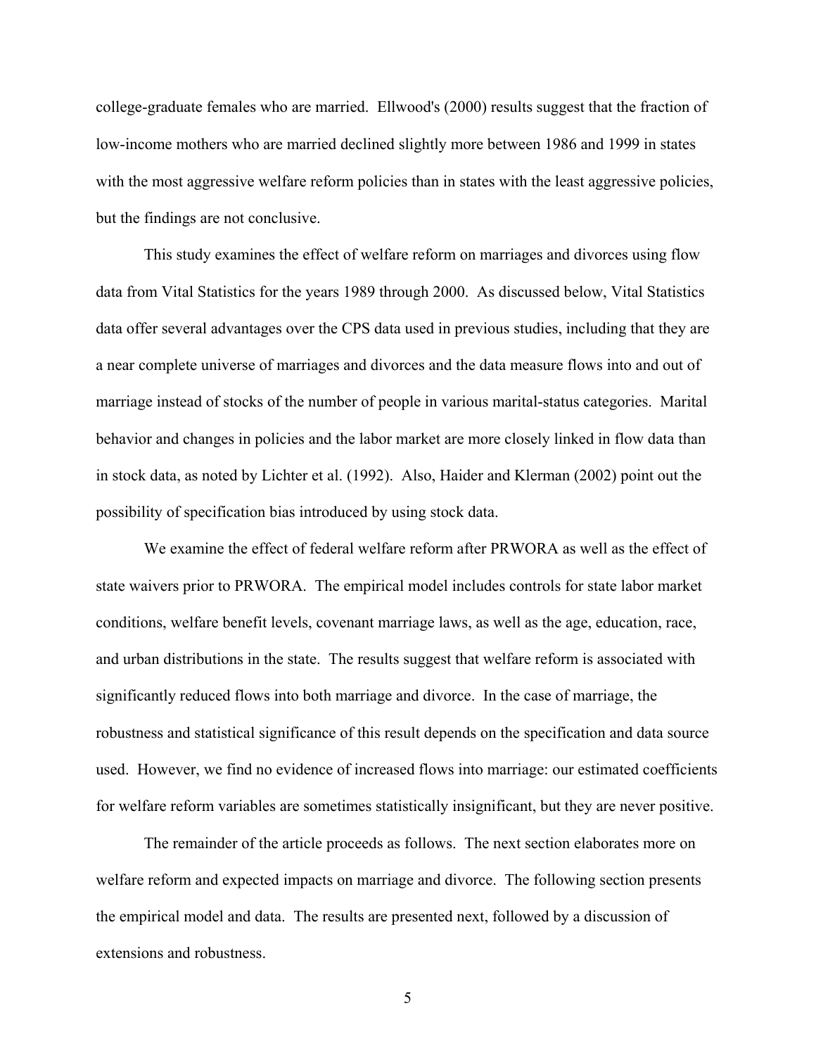college-graduate females who are married. Ellwood's (2000) results suggest that the fraction of low-income mothers who are married declined slightly more between 1986 and 1999 in states with the most aggressive welfare reform policies than in states with the least aggressive policies, but the findings are not conclusive.

This study examines the effect of welfare reform on marriages and divorces using flow data from Vital Statistics for the years 1989 through 2000. As discussed below, Vital Statistics data offer several advantages over the CPS data used in previous studies, including that they are a near complete universe of marriages and divorces and the data measure flows into and out of marriage instead of stocks of the number of people in various marital-status categories. Marital behavior and changes in policies and the labor market are more closely linked in flow data than in stock data, as noted by Lichter et al. (1992). Also, Haider and Klerman (2002) point out the possibility of specification bias introduced by using stock data.

We examine the effect of federal welfare reform after PRWORA as well as the effect of state waivers prior to PRWORA. The empirical model includes controls for state labor market conditions, welfare benefit levels, covenant marriage laws, as well as the age, education, race, and urban distributions in the state. The results suggest that welfare reform is associated with significantly reduced flows into both marriage and divorce. In the case of marriage, the robustness and statistical significance of this result depends on the specification and data source used. However, we find no evidence of increased flows into marriage: our estimated coefficients for welfare reform variables are sometimes statistically insignificant, but they are never positive.

The remainder of the article proceeds as follows. The next section elaborates more on welfare reform and expected impacts on marriage and divorce. The following section presents the empirical model and data. The results are presented next, followed by a discussion of extensions and robustness.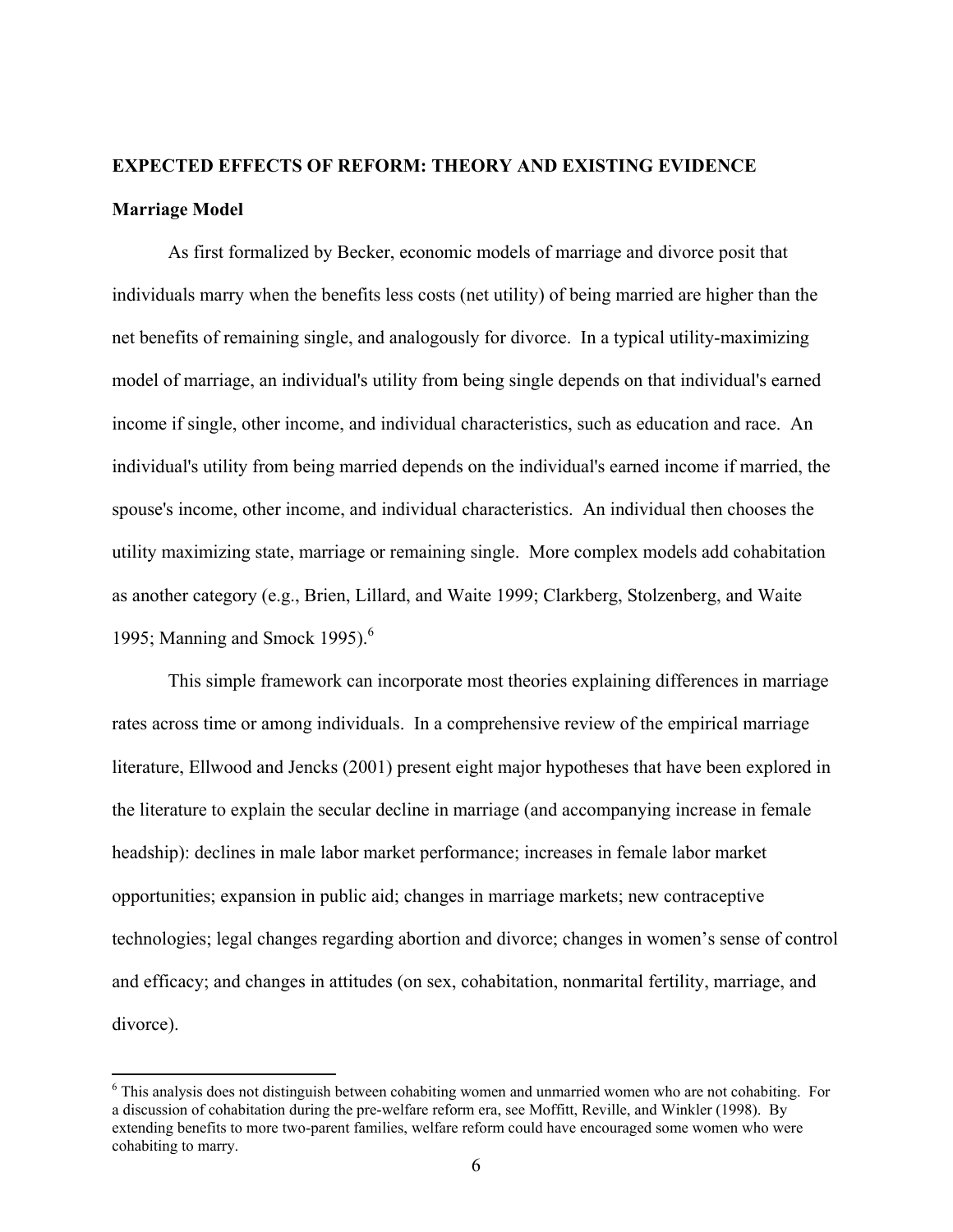## EXPECTED EFFECTS OF REFORM: THEORY AND EXISTING EVIDENCE

### Marriage Model

As first formalized by Becker, economic models of marriage and divorce posit that individuals marry when the benefits less costs (net utility) of being married are higher than the net benefits of remaining single, and analogously for divorce. In a typical utility-maximizing model of marriage, an individual's utility from being single depends on that individual's earned income if single, other income, and individual characteristics, such as education and race. An individual's utility from being married depends on the individual's earned income if married, the spouse's income, other income, and individual characteristics. An individual then chooses the utility maximizing state, marriage or remaining single. More complex models add cohabitation as another category (e.g., Brien, Lillard, and Waite 1999; Clarkberg, Stolzenberg, and Waite 1995; Manning and Smock 1995).[6]

This simple framework can incorporate most theories explaining differences in marriage rates across time or among individuals. In a comprehensive review of the empirical marriage literature, Ellwood and Jencks (2001) present eight major hypotheses that have been explored in the literature to explain the secular decline in marriage (and accompanying increase in female headship): declines in male labor market performance; increases in female labor market opportunities; expansion in public aid; changes in marriage markets; new contraceptive technologies; legal changes regarding abortion and divorce; changes in women's sense of control and efficacy; and changes in attitudes (on sex, cohabitation, nonmarital fertility, marriage, and divorce).

[6] This analysis does not distinguish between cohabiting women and unmarried women who are not cohabiting. For a discussion of cohabitation during the pre-welfare reform era, see Moffitt, Reville, and Winkler (1998). By extending benefits to more two-parent families, welfare reform could have encouraged some women who were cohabiting to marry.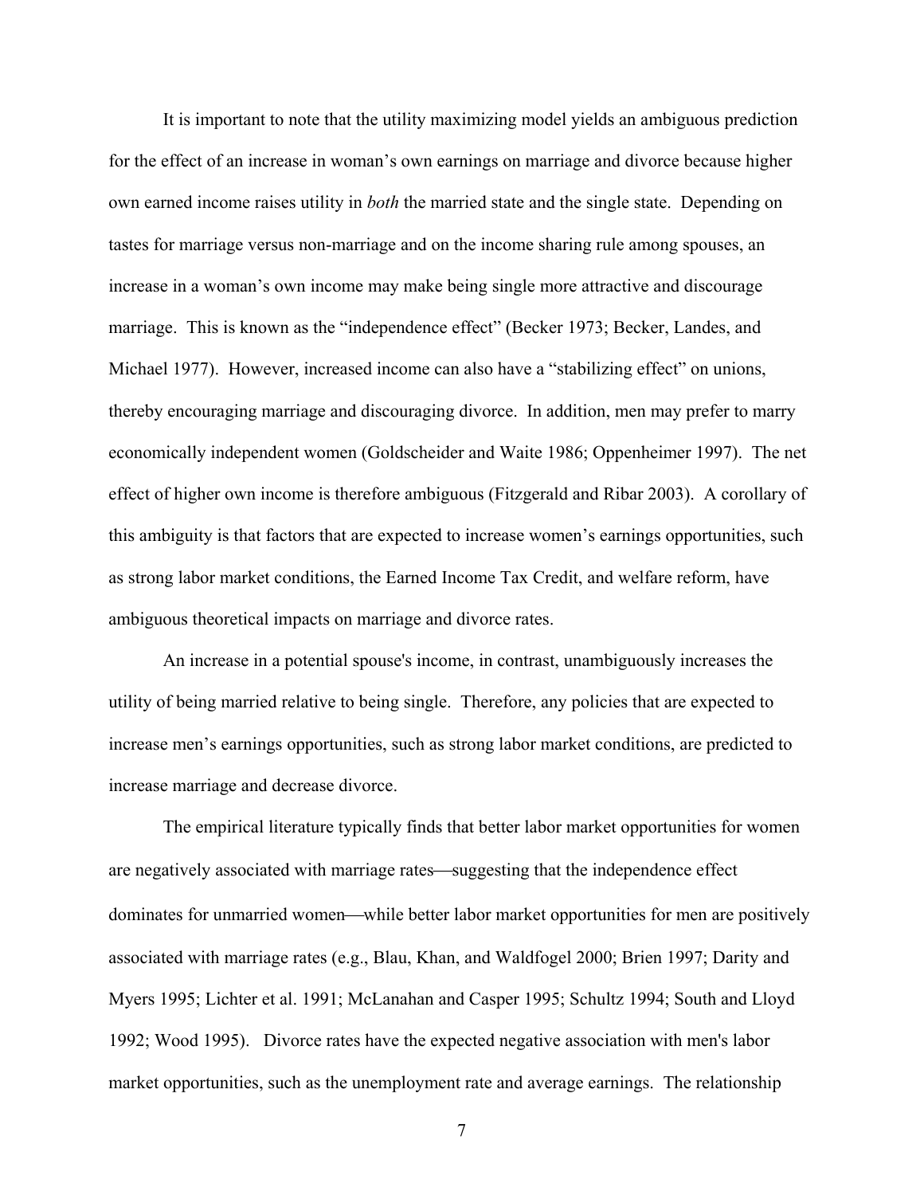It is important to note that the utility maximizing model yields an ambiguous prediction for the effect of an increase in woman's own earnings on marriage and divorce because higher own earned income raises utility in *both* the married state and the single state. Depending on tastes for marriage versus non-marriage and on the income sharing rule among spouses, an increase in a woman's own income may make being single more attractive and discourage marriage. This is known as the "independence effect" (Becker 1973; Becker, Landes, and Michael 1977). However, increased income can also have a "stabilizing effect" on unions, thereby encouraging marriage and discouraging divorce. In addition, men may prefer to marry economically independent women (Goldscheider and Waite 1986; Oppenheimer 1997). The net effect of higher own income is therefore ambiguous (Fitzgerald and Ribar 2003). A corollary of this ambiguity is that factors that are expected to increase women's earnings opportunities, such as strong labor market conditions, the Earned Income Tax Credit, and welfare reform, have ambiguous theoretical impacts on marriage and divorce rates.

An increase in a potential spouse's income, in contrast, unambiguously increases the utility of being married relative to being single. Therefore, any policies that are expected to increase men's earnings opportunities, such as strong labor market conditions, are predicted to increase marriage and decrease divorce.

The empirical literature typically finds that better labor market opportunities for women are negatively associated with marriage rates—suggesting that the independence effect dominates for unmarried women—while better labor market opportunities for men are positively associated with marriage rates (e.g., Blau, Khan, and Waldfogel 2000; Brien 1997; Darity and Myers 1995; Lichter et al. 1991; McLanahan and Casper 1995; Schultz 1994; South and Lloyd 1992; Wood 1995). Divorce rates have the expected negative association with men's labor market opportunities, such as the unemployment rate and average earnings. The relationship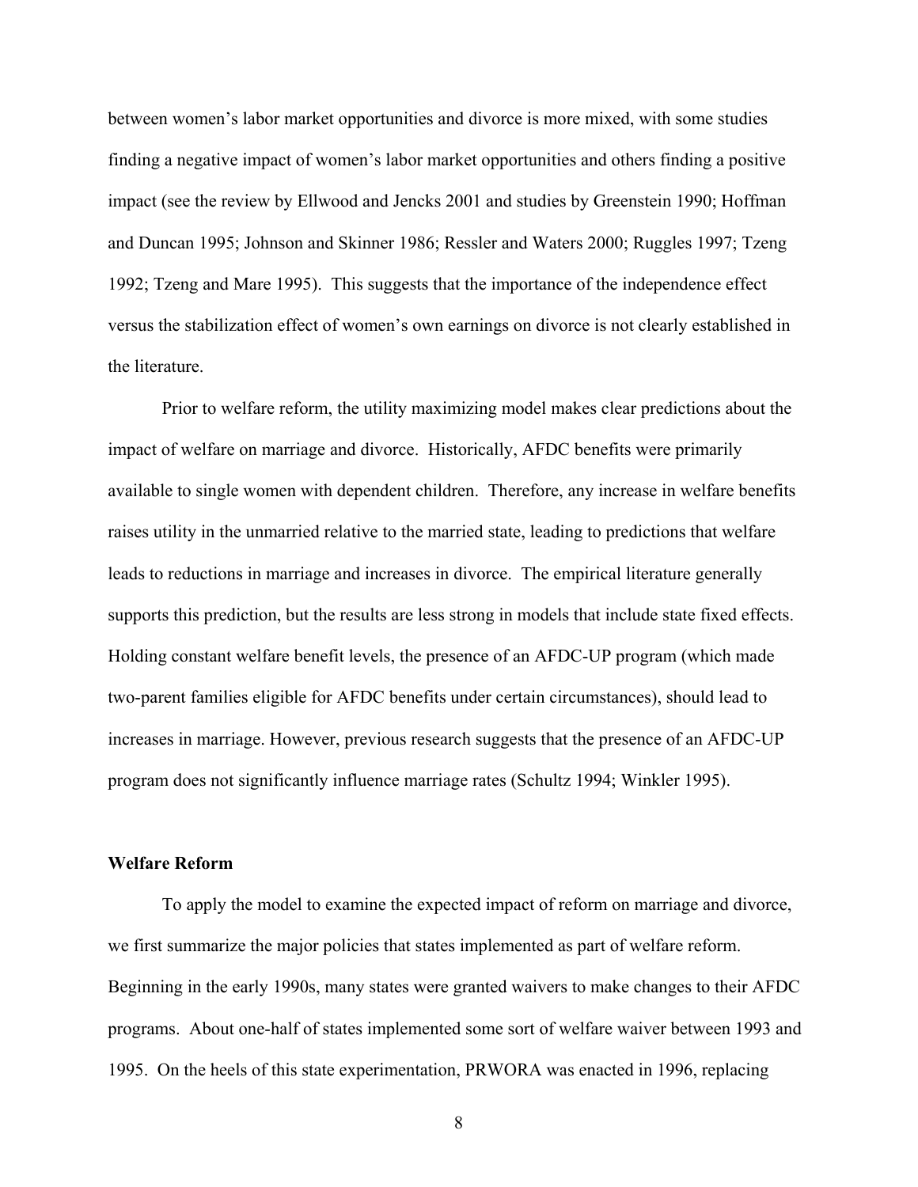between women's labor market opportunities and divorce is more mixed, with some studies finding a negative impact of women's labor market opportunities and others finding a positive impact (see the review by Ellwood and Jencks 2001 and studies by Greenstein 1990; Hoffman and Duncan 1995; Johnson and Skinner 1986; Ressler and Waters 2000; Ruggles 1997; Tzeng 1992; Tzeng and Mare 1995). This suggests that the importance of the independence effect versus the stabilization effect of women's own earnings on divorce is not clearly established in the literature.

Prior to welfare reform, the utility maximizing model makes clear predictions about the impact of welfare on marriage and divorce. Historically, AFDC benefits were primarily available to single women with dependent children. Therefore, any increase in welfare benefits raises utility in the unmarried relative to the married state, leading to predictions that welfare leads to reductions in marriage and increases in divorce. The empirical literature generally supports this prediction, but the results are less strong in models that include state fixed effects. Holding constant welfare benefit levels, the presence of an AFDC-UP program (which made two-parent families eligible for AFDC benefits under certain circumstances), should lead to increases in marriage. However, previous research suggests that the presence of an AFDC-UP program does not significantly influence marriage rates (Schultz 1994; Winkler 1995).

**Welfare Reform**

To apply the model to examine the expected impact of reform on marriage and divorce, we first summarize the major policies that states implemented as part of welfare reform. Beginning in the early 1990s, many states were granted waivers to make changes to their AFDC programs. About one-half of states implemented some sort of welfare waiver between 1993 and 1995. On the heels of this state experimentation, PRWORA was enacted in 1996, replacing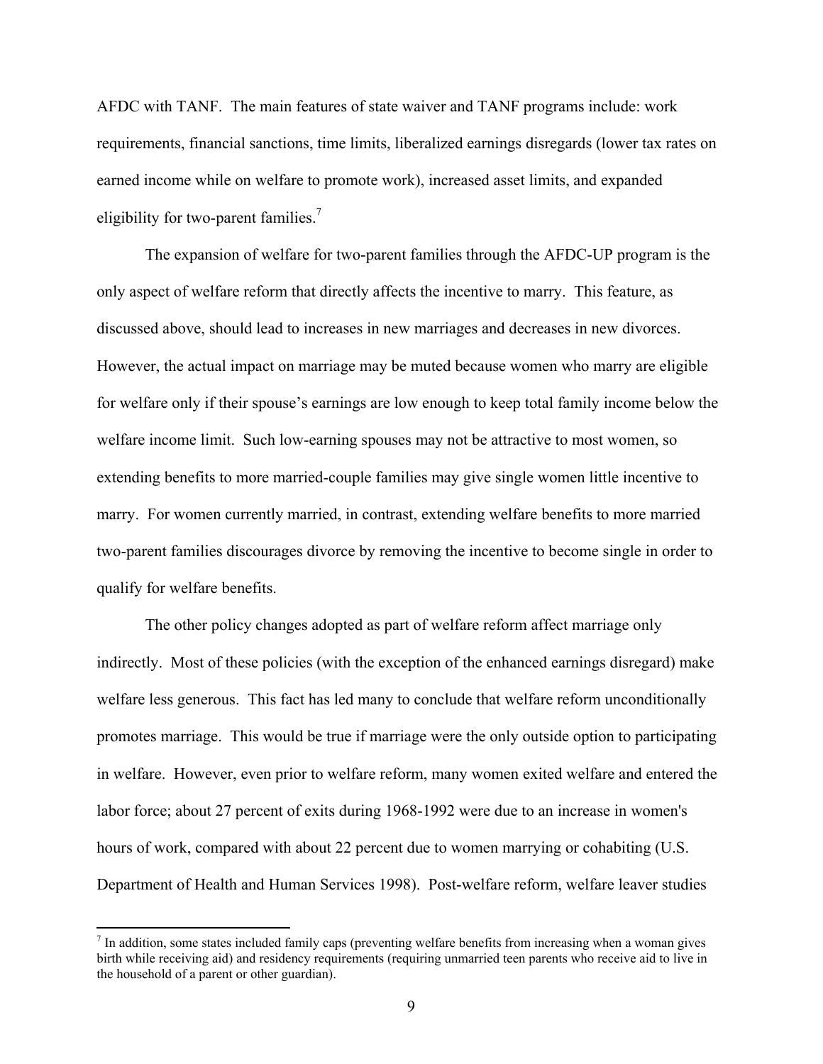AFDC with TANF. The main features of state waiver and TANF programs include: work requirements, financial sanctions, time limits, liberalized earnings disregards (lower tax rates on earned income while on welfare to promote work), increased asset limits, and expanded eligibility for two-parent families.[7]

The expansion of welfare for two-parent families through the AFDC-UP program is the only aspect of welfare reform that directly affects the incentive to marry. This feature, as discussed above, should lead to increases in new marriages and decreases in new divorces. However, the actual impact on marriage may be muted because women who marry are eligible for welfare only if their spouse's earnings are low enough to keep total family income below the welfare income limit. Such low-earning spouses may not be attractive to most women, so extending benefits to more married-couple families may give single women little incentive to marry. For women currently married, in contrast, extending welfare benefits to more married two-parent families discourages divorce by removing the incentive to become single in order to qualify for welfare benefits.

The other policy changes adopted as part of welfare reform affect marriage only indirectly. Most of these policies (with the exception of the enhanced earnings disregard) make welfare less generous. This fact has led many to conclude that welfare reform unconditionally promotes marriage. This would be true if marriage were the only outside option to participating in welfare. However, even prior to welfare reform, many women exited welfare and entered the labor force; about 27 percent of exits during 1968-1992 were due to an increase in women's hours of work, compared with about 22 percent due to women marrying or cohabiting (U.S. Department of Health and Human Services 1998). Post-welfare reform, welfare leaver studies

[7] In addition, some states included family caps (preventing welfare benefits from increasing when a woman gives birth while receiving aid) and residency requirements (requiring unmarried teen parents who receive aid to live in the household of a parent or other guardian).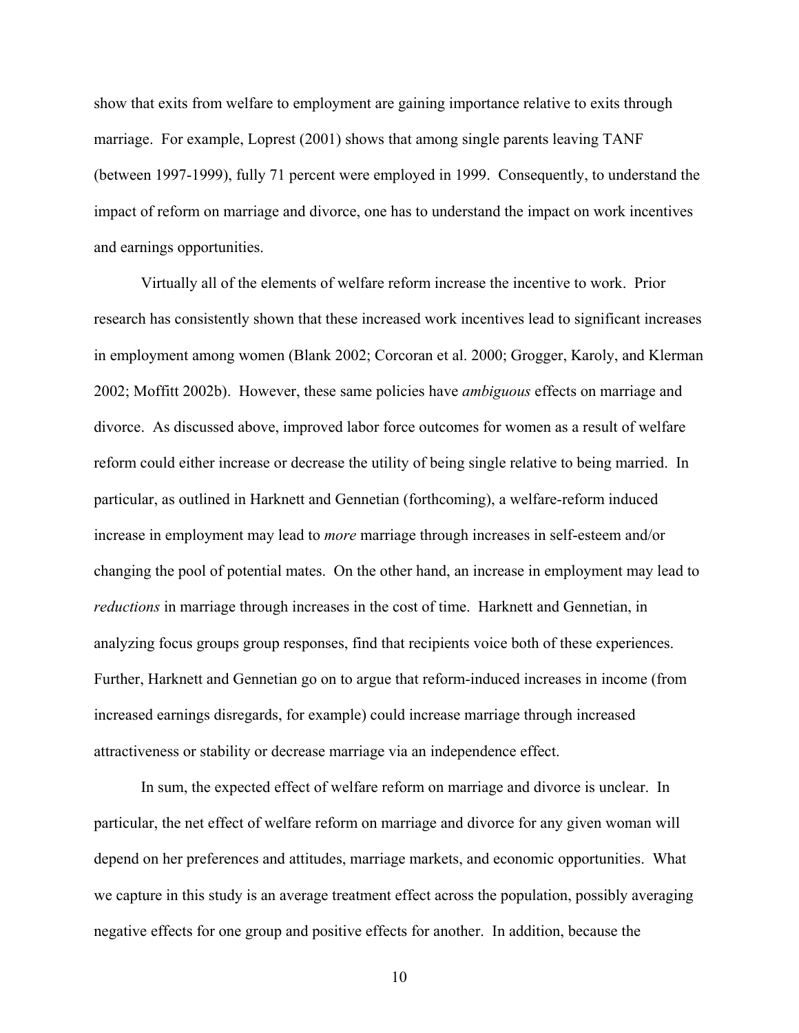show that exits from welfare to employment are gaining importance relative to exits through marriage. For example, Loprest (2001) shows that among single parents leaving TANF (between 1997-1999), fully 71 percent were employed in 1999. Consequently, to understand the impact of reform on marriage and divorce, one has to understand the impact on work incentives and earnings opportunities.

Virtually all of the elements of welfare reform increase the incentive to work. Prior research has consistently shown that these increased work incentives lead to significant increases in employment among women (Blank 2002; Corcoran et al. 2000; Grogger, Karoly, and Klerman 2002; Moffitt 2002b). However, these same policies have *ambiguous* effects on marriage and divorce. As discussed above, improved labor force outcomes for women as a result of welfare reform could either increase or decrease the utility of being single relative to being married. In particular, as outlined in Harknett and Gennetian (forthcoming), a welfare-reform induced increase in employment may lead to *more* marriage through increases in self-esteem and/or changing the pool of potential mates. On the other hand, an increase in employment may lead to *reductions* in marriage through increases in the cost of time. Harknett and Gennetian, in analyzing focus groups group responses, find that recipients voice both of these experiences. Further, Harknett and Gennetian go on to argue that reform-induced increases in income (from increased earnings disregards, for example) could increase marriage through increased attractiveness or stability or decrease marriage via an independence effect.

In sum, the expected effect of welfare reform on marriage and divorce is unclear. In particular, the net effect of welfare reform on marriage and divorce for any given woman will depend on her preferences and attitudes, marriage markets, and economic opportunities. What we capture in this study is an average treatment effect across the population, possibly averaging negative effects for one group and positive effects for another. In addition, because the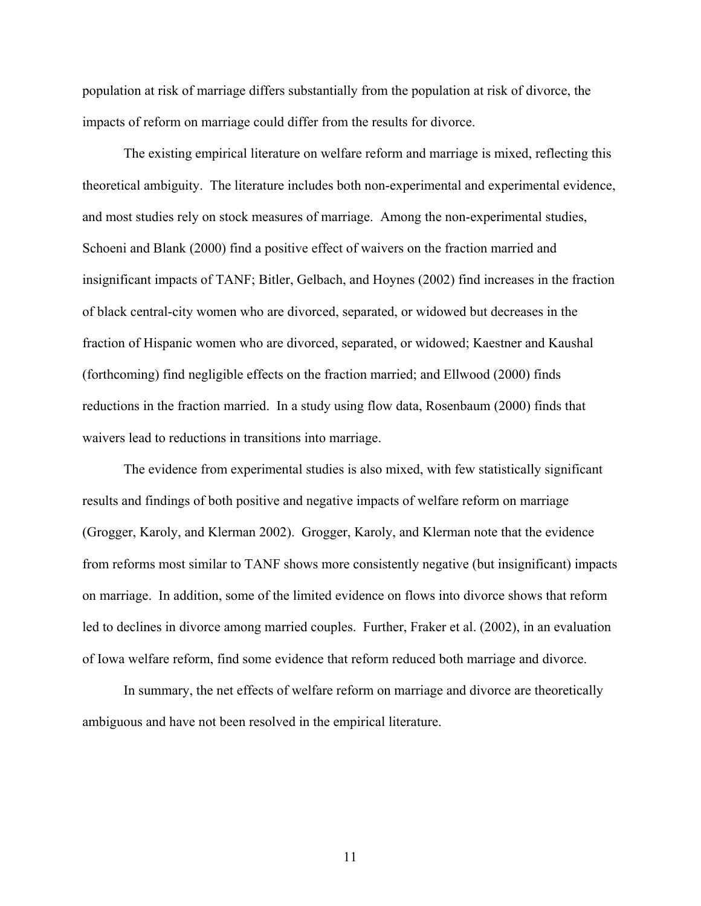population at risk of marriage differs substantially from the population at risk of divorce, the impacts of reform on marriage could differ from the results for divorce.

The existing empirical literature on welfare reform and marriage is mixed, reflecting this theoretical ambiguity. The literature includes both non-experimental and experimental evidence, and most studies rely on stock measures of marriage. Among the non-experimental studies, Schoeni and Blank (2000) find a positive effect of waivers on the fraction married and insignificant impacts of TANF; Bitler, Gelbach, and Hoynes (2002) find increases in the fraction of black central-city women who are divorced, separated, or widowed but decreases in the fraction of Hispanic women who are divorced, separated, or widowed; Kaestner and Kaushal (forthcoming) find negligible effects on the fraction married; and Ellwood (2000) finds reductions in the fraction married. In a study using flow data, Rosenbaum (2000) finds that waivers lead to reductions in transitions into marriage.

The evidence from experimental studies is also mixed, with few statistically significant results and findings of both positive and negative impacts of welfare reform on marriage (Grogger, Karoly, and Klerman 2002). Grogger, Karoly, and Klerman note that the evidence from reforms most similar to TANF shows more consistently negative (but insignificant) impacts on marriage. In addition, some of the limited evidence on flows into divorce shows that reform led to declines in divorce among married couples. Further, Fraker et al. (2002), in an evaluation of Iowa welfare reform, find some evidence that reform reduced both marriage and divorce.

In summary, the net effects of welfare reform on marriage and divorce are theoretically ambiguous and have not been resolved in the empirical literature.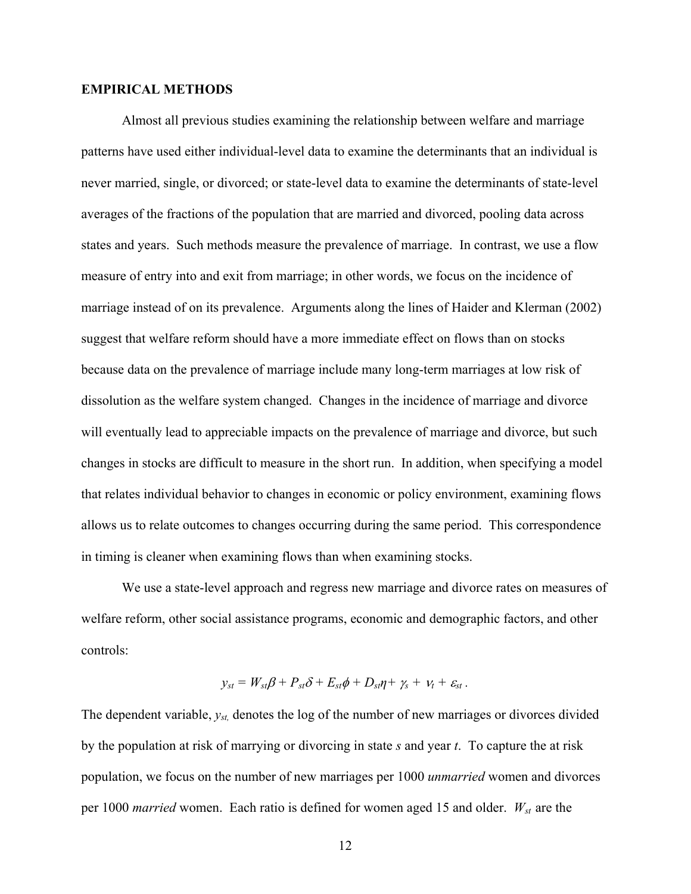## EMPIRICAL METHODS

Almost all previous studies examining the relationship between welfare and marriage patterns have used either individual-level data to examine the determinants that an individual is never married, single, or divorced; or state-level data to examine the determinants of state-level averages of the fractions of the population that are married and divorced, pooling data across states and years. Such methods measure the prevalence of marriage. In contrast, we use a flow measure of entry into and exit from marriage; in other words, we focus on the incidence of marriage instead of on its prevalence. Arguments along the lines of Haider and Klerman (2002) suggest that welfare reform should have a more immediate effect on flows than on stocks because data on the prevalence of marriage include many long-term marriages at low risk of dissolution as the welfare system changed. Changes in the incidence of marriage and divorce will eventually lead to appreciable impacts on the prevalence of marriage and divorce, but such changes in stocks are difficult to measure in the short run. In addition, when specifying a model that relates individual behavior to changes in economic or policy environment, examining flows allows us to relate outcomes to changes occurring during the same period. This correspondence in timing is cleaner when examining flows than when examining stocks.

We use a state-level approach and regress new marriage and divorce rates on measures of welfare reform, other social assistance programs, economic and demographic factors, and other controls:

$$y_{st} = W_{st}\beta + P_{st}\delta + E_{st}\phi + D_{st}\eta + \gamma_s + \nu_t + \varepsilon_{st}\ .$$

The dependent variable, $y_{st}$, denotes the log of the number of new marriages or divorces divided by the population at risk of marrying or divorcing in state *s* and year *t*. To capture the at risk population, we focus on the number of new marriages per 1000 *unmarried* women and divorces per 1000 *married* women. Each ratio is defined for women aged 15 and older. $W_{st}$ are the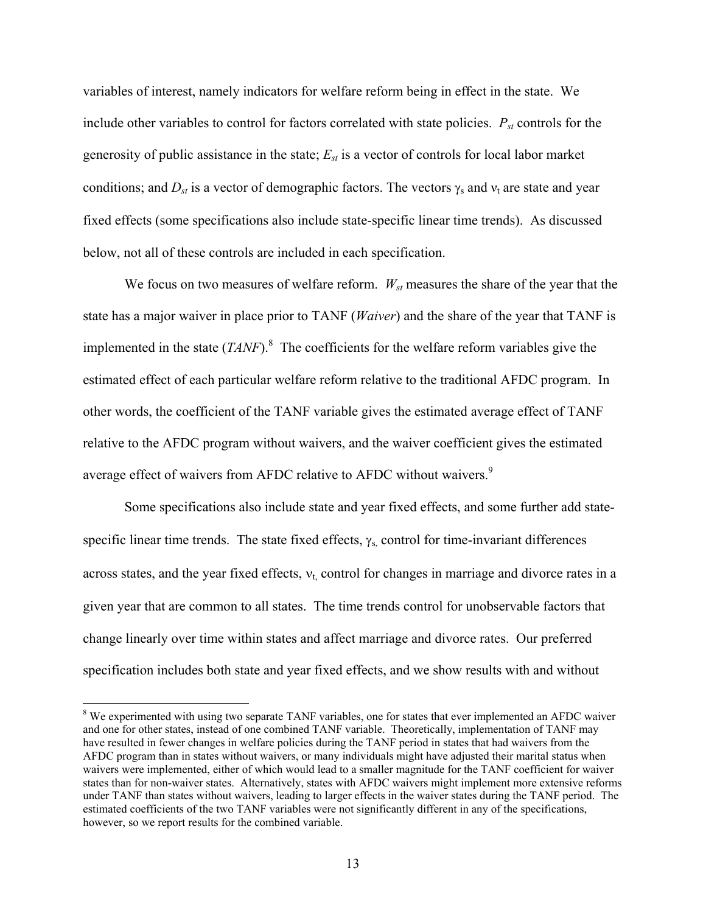variables of interest, namely indicators for welfare reform being in effect in the state. We include other variables to control for factors correlated with state policies. $P_{st}$ controls for the generosity of public assistance in the state; $E_{st}$ is a vector of controls for local labor market conditions; and $D_{st}$ is a vector of demographic factors. The vectors $\gamma_s$ and $\nu_t$ are state and year fixed effects (some specifications also include state-specific linear time trends). As discussed below, not all of these controls are included in each specification.

We focus on two measures of welfare reform. $W_{st}$ measures the share of the year that the state has a major waiver in place prior to TANF (*Waiver*) and the share of the year that TANF is implemented in the state (*TANF*).[8] The coefficients for the welfare reform variables give the estimated effect of each particular welfare reform relative to the traditional AFDC program. In other words, the coefficient of the TANF variable gives the estimated average effect of TANF relative to the AFDC program without waivers, and the waiver coefficient gives the estimated average effect of waivers from AFDC relative to AFDC without waivers.[9]

Some specifications also include state and year fixed effects, and some further add state-specific linear time trends. The state fixed effects, $\gamma_s$, control for time-invariant differences across states, and the year fixed effects, $\nu_t$, control for changes in marriage and divorce rates in a given year that are common to all states. The time trends control for unobservable factors that change linearly over time within states and affect marriage and divorce rates. Our preferred specification includes both state and year fixed effects, and we show results with and without

[8] We experimented with using two separate TANF variables, one for states that ever implemented an AFDC waiver and one for other states, instead of one combined TANF variable. Theoretically, implementation of TANF may have resulted in fewer changes in welfare policies during the TANF period in states that had waivers from the AFDC program than in states without waivers, or many individuals might have adjusted their marital status when waivers were implemented, either of which would lead to a smaller magnitude for the TANF coefficient for waiver states than for non-waiver states. Alternatively, states with AFDC waivers might implement more extensive reforms under TANF than states without waivers, leading to larger effects in the waiver states during the TANF period. The estimated coefficients of the two TANF variables were not significantly different in any of the specifications, however, so we report results for the combined variable.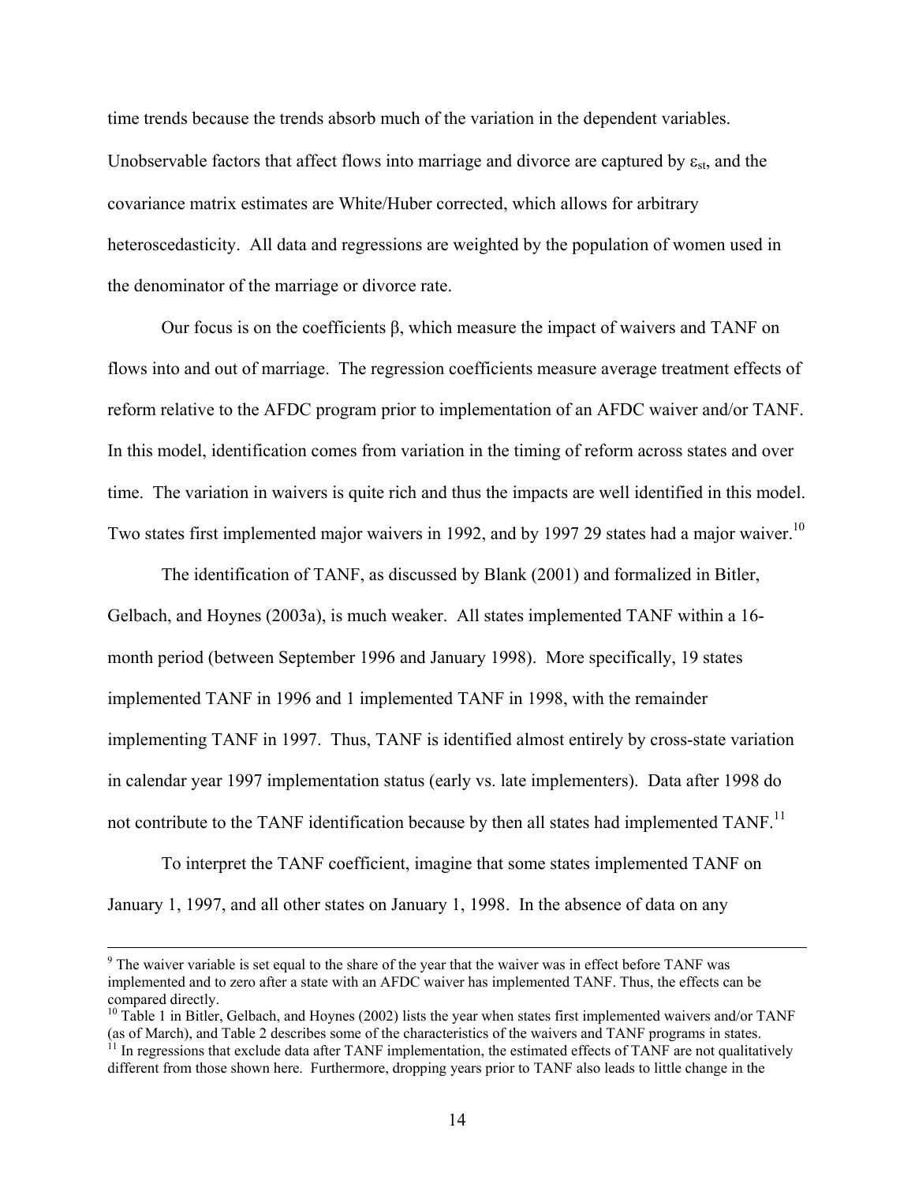time trends because the trends absorb much of the variation in the dependent variables. Unobservable factors that affect flows into marriage and divorce are captured by $\varepsilon_{st}$, and the covariance matrix estimates are White/Huber corrected, which allows for arbitrary heteroscedasticity. All data and regressions are weighted by the population of women used in the denominator of the marriage or divorce rate.

Our focus is on the coefficients $\beta$, which measure the impact of waivers and TANF on flows into and out of marriage. The regression coefficients measure average treatment effects of reform relative to the AFDC program prior to implementation of an AFDC waiver and/or TANF. In this model, identification comes from variation in the timing of reform across states and over time. The variation in waivers is quite rich and thus the impacts are well identified in this model. Two states first implemented major waivers in 1992, and by 1997 29 states had a major waiver.[10]

The identification of TANF, as discussed by Blank (2001) and formalized in Bitler, Gelbach, and Hoynes (2003a), is much weaker. All states implemented TANF within a 16-month period (between September 1996 and January 1998). More specifically, 19 states implemented TANF in 1996 and 1 implemented TANF in 1998, with the remainder implementing TANF in 1997. Thus, TANF is identified almost entirely by cross-state variation in calendar year 1997 implementation status (early vs. late implementers). Data after 1998 do not contribute to the TANF identification because by then all states had implemented TANF.[11]

To interpret the TANF coefficient, imagine that some states implemented TANF on January 1, 1997, and all other states on January 1, 1998. In the absence of data on any

[9] The waiver variable is set equal to the share of the year that the waiver was in effect before TANF was implemented and to zero after a state with an AFDC waiver has implemented TANF. Thus, the effects can be compared directly.

[10] Table 1 in Bitler, Gelbach, and Hoynes (2002) lists the year when states first implemented waivers and/or TANF (as of March), and Table 2 describes some of the characteristics of the waivers and TANF programs in states.

[11] In regressions that exclude data after TANF implementation, the estimated effects of TANF are not qualitatively different from those shown here. Furthermore, dropping years prior to TANF also leads to little change in the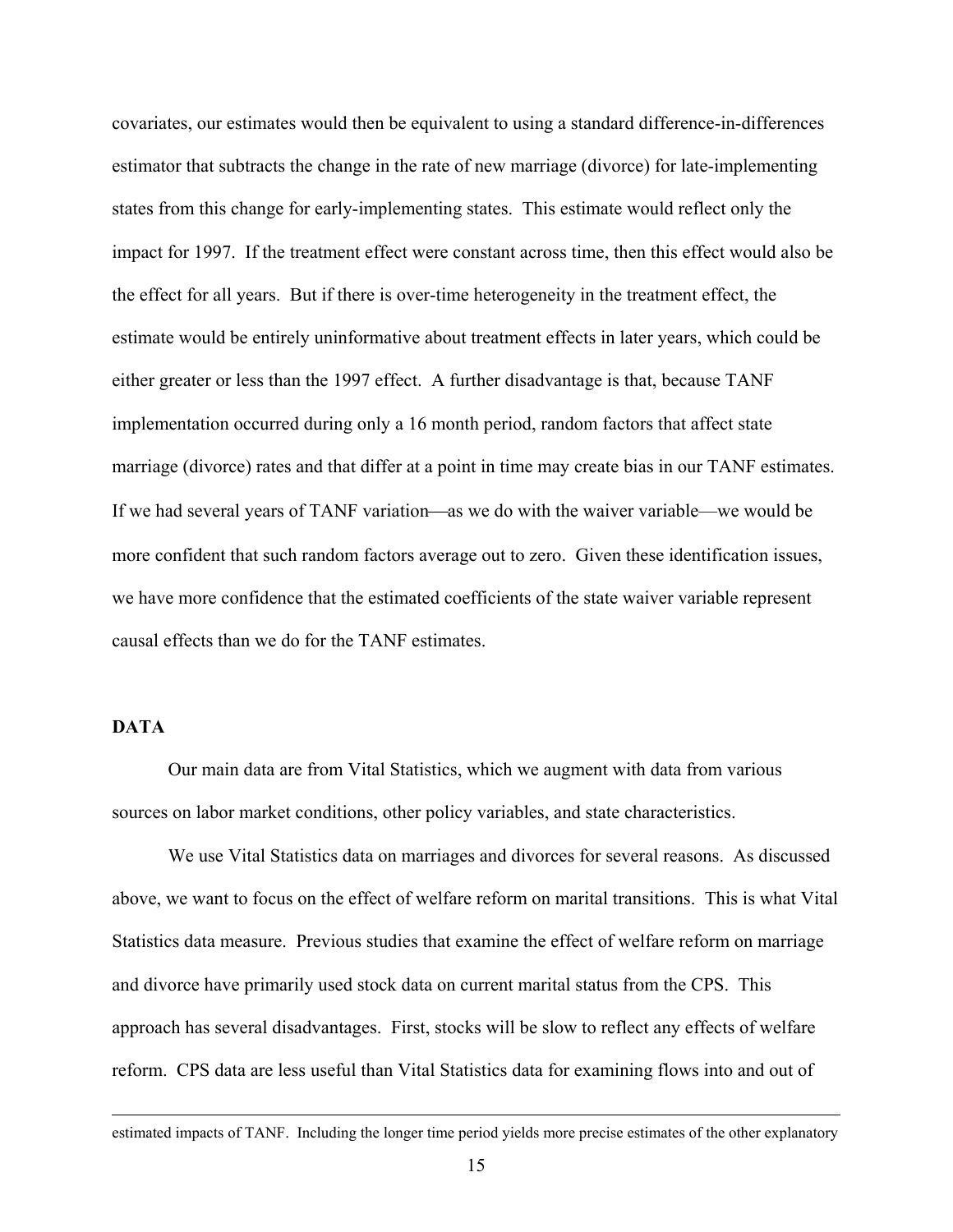covariates, our estimates would then be equivalent to using a standard difference-in-differences estimator that subtracts the change in the rate of new marriage (divorce) for late-implementing states from this change for early-implementing states. This estimate would reflect only the impact for 1997. If the treatment effect were constant across time, then this effect would also be the effect for all years. But if there is over-time heterogeneity in the treatment effect, the estimate would be entirely uninformative about treatment effects in later years, which could be either greater or less than the 1997 effect. A further disadvantage is that, because TANF implementation occurred during only a 16 month period, random factors that affect state marriage (divorce) rates and that differ at a point in time may create bias in our TANF estimates. If we had several years of TANF variation—as we do with the waiver variable—we would be more confident that such random factors average out to zero. Given these identification issues, we have more confidence that the estimated coefficients of the state waiver variable represent causal effects than we do for the TANF estimates.

**DATA**

Our main data are from Vital Statistics, which we augment with data from various sources on labor market conditions, other policy variables, and state characteristics.

We use Vital Statistics data on marriages and divorces for several reasons. As discussed above, we want to focus on the effect of welfare reform on marital transitions. This is what Vital Statistics data measure. Previous studies that examine the effect of welfare reform on marriage and divorce have primarily used stock data on current marital status from the CPS. This approach has several disadvantages. First, stocks will be slow to reflect any effects of welfare reform. CPS data are less useful than Vital Statistics data for examining flows into and out of

---

estimated impacts of TANF. Including the longer time period yields more precise estimates of the other explanatory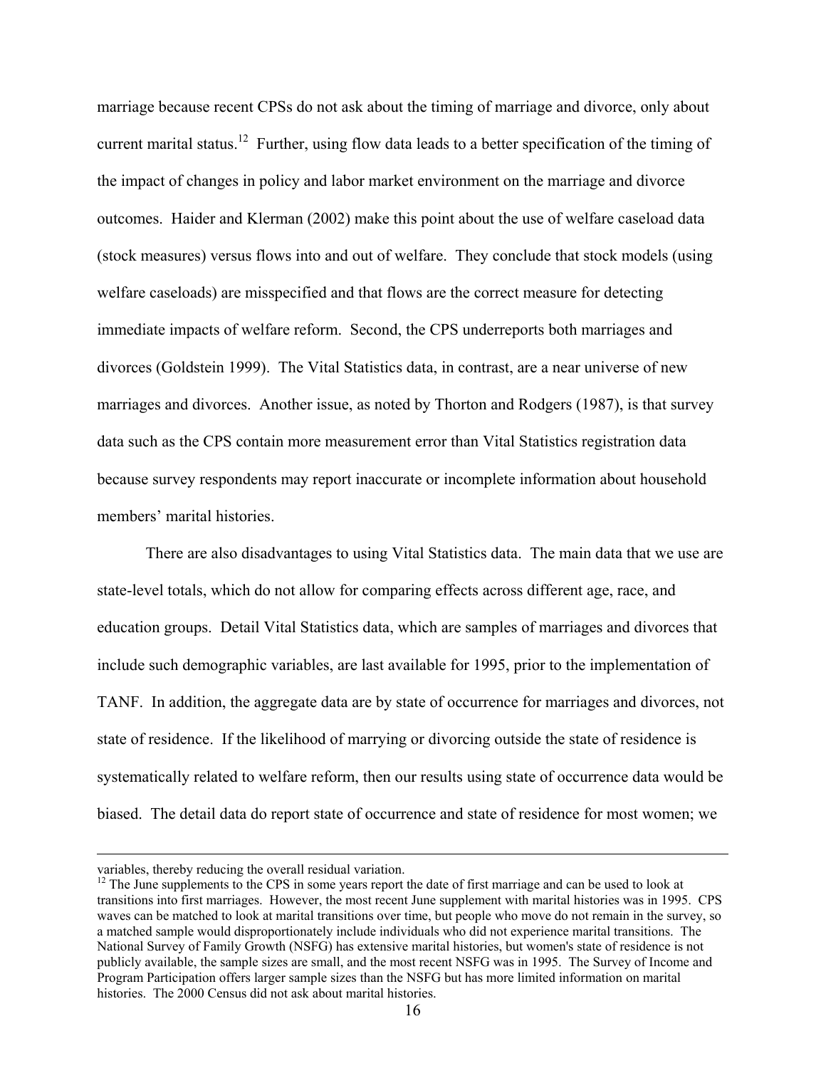marriage because recent CPSs do not ask about the timing of marriage and divorce, only about current marital status.[12] Further, using flow data leads to a better specification of the timing of the impact of changes in policy and labor market environment on the marriage and divorce outcomes. Haider and Klerman (2002) make this point about the use of welfare caseload data (stock measures) versus flows into and out of welfare. They conclude that stock models (using welfare caseloads) are misspecified and that flows are the correct measure for detecting immediate impacts of welfare reform. Second, the CPS underreports both marriages and divorces (Goldstein 1999). The Vital Statistics data, in contrast, are a near universe of new marriages and divorces. Another issue, as noted by Thorton and Rodgers (1987), is that survey data such as the CPS contain more measurement error than Vital Statistics registration data because survey respondents may report inaccurate or incomplete information about household members' marital histories.

There are also disadvantages to using Vital Statistics data. The main data that we use are state-level totals, which do not allow for comparing effects across different age, race, and education groups. Detail Vital Statistics data, which are samples of marriages and divorces that include such demographic variables, are last available for 1995, prior to the implementation of TANF. In addition, the aggregate data are by state of occurrence for marriages and divorces, not state of residence. If the likelihood of marrying or divorcing outside the state of residence is systematically related to welfare reform, then our results using state of occurrence data would be biased. The detail data do report state of occurrence and state of residence for most women; we

---

variables, thereby reducing the overall residual variation.

[12] The June supplements to the CPS in some years report the date of first marriage and can be used to look at transitions into first marriages. However, the most recent June supplement with marital histories was in 1995. CPS waves can be matched to look at marital transitions over time, but people who move do not remain in the survey, so a matched sample would disproportionately include individuals who did not experience marital transitions. The National Survey of Family Growth (NSFG) has extensive marital histories, but women's state of residence is not publicly available, the sample sizes are small, and the most recent NSFG was in 1995. The Survey of Income and Program Participation offers larger sample sizes than the NSFG but has more limited information on marital histories. The 2000 Census did not ask about marital histories.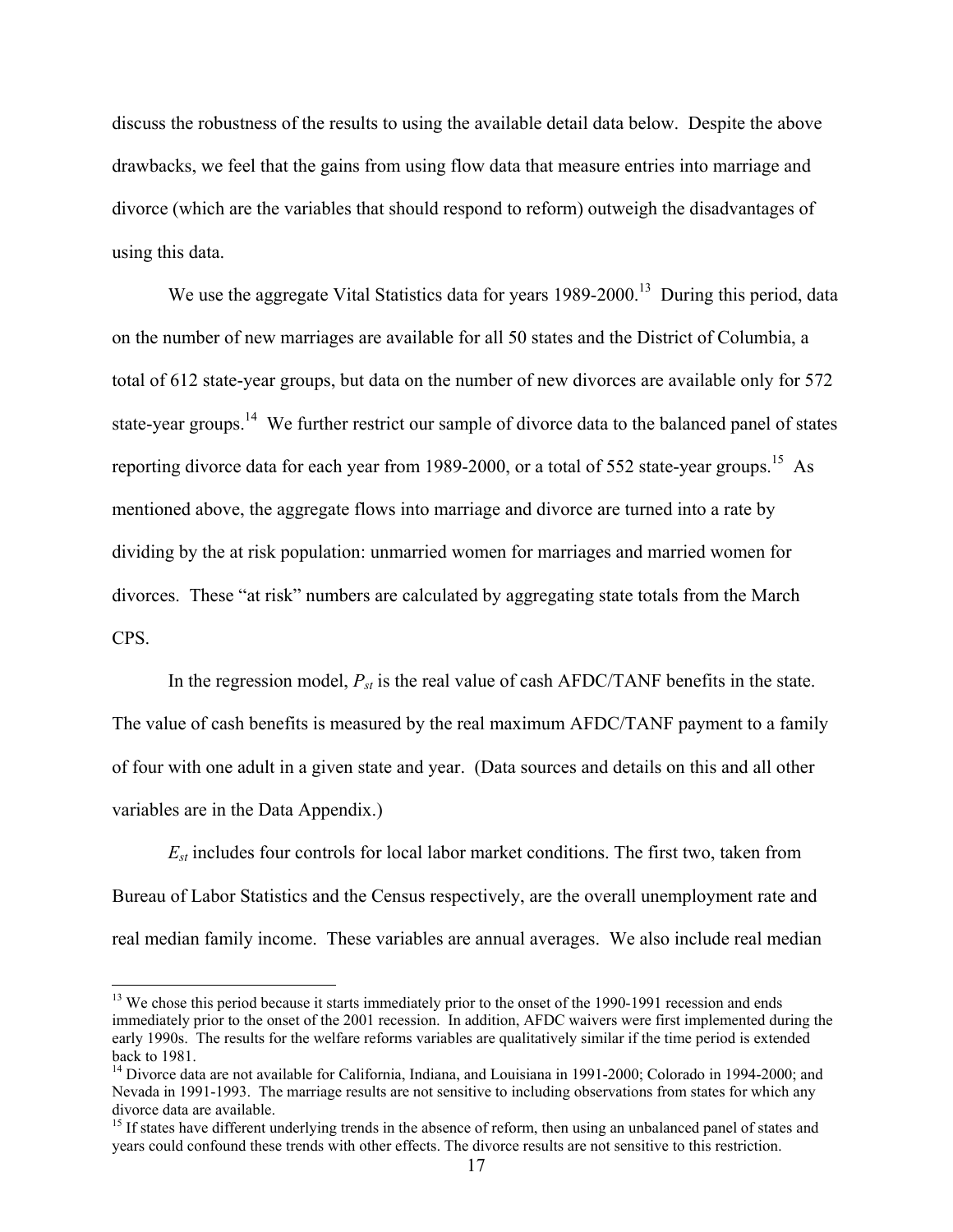discuss the robustness of the results to using the available detail data below. Despite the above drawbacks, we feel that the gains from using flow data that measure entries into marriage and divorce (which are the variables that should respond to reform) outweigh the disadvantages of using this data.

We use the aggregate Vital Statistics data for years 1989-2000.[13] During this period, data on the number of new marriages are available for all 50 states and the District of Columbia, a total of 612 state-year groups, but data on the number of new divorces are available only for 572 state-year groups.[14] We further restrict our sample of divorce data to the balanced panel of states reporting divorce data for each year from 1989-2000, or a total of 552 state-year groups.[15] As mentioned above, the aggregate flows into marriage and divorce are turned into a rate by dividing by the at risk population: unmarried women for marriages and married women for divorces. These "at risk" numbers are calculated by aggregating state totals from the March CPS.

In the regression model, $P_{st}$ is the real value of cash AFDC/TANF benefits in the state. The value of cash benefits is measured by the real maximum AFDC/TANF payment to a family of four with one adult in a given state and year. (Data sources and details on this and all other variables are in the Data Appendix.)

$E_{st}$ includes four controls for local labor market conditions. The first two, taken from Bureau of Labor Statistics and the Census respectively, are the overall unemployment rate and real median family income. These variables are annual averages. We also include real median

[13] We chose this period because it starts immediately prior to the onset of the 1990-1991 recession and ends immediately prior to the onset of the 2001 recession. In addition, AFDC waivers were first implemented during the early 1990s. The results for the welfare reforms variables are qualitatively similar if the time period is extended back to 1981.

[14] Divorce data are not available for California, Indiana, and Louisiana in 1991-2000; Colorado in 1994-2000; and Nevada in 1991-1993. The marriage results are not sensitive to including observations from states for which any divorce data are available.

[15] If states have different underlying trends in the absence of reform, then using an unbalanced panel of states and years could confound these trends with other effects. The divorce results are not sensitive to this restriction.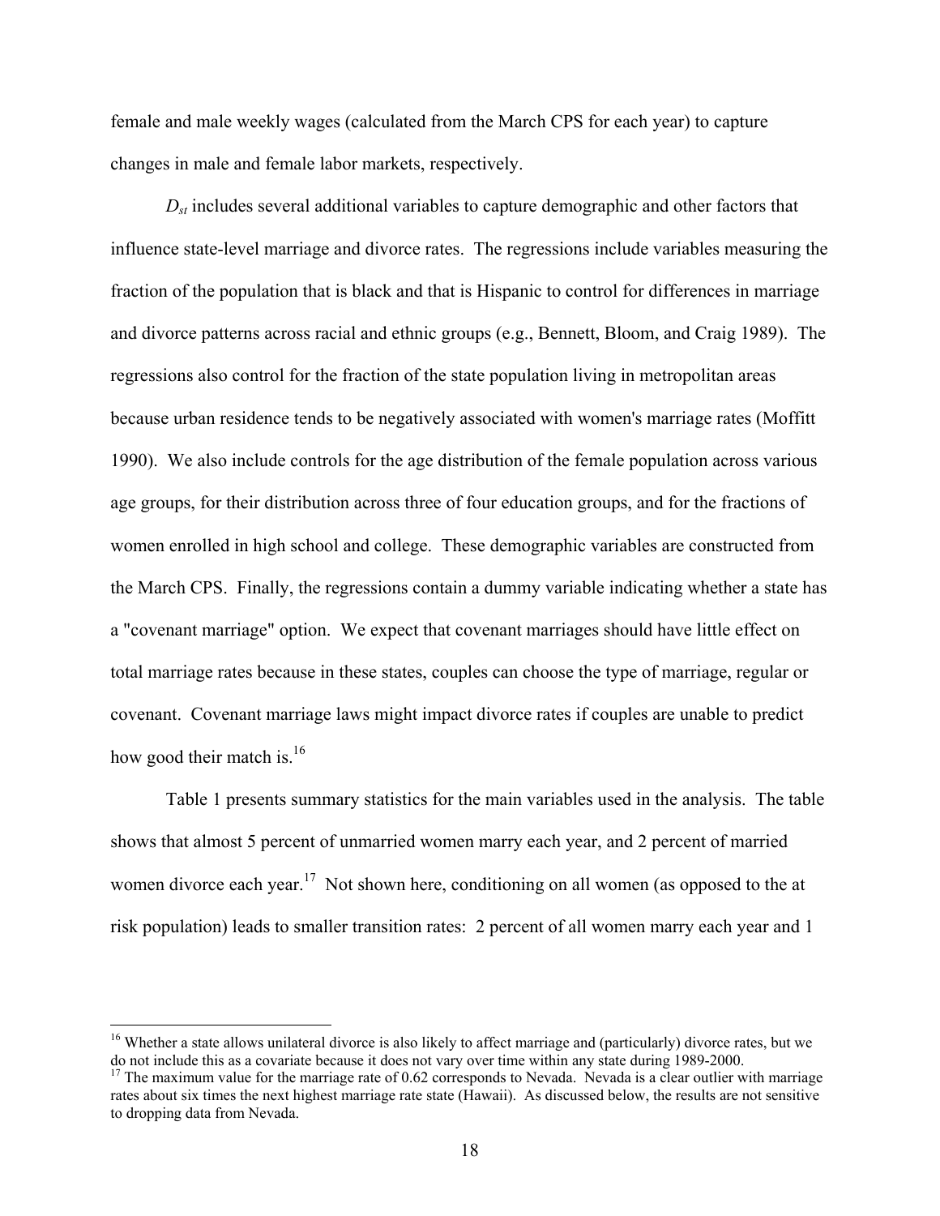female and male weekly wages (calculated from the March CPS for each year) to capture changes in male and female labor markets, respectively.

$D_{st}$ includes several additional variables to capture demographic and other factors that influence state-level marriage and divorce rates. The regressions include variables measuring the fraction of the population that is black and that is Hispanic to control for differences in marriage and divorce patterns across racial and ethnic groups (e.g., Bennett, Bloom, and Craig 1989). The regressions also control for the fraction of the state population living in metropolitan areas because urban residence tends to be negatively associated with women's marriage rates (Moffitt 1990). We also include controls for the age distribution of the female population across various age groups, for their distribution across three of four education groups, and for the fractions of women enrolled in high school and college. These demographic variables are constructed from the March CPS. Finally, the regressions contain a dummy variable indicating whether a state has a "covenant marriage" option. We expect that covenant marriages should have little effect on total marriage rates because in these states, couples can choose the type of marriage, regular or covenant. Covenant marriage laws might impact divorce rates if couples are unable to predict how good their match is.[16]

Table 1 presents summary statistics for the main variables used in the analysis. The table shows that almost 5 percent of unmarried women marry each year, and 2 percent of married women divorce each year.[17] Not shown here, conditioning on all women (as opposed to the at risk population) leads to smaller transition rates: 2 percent of all women marry each year and 1

---

[16] Whether a state allows unilateral divorce is also likely to affect marriage and (particularly) divorce rates, but we do not include this as a covariate because it does not vary over time within any state during 1989-2000.

[17] The maximum value for the marriage rate of 0.62 corresponds to Nevada. Nevada is a clear outlier with marriage rates about six times the next highest marriage rate state (Hawaii). As discussed below, the results are not sensitive to dropping data from Nevada.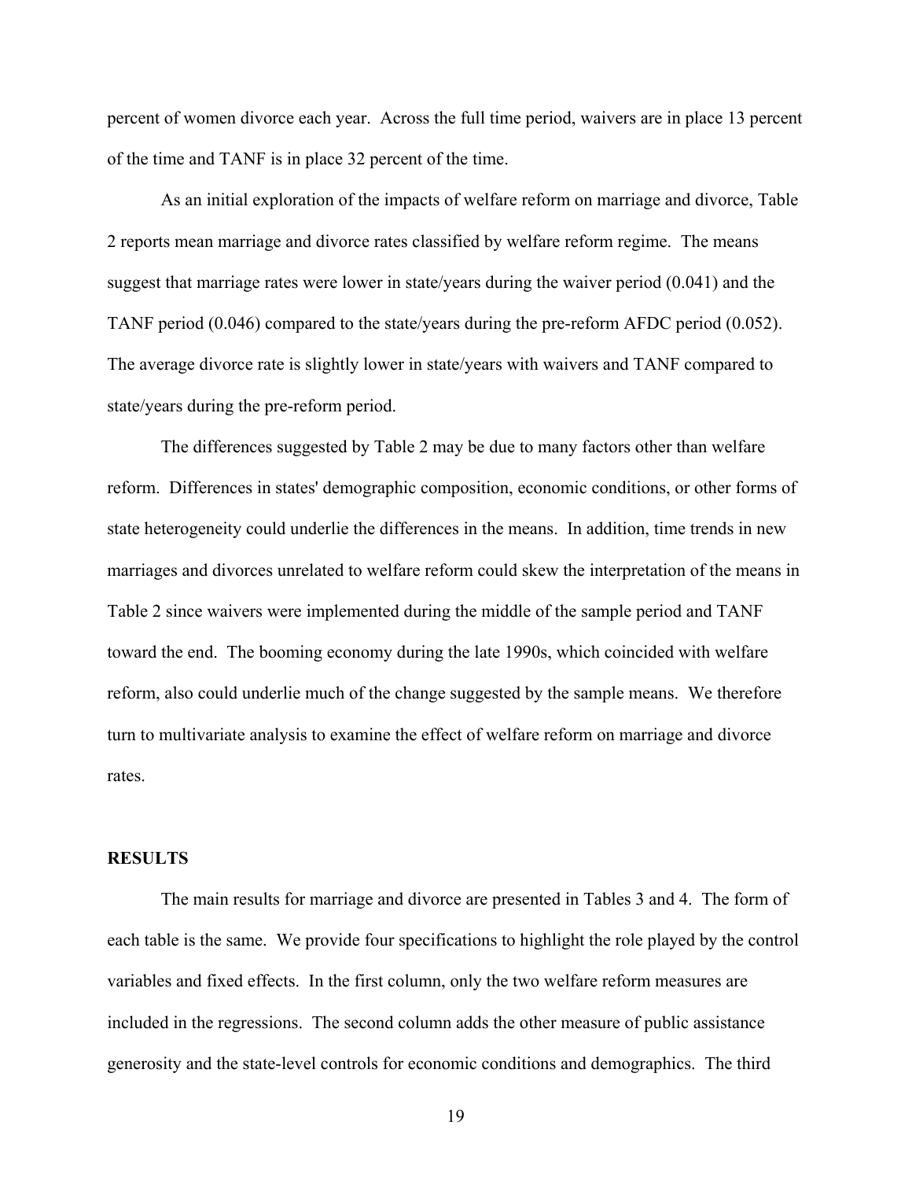percent of women divorce each year. Across the full time period, waivers are in place 13 percent of the time and TANF is in place 32 percent of the time.

As an initial exploration of the impacts of welfare reform on marriage and divorce, Table 2 reports mean marriage and divorce rates classified by welfare reform regime. The means suggest that marriage rates were lower in state/years during the waiver period (0.041) and the TANF period (0.046) compared to the state/years during the pre-reform AFDC period (0.052). The average divorce rate is slightly lower in state/years with waivers and TANF compared to state/years during the pre-reform period.

The differences suggested by Table 2 may be due to many factors other than welfare reform. Differences in states' demographic composition, economic conditions, or other forms of state heterogeneity could underlie the differences in the means. In addition, time trends in new marriages and divorces unrelated to welfare reform could skew the interpretation of the means in Table 2 since waivers were implemented during the middle of the sample period and TANF toward the end. The booming economy during the late 1990s, which coincided with welfare reform, also could underlie much of the change suggested by the sample means. We therefore turn to multivariate analysis to examine the effect of welfare reform on marriage and divorce rates.

## RESULTS

The main results for marriage and divorce are presented in Tables 3 and 4. The form of each table is the same. We provide four specifications to highlight the role played by the control variables and fixed effects. In the first column, only the two welfare reform measures are included in the regressions. The second column adds the other measure of public assistance generosity and the state-level controls for economic conditions and demographics. The third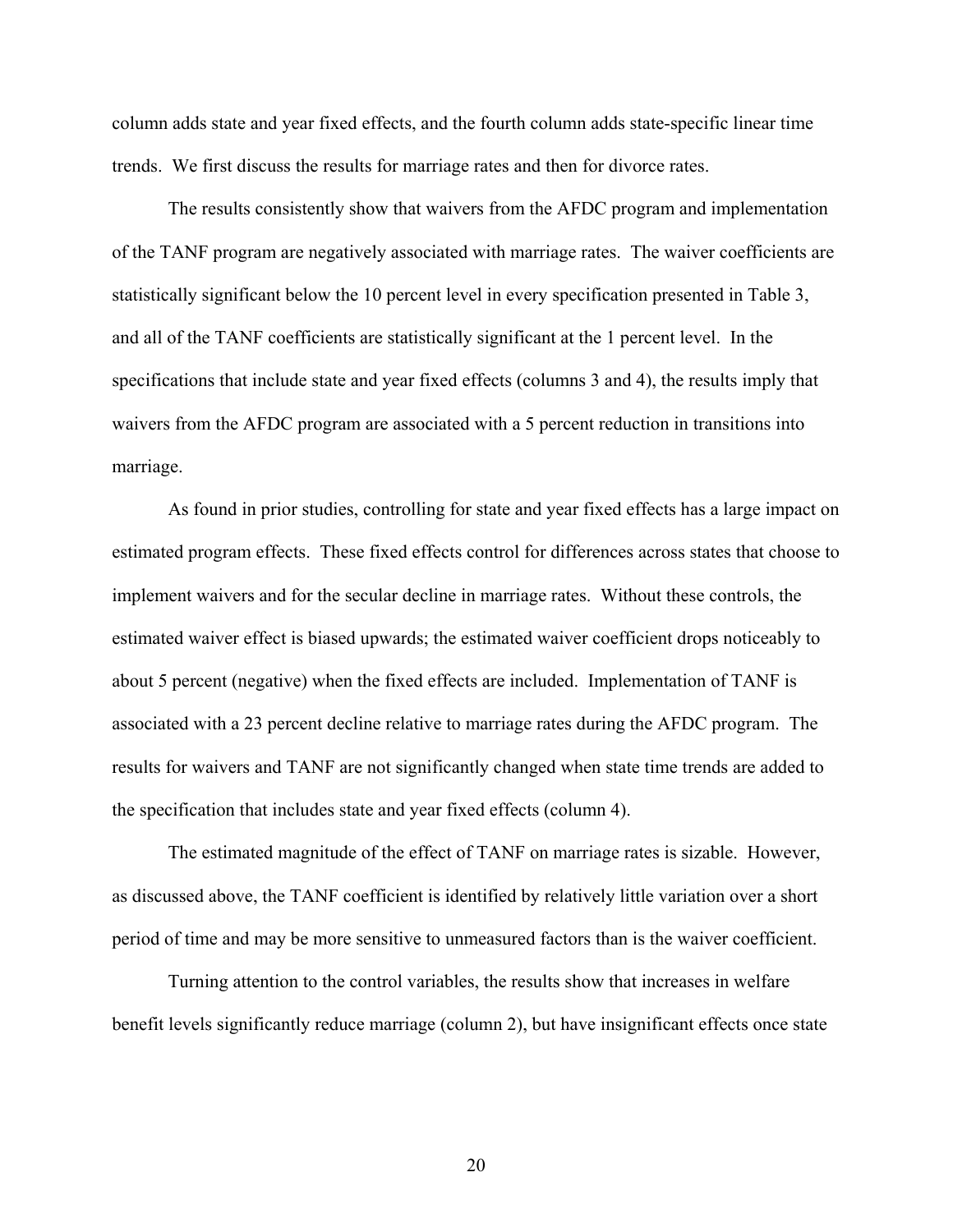column adds state and year fixed effects, and the fourth column adds state-specific linear time trends. We first discuss the results for marriage rates and then for divorce rates.

The results consistently show that waivers from the AFDC program and implementation of the TANF program are negatively associated with marriage rates. The waiver coefficients are statistically significant below the 10 percent level in every specification presented in Table 3, and all of the TANF coefficients are statistically significant at the 1 percent level. In the specifications that include state and year fixed effects (columns 3 and 4), the results imply that waivers from the AFDC program are associated with a 5 percent reduction in transitions into marriage.

As found in prior studies, controlling for state and year fixed effects has a large impact on estimated program effects. These fixed effects control for differences across states that choose to implement waivers and for the secular decline in marriage rates. Without these controls, the estimated waiver effect is biased upwards; the estimated waiver coefficient drops noticeably to about 5 percent (negative) when the fixed effects are included. Implementation of TANF is associated with a 23 percent decline relative to marriage rates during the AFDC program. The results for waivers and TANF are not significantly changed when state time trends are added to the specification that includes state and year fixed effects (column 4).

The estimated magnitude of the effect of TANF on marriage rates is sizable. However, as discussed above, the TANF coefficient is identified by relatively little variation over a short period of time and may be more sensitive to unmeasured factors than is the waiver coefficient.

Turning attention to the control variables, the results show that increases in welfare benefit levels significantly reduce marriage (column 2), but have insignificant effects once state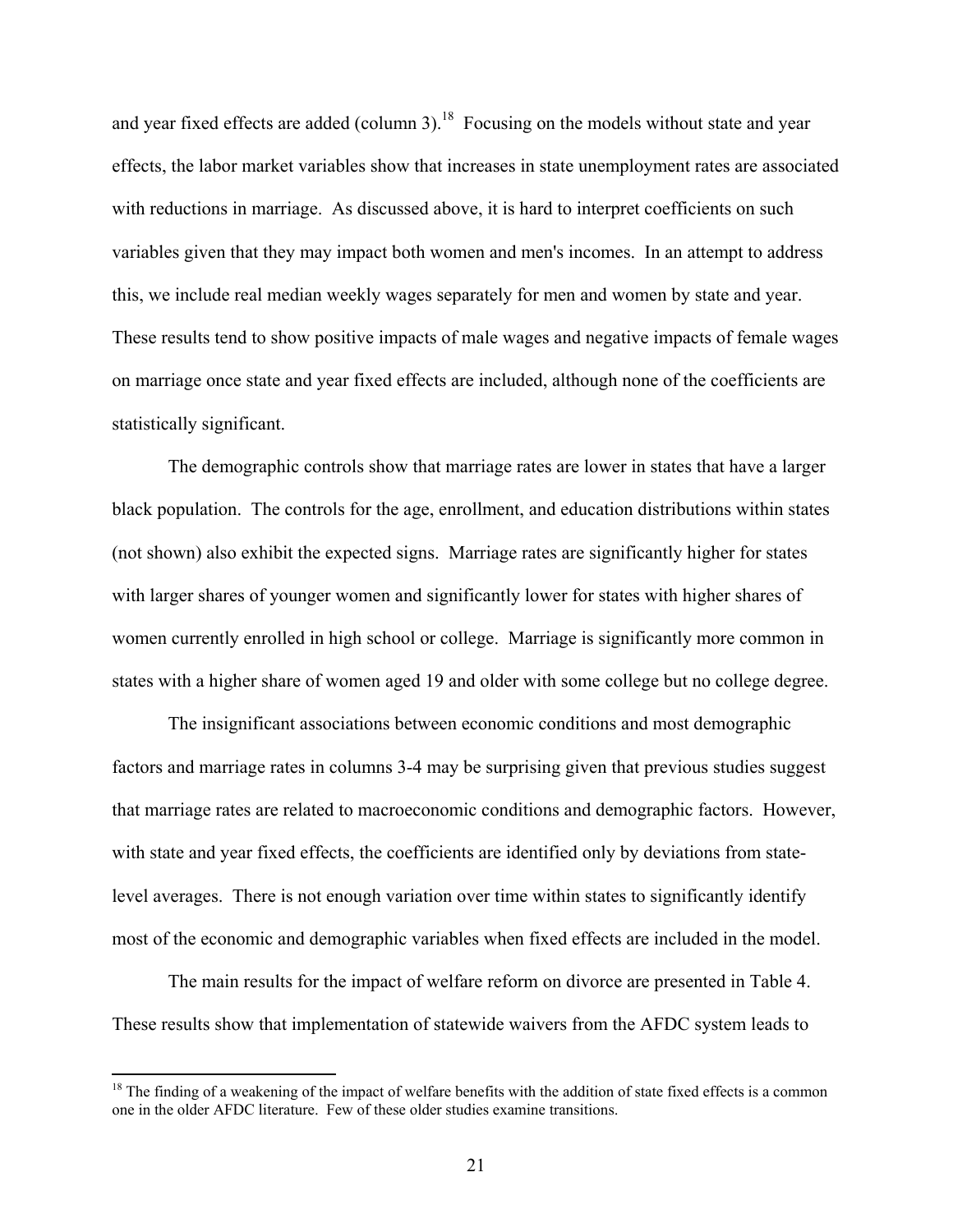and year fixed effects are added (column 3).[18] Focusing on the models without state and year effects, the labor market variables show that increases in state unemployment rates are associated with reductions in marriage. As discussed above, it is hard to interpret coefficients on such variables given that they may impact both women and men's incomes. In an attempt to address this, we include real median weekly wages separately for men and women by state and year. These results tend to show positive impacts of male wages and negative impacts of female wages on marriage once state and year fixed effects are included, although none of the coefficients are statistically significant.

The demographic controls show that marriage rates are lower in states that have a larger black population. The controls for the age, enrollment, and education distributions within states (not shown) also exhibit the expected signs. Marriage rates are significantly higher for states with larger shares of younger women and significantly lower for states with higher shares of women currently enrolled in high school or college. Marriage is significantly more common in states with a higher share of women aged 19 and older with some college but no college degree.

The insignificant associations between economic conditions and most demographic factors and marriage rates in columns 3-4 may be surprising given that previous studies suggest that marriage rates are related to macroeconomic conditions and demographic factors. However, with state and year fixed effects, the coefficients are identified only by deviations from state-level averages. There is not enough variation over time within states to significantly identify most of the economic and demographic variables when fixed effects are included in the model.

The main results for the impact of welfare reform on divorce are presented in Table 4. These results show that implementation of statewide waivers from the AFDC system leads to

[18] The finding of a weakening of the impact of welfare benefits with the addition of state fixed effects is a common one in the older AFDC literature. Few of these older studies examine transitions.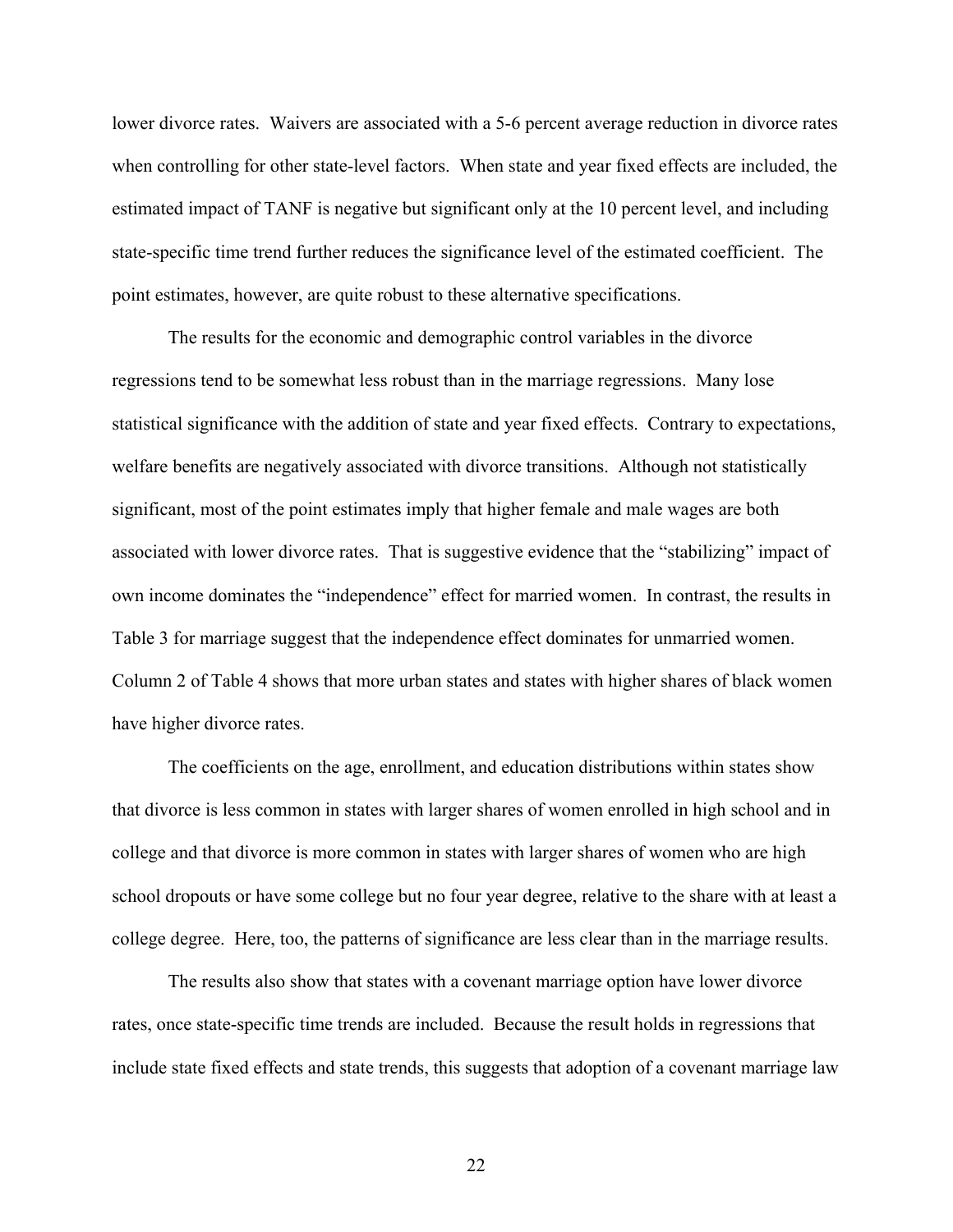lower divorce rates. Waivers are associated with a 5-6 percent average reduction in divorce rates when controlling for other state-level factors. When state and year fixed effects are included, the estimated impact of TANF is negative but significant only at the 10 percent level, and including state-specific time trend further reduces the significance level of the estimated coefficient. The point estimates, however, are quite robust to these alternative specifications.

The results for the economic and demographic control variables in the divorce regressions tend to be somewhat less robust than in the marriage regressions. Many lose statistical significance with the addition of state and year fixed effects. Contrary to expectations, welfare benefits are negatively associated with divorce transitions. Although not statistically significant, most of the point estimates imply that higher female and male wages are both associated with lower divorce rates. That is suggestive evidence that the "stabilizing" impact of own income dominates the "independence" effect for married women. In contrast, the results in Table 3 for marriage suggest that the independence effect dominates for unmarried women. Column 2 of Table 4 shows that more urban states and states with higher shares of black women have higher divorce rates.

The coefficients on the age, enrollment, and education distributions within states show that divorce is less common in states with larger shares of women enrolled in high school and in college and that divorce is more common in states with larger shares of women who are high school dropouts or have some college but no four year degree, relative to the share with at least a college degree. Here, too, the patterns of significance are less clear than in the marriage results.

The results also show that states with a covenant marriage option have lower divorce rates, once state-specific time trends are included. Because the result holds in regressions that include state fixed effects and state trends, this suggests that adoption of a covenant marriage law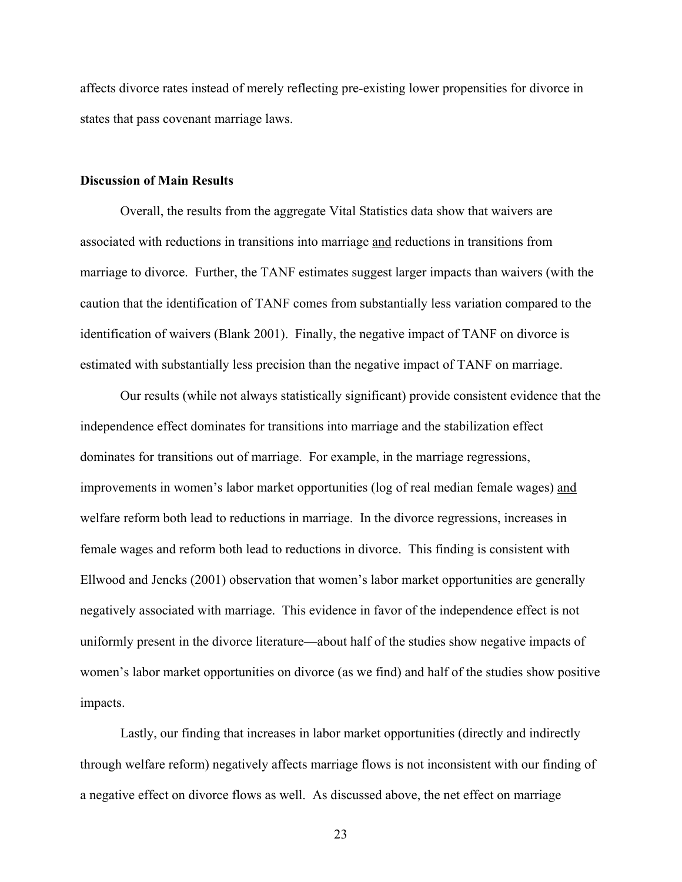affects divorce rates instead of merely reflecting pre-existing lower propensities for divorce in states that pass covenant marriage laws.

**Discussion of Main Results**

Overall, the results from the aggregate Vital Statistics data show that waivers are associated with reductions in transitions into marriage <u>and</u> reductions in transitions from marriage to divorce. Further, the TANF estimates suggest larger impacts than waivers (with the caution that the identification of TANF comes from substantially less variation compared to the identification of waivers (Blank 2001). Finally, the negative impact of TANF on divorce is estimated with substantially less precision than the negative impact of TANF on marriage.

Our results (while not always statistically significant) provide consistent evidence that the independence effect dominates for transitions into marriage and the stabilization effect dominates for transitions out of marriage. For example, in the marriage regressions, improvements in women's labor market opportunities (log of real median female wages) <u>and</u> welfare reform both lead to reductions in marriage. In the divorce regressions, increases in female wages and reform both lead to reductions in divorce. This finding is consistent with Ellwood and Jencks (2001) observation that women's labor market opportunities are generally negatively associated with marriage. This evidence in favor of the independence effect is not uniformly present in the divorce literature—about half of the studies show negative impacts of women's labor market opportunities on divorce (as we find) and half of the studies show positive impacts.

Lastly, our finding that increases in labor market opportunities (directly and indirectly through welfare reform) negatively affects marriage flows is not inconsistent with our finding of a negative effect on divorce flows as well. As discussed above, the net effect on marriage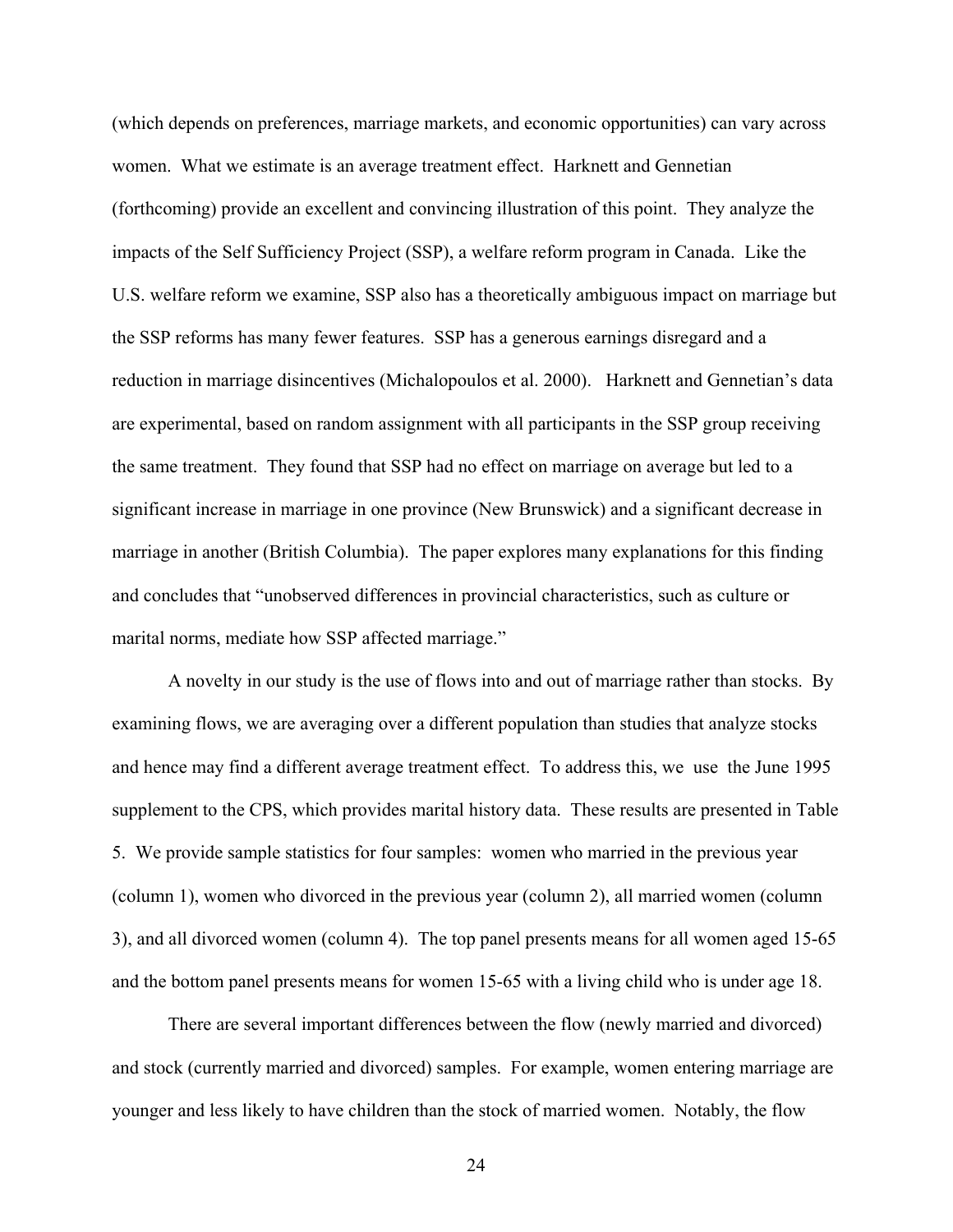(which depends on preferences, marriage markets, and economic opportunities) can vary across women. What we estimate is an average treatment effect. Harknett and Gennetian (forthcoming) provide an excellent and convincing illustration of this point. They analyze the impacts of the Self Sufficiency Project (SSP), a welfare reform program in Canada. Like the U.S. welfare reform we examine, SSP also has a theoretically ambiguous impact on marriage but the SSP reforms has many fewer features. SSP has a generous earnings disregard and a reduction in marriage disincentives (Michalopoulos et al. 2000). Harknett and Gennetian's data are experimental, based on random assignment with all participants in the SSP group receiving the same treatment. They found that SSP had no effect on marriage on average but led to a significant increase in marriage in one province (New Brunswick) and a significant decrease in marriage in another (British Columbia). The paper explores many explanations for this finding and concludes that "unobserved differences in provincial characteristics, such as culture or marital norms, mediate how SSP affected marriage."

A novelty in our study is the use of flows into and out of marriage rather than stocks. By examining flows, we are averaging over a different population than studies that analyze stocks and hence may find a different average treatment effect. To address this, we use the June 1995 supplement to the CPS, which provides marital history data. These results are presented in Table 5. We provide sample statistics for four samples: women who married in the previous year (column 1), women who divorced in the previous year (column 2), all married women (column 3), and all divorced women (column 4). The top panel presents means for all women aged 15-65 and the bottom panel presents means for women 15-65 with a living child who is under age 18.

There are several important differences between the flow (newly married and divorced) and stock (currently married and divorced) samples. For example, women entering marriage are younger and less likely to have children than the stock of married women. Notably, the flow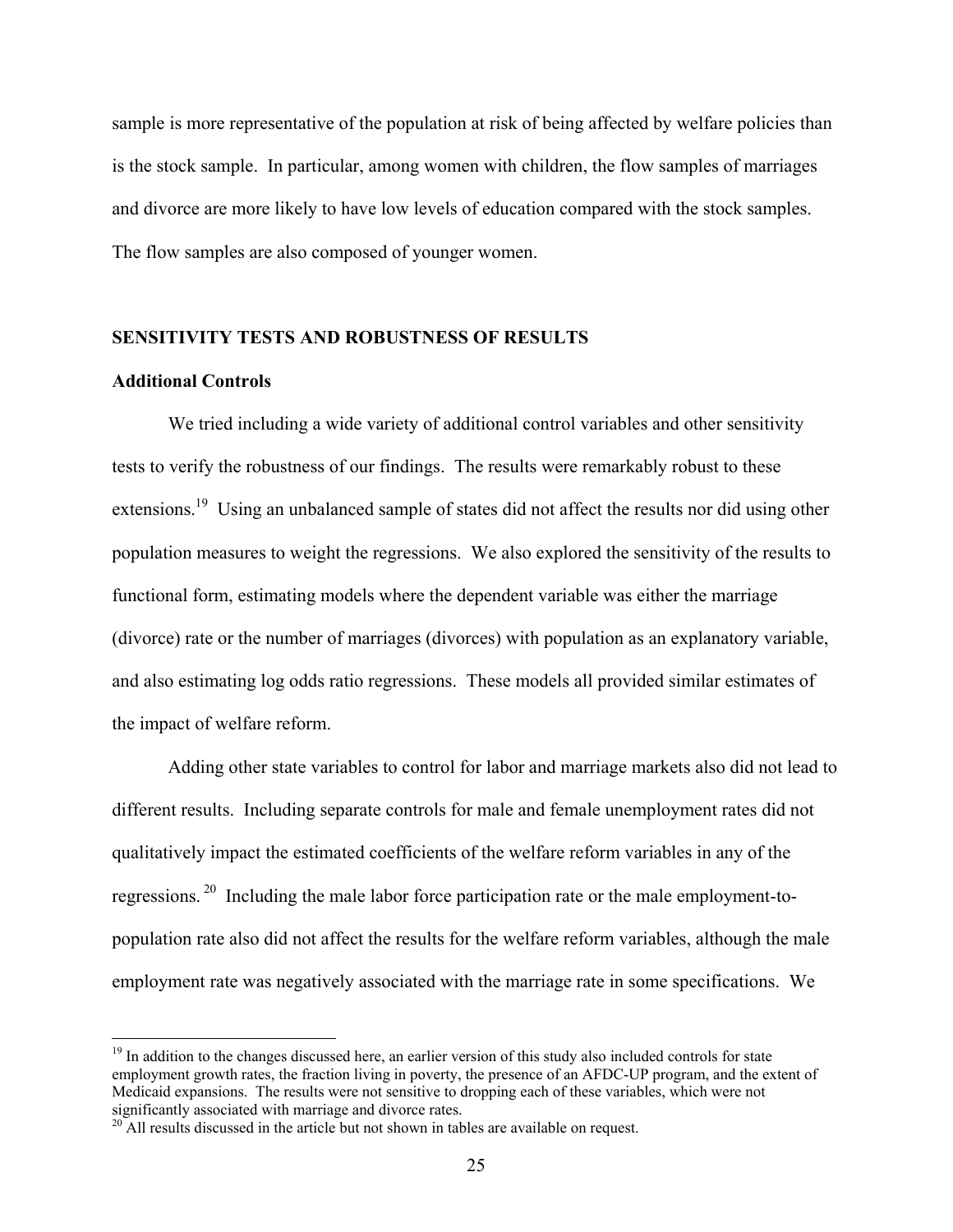sample is more representative of the population at risk of being affected by welfare policies than is the stock sample. In particular, among women with children, the flow samples of marriages and divorce are more likely to have low levels of education compared with the stock samples. The flow samples are also composed of younger women.

## SENSITIVITY TESTS AND ROBUSTNESS OF RESULTS

### Additional Controls

We tried including a wide variety of additional control variables and other sensitivity tests to verify the robustness of our findings. The results were remarkably robust to these extensions.[19] Using an unbalanced sample of states did not affect the results nor did using other population measures to weight the regressions. We also explored the sensitivity of the results to functional form, estimating models where the dependent variable was either the marriage (divorce) rate or the number of marriages (divorces) with population as an explanatory variable, and also estimating log odds ratio regressions. These models all provided similar estimates of the impact of welfare reform.

Adding other state variables to control for labor and marriage markets also did not lead to different results. Including separate controls for male and female unemployment rates did not qualitatively impact the estimated coefficients of the welfare reform variables in any of the regressions.[20] Including the male labor force participation rate or the male employment-to-population rate also did not affect the results for the welfare reform variables, although the male employment rate was negatively associated with the marriage rate in some specifications. We

---

[19] In addition to the changes discussed here, an earlier version of this study also included controls for state employment growth rates, the fraction living in poverty, the presence of an AFDC-UP program, and the extent of Medicaid expansions. The results were not sensitive to dropping each of these variables, which were not significantly associated with marriage and divorce rates.

[20] All results discussed in the article but not shown in tables are available on request.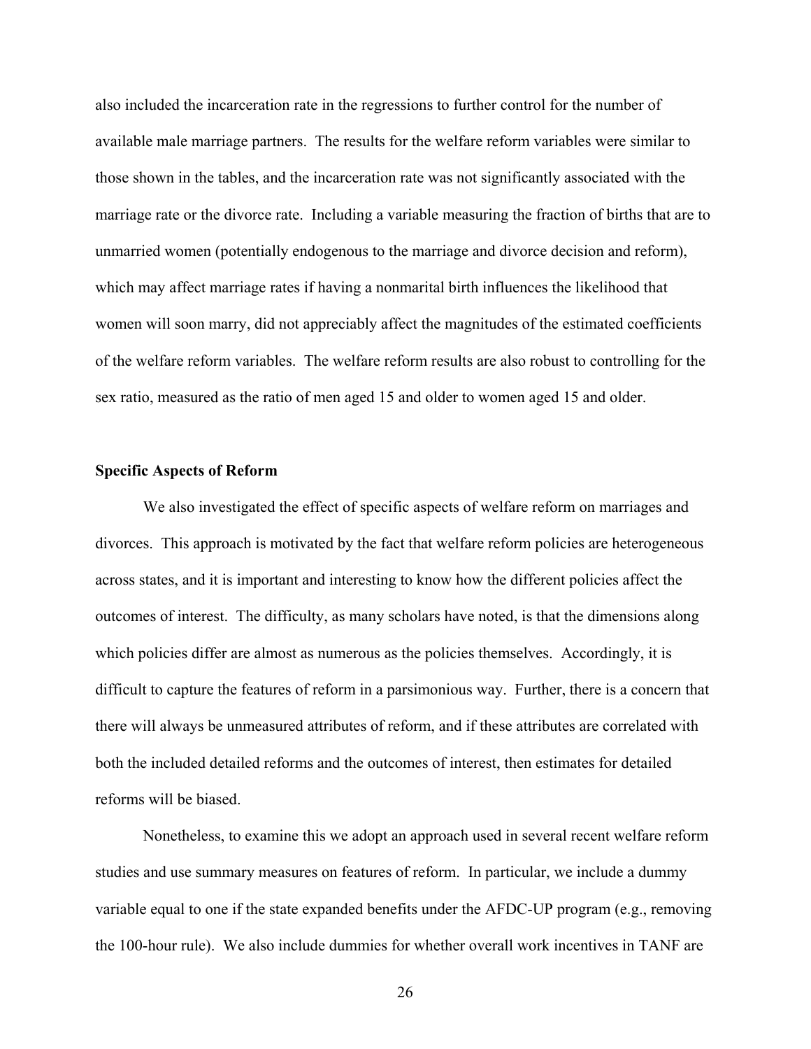also included the incarceration rate in the regressions to further control for the number of available male marriage partners. The results for the welfare reform variables were similar to those shown in the tables, and the incarceration rate was not significantly associated with the marriage rate or the divorce rate. Including a variable measuring the fraction of births that are to unmarried women (potentially endogenous to the marriage and divorce decision and reform), which may affect marriage rates if having a nonmarital birth influences the likelihood that women will soon marry, did not appreciably affect the magnitudes of the estimated coefficients of the welfare reform variables. The welfare reform results are also robust to controlling for the sex ratio, measured as the ratio of men aged 15 and older to women aged 15 and older.

**Specific Aspects of Reform**

We also investigated the effect of specific aspects of welfare reform on marriages and divorces. This approach is motivated by the fact that welfare reform policies are heterogeneous across states, and it is important and interesting to know how the different policies affect the outcomes of interest. The difficulty, as many scholars have noted, is that the dimensions along which policies differ are almost as numerous as the policies themselves. Accordingly, it is difficult to capture the features of reform in a parsimonious way. Further, there is a concern that there will always be unmeasured attributes of reform, and if these attributes are correlated with both the included detailed reforms and the outcomes of interest, then estimates for detailed reforms will be biased.

Nonetheless, to examine this we adopt an approach used in several recent welfare reform studies and use summary measures on features of reform. In particular, we include a dummy variable equal to one if the state expanded benefits under the AFDC-UP program (e.g., removing the 100-hour rule). We also include dummies for whether overall work incentives in TANF are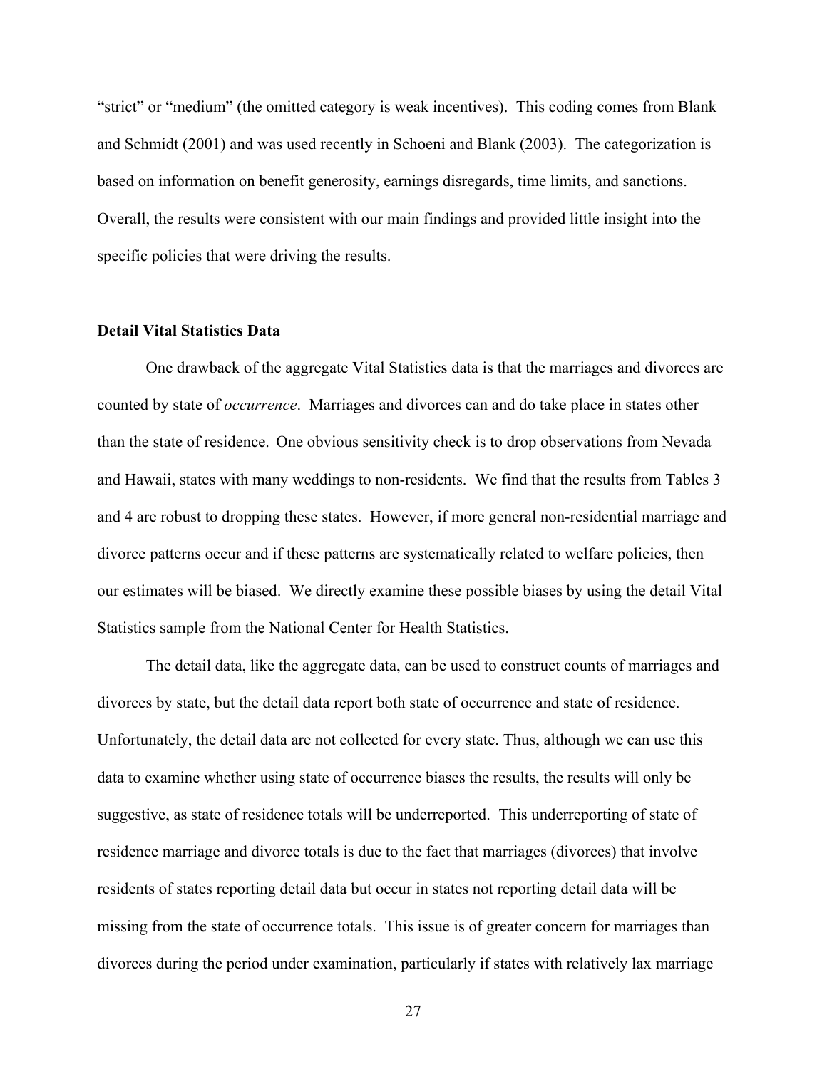"strict" or "medium" (the omitted category is weak incentives). This coding comes from Blank and Schmidt (2001) and was used recently in Schoeni and Blank (2003). The categorization is based on information on benefit generosity, earnings disregards, time limits, and sanctions. Overall, the results were consistent with our main findings and provided little insight into the specific policies that were driving the results.

**Detail Vital Statistics Data**

One drawback of the aggregate Vital Statistics data is that the marriages and divorces are counted by state of *occurrence*. Marriages and divorces can and do take place in states other than the state of residence. One obvious sensitivity check is to drop observations from Nevada and Hawaii, states with many weddings to non-residents. We find that the results from Tables 3 and 4 are robust to dropping these states. However, if more general non-residential marriage and divorce patterns occur and if these patterns are systematically related to welfare policies, then our estimates will be biased. We directly examine these possible biases by using the detail Vital Statistics sample from the National Center for Health Statistics.

The detail data, like the aggregate data, can be used to construct counts of marriages and divorces by state, but the detail data report both state of occurrence and state of residence. Unfortunately, the detail data are not collected for every state. Thus, although we can use this data to examine whether using state of occurrence biases the results, the results will only be suggestive, as state of residence totals will be underreported. This underreporting of state of residence marriage and divorce totals is due to the fact that marriages (divorces) that involve residents of states reporting detail data but occur in states not reporting detail data will be missing from the state of occurrence totals. This issue is of greater concern for marriages than divorces during the period under examination, particularly if states with relatively lax marriage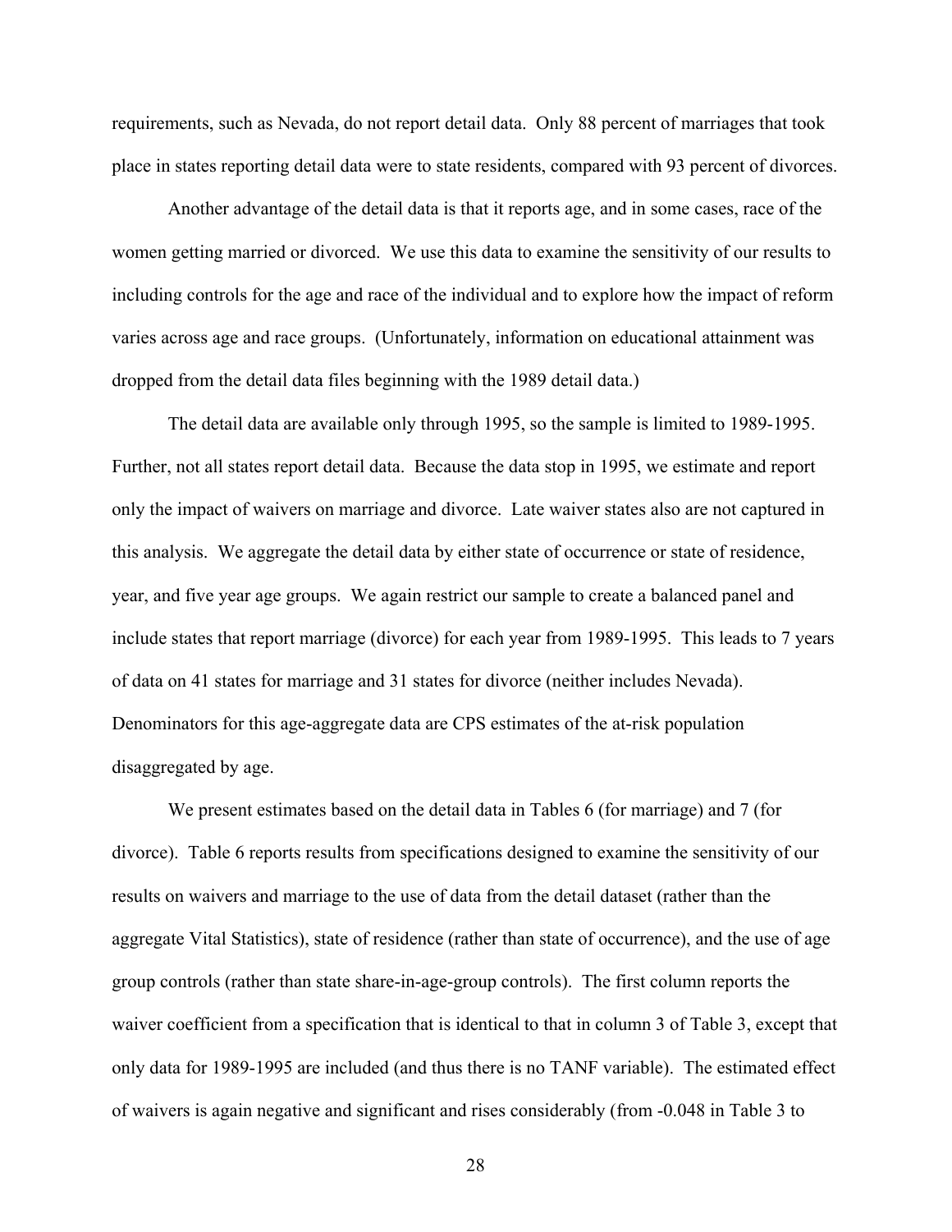requirements, such as Nevada, do not report detail data. Only 88 percent of marriages that took place in states reporting detail data were to state residents, compared with 93 percent of divorces.

Another advantage of the detail data is that it reports age, and in some cases, race of the women getting married or divorced. We use this data to examine the sensitivity of our results to including controls for the age and race of the individual and to explore how the impact of reform varies across age and race groups. (Unfortunately, information on educational attainment was dropped from the detail data files beginning with the 1989 detail data.)

The detail data are available only through 1995, so the sample is limited to 1989-1995. Further, not all states report detail data. Because the data stop in 1995, we estimate and report only the impact of waivers on marriage and divorce. Late waiver states also are not captured in this analysis. We aggregate the detail data by either state of occurrence or state of residence, year, and five year age groups. We again restrict our sample to create a balanced panel and include states that report marriage (divorce) for each year from 1989-1995. This leads to 7 years of data on 41 states for marriage and 31 states for divorce (neither includes Nevada). Denominators for this age-aggregate data are CPS estimates of the at-risk population disaggregated by age.

We present estimates based on the detail data in Tables 6 (for marriage) and 7 (for divorce). Table 6 reports results from specifications designed to examine the sensitivity of our results on waivers and marriage to the use of data from the detail dataset (rather than the aggregate Vital Statistics), state of residence (rather than state of occurrence), and the use of age group controls (rather than state share-in-age-group controls). The first column reports the waiver coefficient from a specification that is identical to that in column 3 of Table 3, except that only data for 1989-1995 are included (and thus there is no TANF variable). The estimated effect of waivers is again negative and significant and rises considerably (from -0.048 in Table 3 to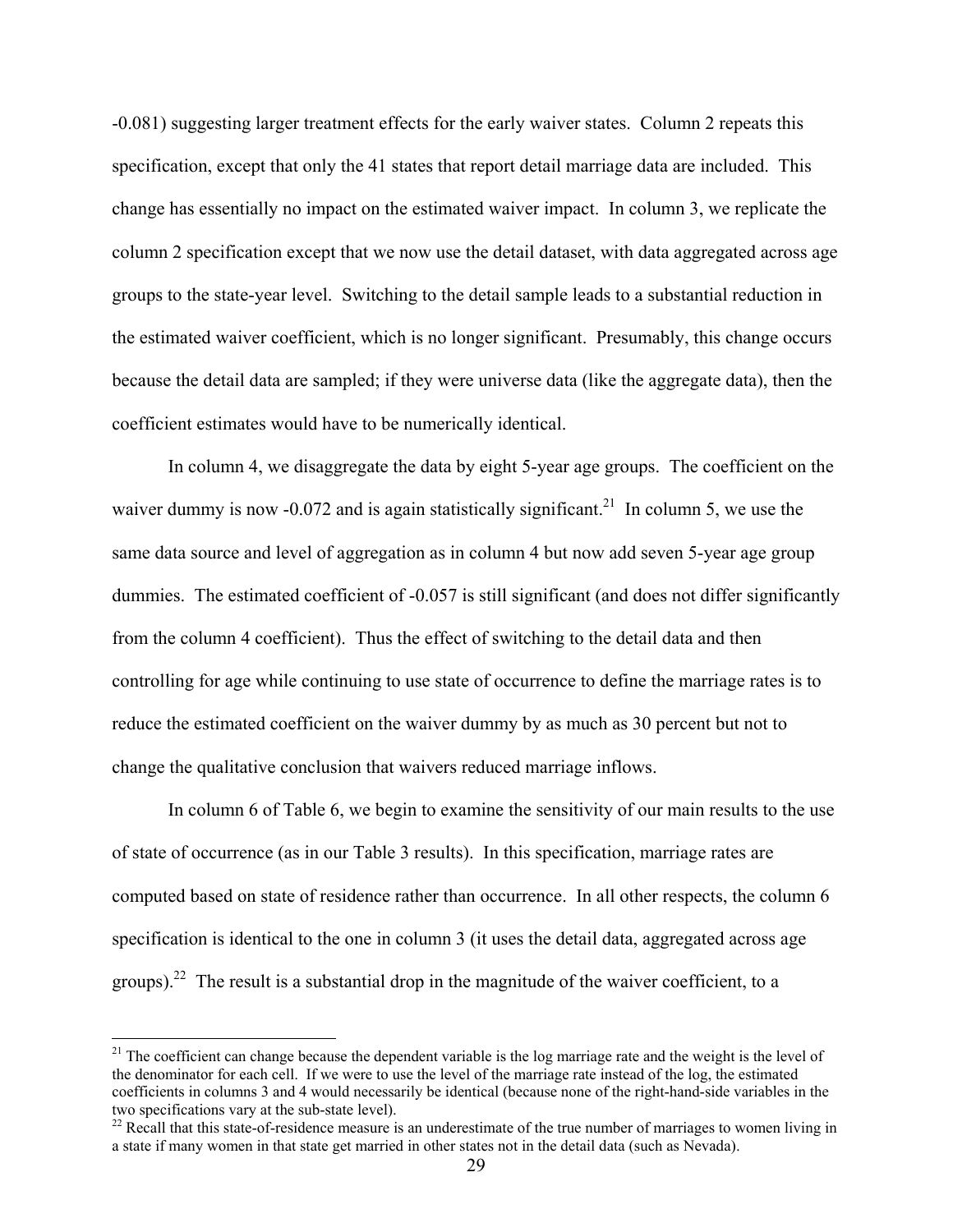-0.081) suggesting larger treatment effects for the early waiver states. Column 2 repeats this specification, except that only the 41 states that report detail marriage data are included. This change has essentially no impact on the estimated waiver impact. In column 3, we replicate the column 2 specification except that we now use the detail dataset, with data aggregated across age groups to the state-year level. Switching to the detail sample leads to a substantial reduction in the estimated waiver coefficient, which is no longer significant. Presumably, this change occurs because the detail data are sampled; if they were universe data (like the aggregate data), then the coefficient estimates would have to be numerically identical.

In column 4, we disaggregate the data by eight 5-year age groups. The coefficient on the waiver dummy is now -0.072 and is again statistically significant.[21] In column 5, we use the same data source and level of aggregation as in column 4 but now add seven 5-year age group dummies. The estimated coefficient of -0.057 is still significant (and does not differ significantly from the column 4 coefficient). Thus the effect of switching to the detail data and then controlling for age while continuing to use state of occurrence to define the marriage rates is to reduce the estimated coefficient on the waiver dummy by as much as 30 percent but not to change the qualitative conclusion that waivers reduced marriage inflows.

In column 6 of Table 6, we begin to examine the sensitivity of our main results to the use of state of occurrence (as in our Table 3 results). In this specification, marriage rates are computed based on state of residence rather than occurrence. In all other respects, the column 6 specification is identical to the one in column 3 (it uses the detail data, aggregated across age groups).[22] The result is a substantial drop in the magnitude of the waiver coefficient, to a

[21] The coefficient can change because the dependent variable is the log marriage rate and the weight is the level of the denominator for each cell. If we were to use the level of the marriage rate instead of the log, the estimated coefficients in columns 3 and 4 would necessarily be identical (because none of the right-hand-side variables in the two specifications vary at the sub-state level).

[22] Recall that this state-of-residence measure is an underestimate of the true number of marriages to women living in a state if many women in that state get married in other states not in the detail data (such as Nevada).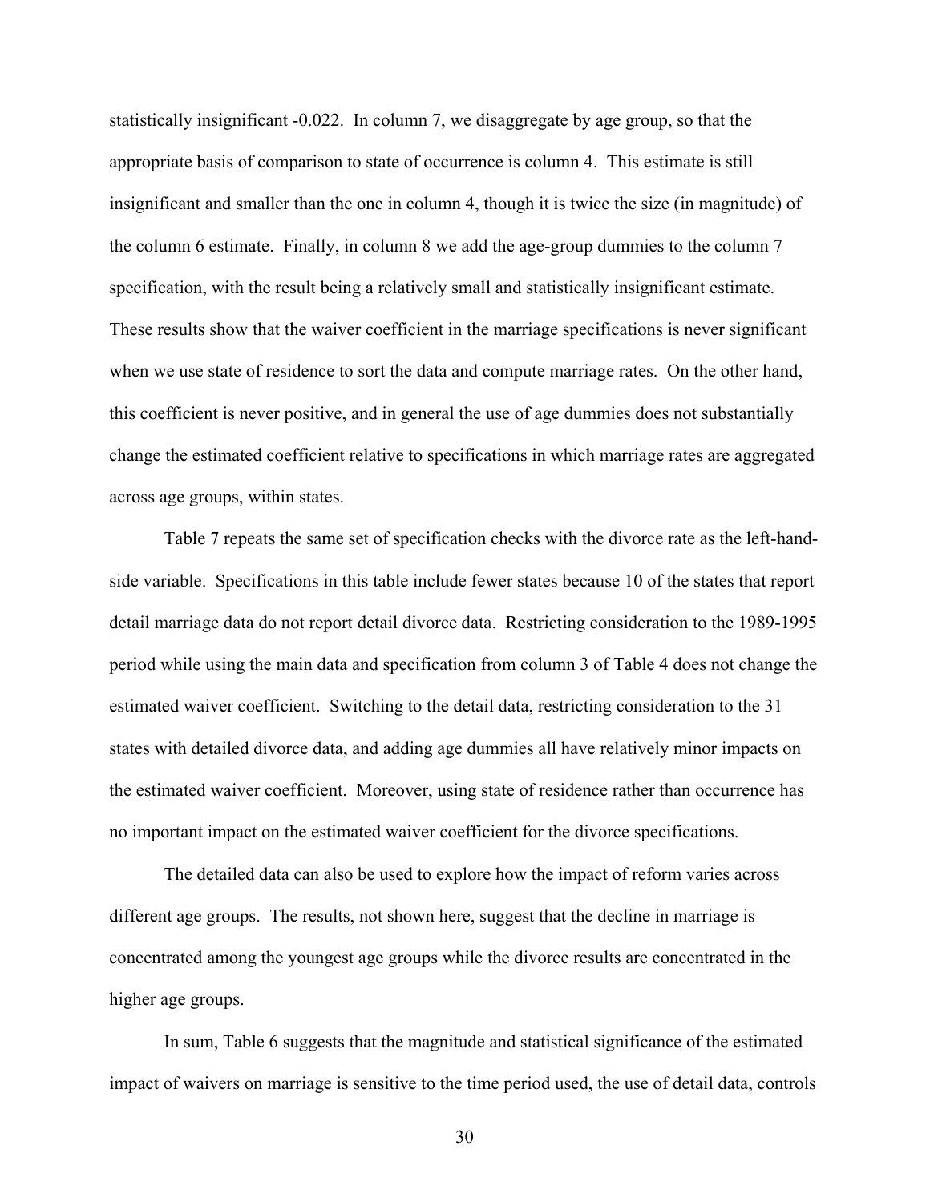statistically insignificant -0.022. In column 7, we disaggregate by age group, so that the appropriate basis of comparison to state of occurrence is column 4. This estimate is still insignificant and smaller than the one in column 4, though it is twice the size (in magnitude) of the column 6 estimate. Finally, in column 8 we add the age-group dummies to the column 7 specification, with the result being a relatively small and statistically insignificant estimate. These results show that the waiver coefficient in the marriage specifications is never significant when we use state of residence to sort the data and compute marriage rates. On the other hand, this coefficient is never positive, and in general the use of age dummies does not substantially change the estimated coefficient relative to specifications in which marriage rates are aggregated across age groups, within states.

Table 7 repeats the same set of specification checks with the divorce rate as the left-hand-side variable. Specifications in this table include fewer states because 10 of the states that report detail marriage data do not report detail divorce data. Restricting consideration to the 1989-1995 period while using the main data and specification from column 3 of Table 4 does not change the estimated waiver coefficient. Switching to the detail data, restricting consideration to the 31 states with detailed divorce data, and adding age dummies all have relatively minor impacts on the estimated waiver coefficient. Moreover, using state of residence rather than occurrence has no important impact on the estimated waiver coefficient for the divorce specifications.

The detailed data can also be used to explore how the impact of reform varies across different age groups. The results, not shown here, suggest that the decline in marriage is concentrated among the youngest age groups while the divorce results are concentrated in the higher age groups.

In sum, Table 6 suggests that the magnitude and statistical significance of the estimated impact of waivers on marriage is sensitive to the time period used, the use of detail data, controls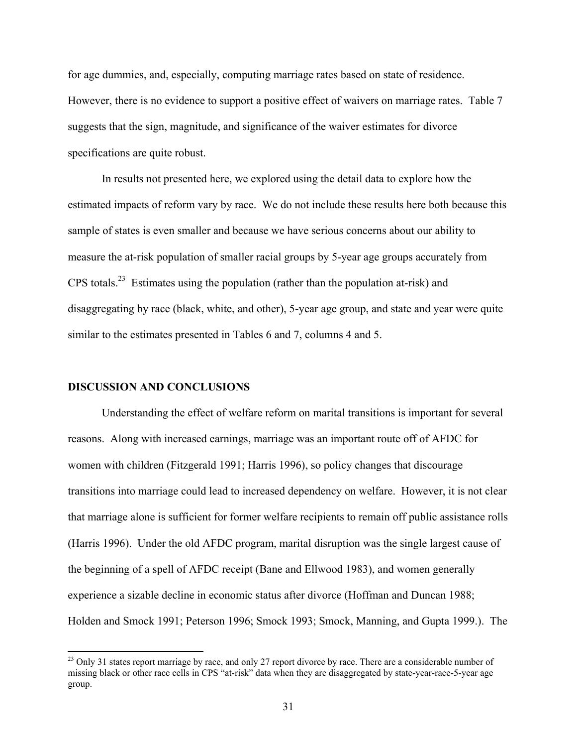for age dummies, and, especially, computing marriage rates based on state of residence. However, there is no evidence to support a positive effect of waivers on marriage rates. Table 7 suggests that the sign, magnitude, and significance of the waiver estimates for divorce specifications are quite robust.

In results not presented here, we explored using the detail data to explore how the estimated impacts of reform vary by race. We do not include these results here both because this sample of states is even smaller and because we have serious concerns about our ability to measure the at-risk population of smaller racial groups by 5-year age groups accurately from CPS totals.[23] Estimates using the population (rather than the population at-risk) and disaggregating by race (black, white, and other), 5-year age group, and state and year were quite similar to the estimates presented in Tables 6 and 7, columns 4 and 5.

## DISCUSSION AND CONCLUSIONS

Understanding the effect of welfare reform on marital transitions is important for several reasons. Along with increased earnings, marriage was an important route off of AFDC for women with children (Fitzgerald 1991; Harris 1996), so policy changes that discourage transitions into marriage could lead to increased dependency on welfare. However, it is not clear that marriage alone is sufficient for former welfare recipients to remain off public assistance rolls (Harris 1996). Under the old AFDC program, marital disruption was the single largest cause of the beginning of a spell of AFDC receipt (Bane and Ellwood 1983), and women generally experience a sizable decline in economic status after divorce (Hoffman and Duncan 1988; Holden and Smock 1991; Peterson 1996; Smock 1993; Smock, Manning, and Gupta 1999.). The

[23] Only 31 states report marriage by race, and only 27 report divorce by race. There are a considerable number of missing black or other race cells in CPS "at-risk" data when they are disaggregated by state-year-race-5-year age group.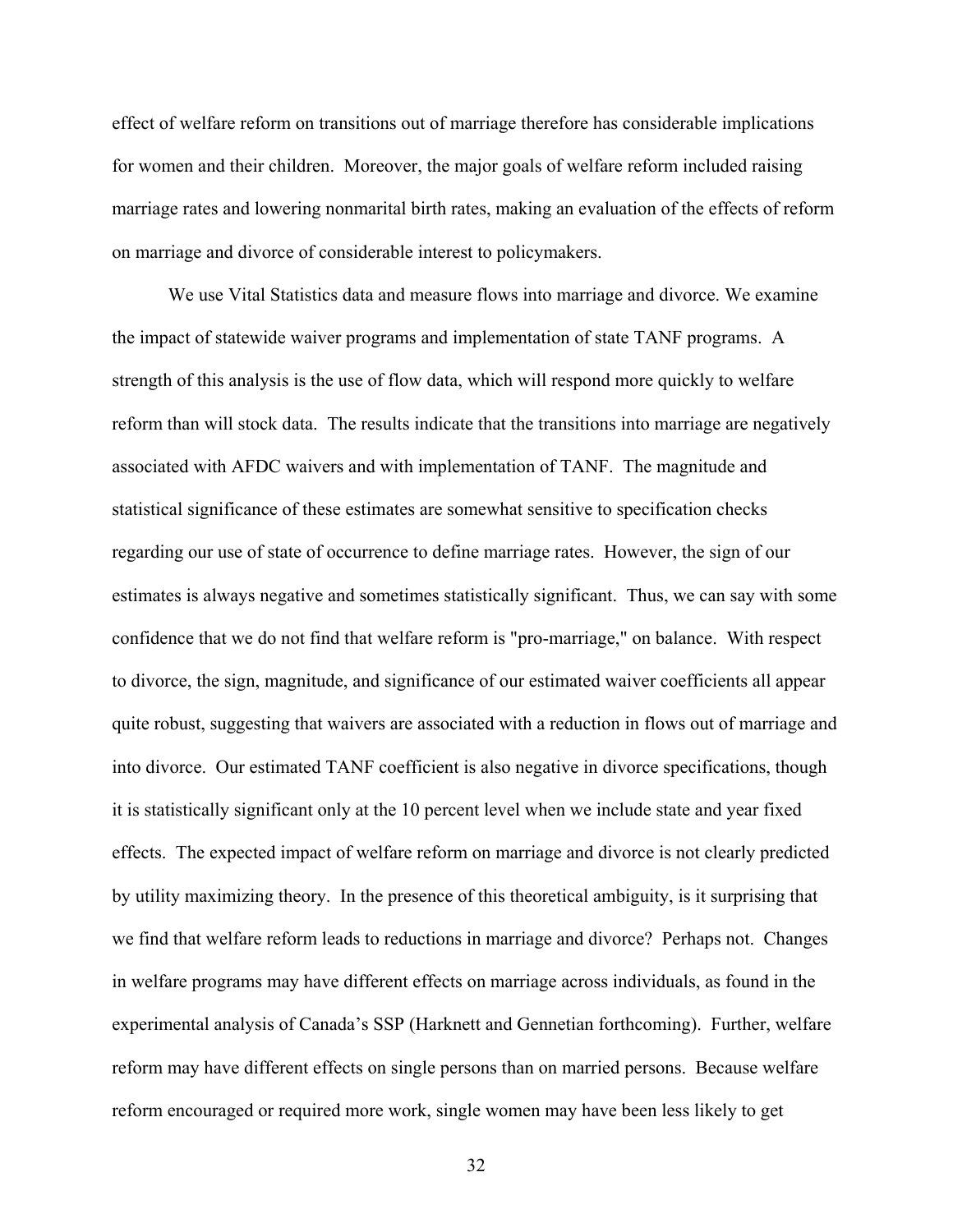effect of welfare reform on transitions out of marriage therefore has considerable implications for women and their children. Moreover, the major goals of welfare reform included raising marriage rates and lowering nonmarital birth rates, making an evaluation of the effects of reform on marriage and divorce of considerable interest to policymakers.

We use Vital Statistics data and measure flows into marriage and divorce. We examine the impact of statewide waiver programs and implementation of state TANF programs. A strength of this analysis is the use of flow data, which will respond more quickly to welfare reform than will stock data. The results indicate that the transitions into marriage are negatively associated with AFDC waivers and with implementation of TANF. The magnitude and statistical significance of these estimates are somewhat sensitive to specification checks regarding our use of state of occurrence to define marriage rates. However, the sign of our estimates is always negative and sometimes statistically significant. Thus, we can say with some confidence that we do not find that welfare reform is "pro-marriage," on balance. With respect to divorce, the sign, magnitude, and significance of our estimated waiver coefficients all appear quite robust, suggesting that waivers are associated with a reduction in flows out of marriage and into divorce. Our estimated TANF coefficient is also negative in divorce specifications, though it is statistically significant only at the 10 percent level when we include state and year fixed effects. The expected impact of welfare reform on marriage and divorce is not clearly predicted by utility maximizing theory. In the presence of this theoretical ambiguity, is it surprising that we find that welfare reform leads to reductions in marriage and divorce? Perhaps not. Changes in welfare programs may have different effects on marriage across individuals, as found in the experimental analysis of Canada's SSP (Harknett and Gennetian forthcoming). Further, welfare reform may have different effects on single persons than on married persons. Because welfare reform encouraged or required more work, single women may have been less likely to get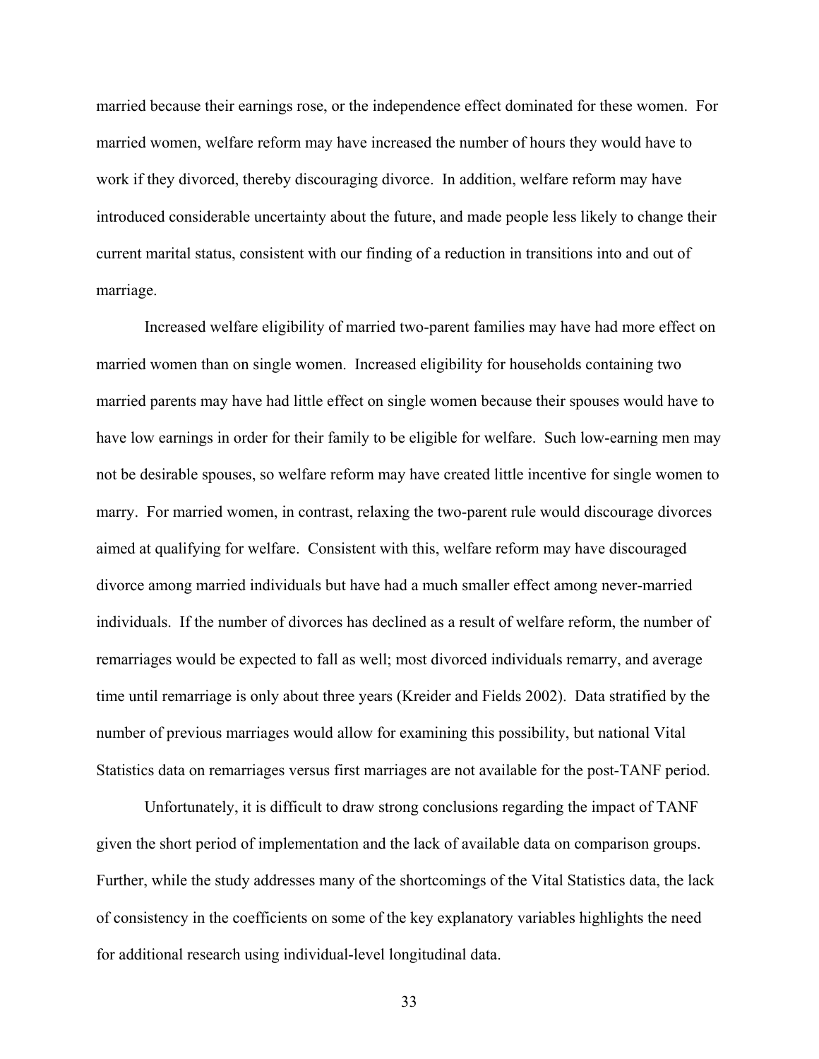married because their earnings rose, or the independence effect dominated for these women. For married women, welfare reform may have increased the number of hours they would have to work if they divorced, thereby discouraging divorce. In addition, welfare reform may have introduced considerable uncertainty about the future, and made people less likely to change their current marital status, consistent with our finding of a reduction in transitions into and out of marriage.

Increased welfare eligibility of married two-parent families may have had more effect on married women than on single women. Increased eligibility for households containing two married parents may have had little effect on single women because their spouses would have to have low earnings in order for their family to be eligible for welfare. Such low-earning men may not be desirable spouses, so welfare reform may have created little incentive for single women to marry. For married women, in contrast, relaxing the two-parent rule would discourage divorces aimed at qualifying for welfare. Consistent with this, welfare reform may have discouraged divorce among married individuals but have had a much smaller effect among never-married individuals. If the number of divorces has declined as a result of welfare reform, the number of remarriages would be expected to fall as well; most divorced individuals remarry, and average time until remarriage is only about three years (Kreider and Fields 2002). Data stratified by the number of previous marriages would allow for examining this possibility, but national Vital Statistics data on remarriages versus first marriages are not available for the post-TANF period.

Unfortunately, it is difficult to draw strong conclusions regarding the impact of TANF given the short period of implementation and the lack of available data on comparison groups. Further, while the study addresses many of the shortcomings of the Vital Statistics data, the lack of consistency in the coefficients on some of the key explanatory variables highlights the need for additional research using individual-level longitudinal data.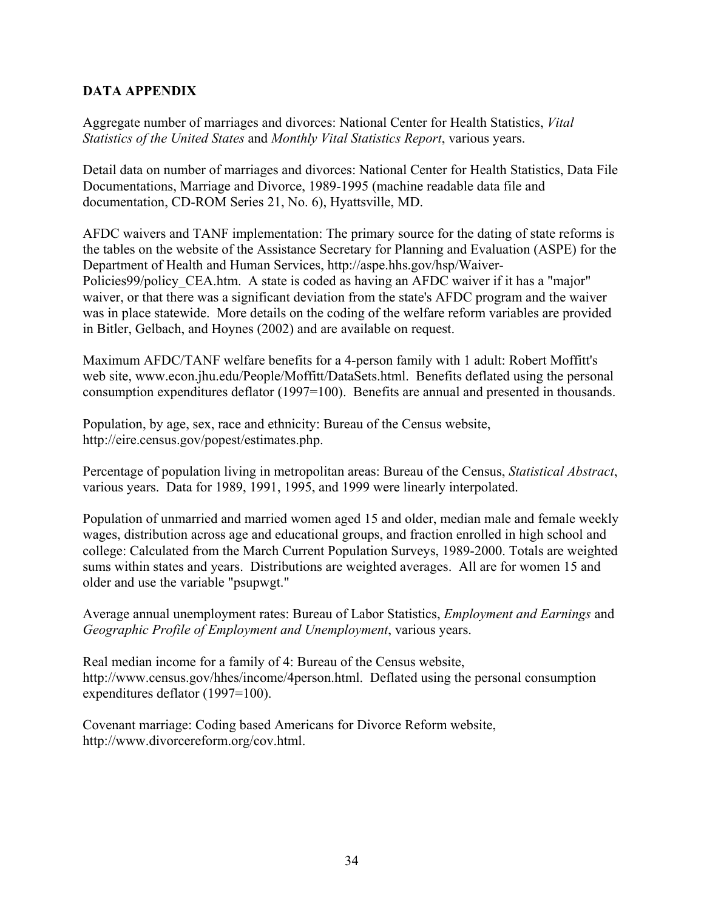## DATA APPENDIX

Aggregate number of marriages and divorces: National Center for Health Statistics, *Vital Statistics of the United States* and *Monthly Vital Statistics Report*, various years.

Detail data on number of marriages and divorces: National Center for Health Statistics, Data File Documentations, Marriage and Divorce, 1989-1995 (machine readable data file and documentation, CD-ROM Series 21, No. 6), Hyattsville, MD.

AFDC waivers and TANF implementation: The primary source for the dating of state reforms is the tables on the website of the Assistance Secretary for Planning and Evaluation (ASPE) for the Department of Health and Human Services, http://aspe.hhs.gov/hsp/Waiver-Policies99/policy_CEA.htm. A state is coded as having an AFDC waiver if it has a "major" waiver, or that there was a significant deviation from the state's AFDC program and the waiver was in place statewide. More details on the coding of the welfare reform variables are provided in Bitler, Gelbach, and Hoynes (2002) and are available on request.

Maximum AFDC/TANF welfare benefits for a 4-person family with 1 adult: Robert Moffitt's web site, www.econ.jhu.edu/People/Moffitt/DataSets.html. Benefits deflated using the personal consumption expenditures deflator (1997=100). Benefits are annual and presented in thousands.

Population, by age, sex, race and ethnicity: Bureau of the Census website, http://eire.census.gov/popest/estimates.php.

Percentage of population living in metropolitan areas: Bureau of the Census, *Statistical Abstract*, various years. Data for 1989, 1991, 1995, and 1999 were linearly interpolated.

Population of unmarried and married women aged 15 and older, median male and female weekly wages, distribution across age and educational groups, and fraction enrolled in high school and college: Calculated from the March Current Population Surveys, 1989-2000. Totals are weighted sums within states and years. Distributions are weighted averages. All are for women 15 and older and use the variable "psupwgt."

Average annual unemployment rates: Bureau of Labor Statistics, *Employment and Earnings* and *Geographic Profile of Employment and Unemployment*, various years.

Real median income for a family of 4: Bureau of the Census website, http://www.census.gov/hhes/income/4person.html. Deflated using the personal consumption expenditures deflator (1997=100).

Covenant marriage: Coding based Americans for Divorce Reform website, http://www.divorcereform.org/cov.html.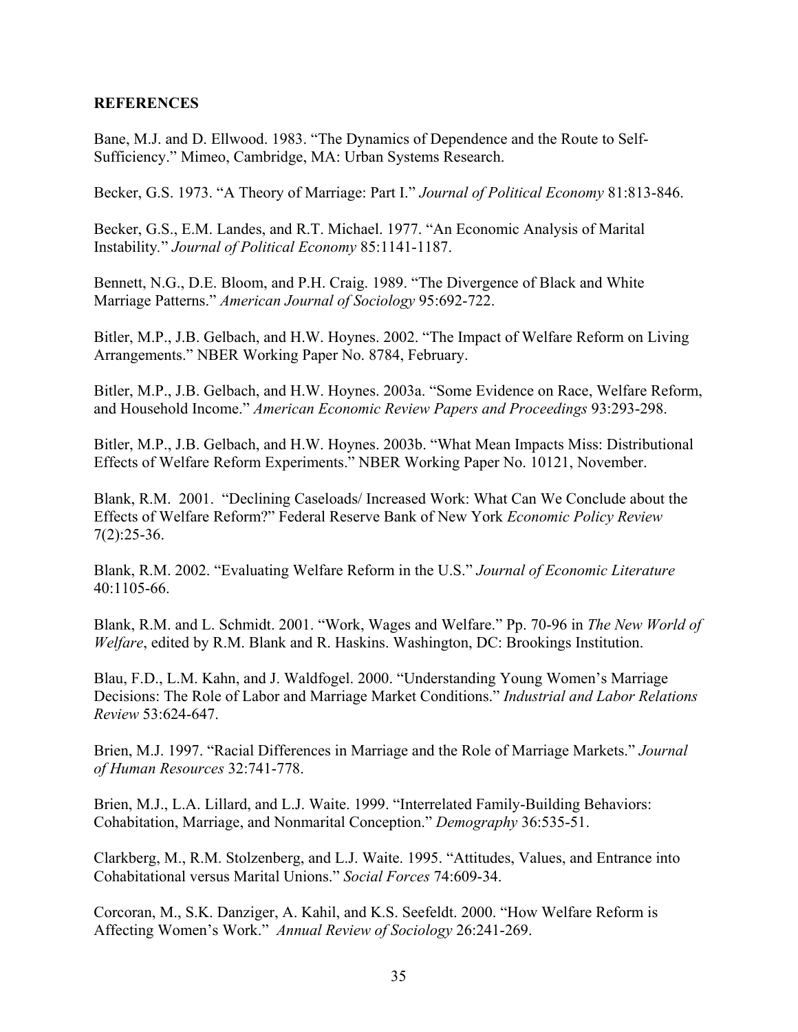## REFERENCES

Bane, M.J. and D. Ellwood. 1983. "The Dynamics of Dependence and the Route to Self-Sufficiency." Mimeo, Cambridge, MA: Urban Systems Research.

Becker, G.S. 1973. "A Theory of Marriage: Part I." *Journal of Political Economy* 81:813-846.

Becker, G.S., E.M. Landes, and R.T. Michael. 1977. "An Economic Analysis of Marital Instability." *Journal of Political Economy* 85:1141-1187.

Bennett, N.G., D.E. Bloom, and P.H. Craig. 1989. "The Divergence of Black and White Marriage Patterns." *American Journal of Sociology* 95:692-722.

Bitler, M.P., J.B. Gelbach, and H.W. Hoynes. 2002. "The Impact of Welfare Reform on Living Arrangements." NBER Working Paper No. 8784, February.

Bitler, M.P., J.B. Gelbach, and H.W. Hoynes. 2003a. "Some Evidence on Race, Welfare Reform, and Household Income." *American Economic Review Papers and Proceedings* 93:293-298.

Bitler, M.P., J.B. Gelbach, and H.W. Hoynes. 2003b. "What Mean Impacts Miss: Distributional Effects of Welfare Reform Experiments." NBER Working Paper No. 10121, November.

Blank, R.M. 2001. "Declining Caseloads/ Increased Work: What Can We Conclude about the Effects of Welfare Reform?" Federal Reserve Bank of New York *Economic Policy Review* 7(2):25-36.

Blank, R.M. 2002. "Evaluating Welfare Reform in the U.S." *Journal of Economic Literature* 40:1105-66.

Blank, R.M. and L. Schmidt. 2001. "Work, Wages and Welfare." Pp. 70-96 in *The New World of Welfare*, edited by R.M. Blank and R. Haskins. Washington, DC: Brookings Institution.

Blau, F.D., L.M. Kahn, and J. Waldfogel. 2000. "Understanding Young Women's Marriage Decisions: The Role of Labor and Marriage Market Conditions." *Industrial and Labor Relations Review* 53:624-647.

Brien, M.J. 1997. "Racial Differences in Marriage and the Role of Marriage Markets." *Journal of Human Resources* 32:741-778.

Brien, M.J., L.A. Lillard, and L.J. Waite. 1999. "Interrelated Family-Building Behaviors: Cohabitation, Marriage, and Nonmarital Conception." *Demography* 36:535-51.

Clarkberg, M., R.M. Stolzenberg, and L.J. Waite. 1995. "Attitudes, Values, and Entrance into Cohabitational versus Marital Unions." *Social Forces* 74:609-34.

Corcoran, M., S.K. Danziger, A. Kahil, and K.S. Seefeldt. 2000. "How Welfare Reform is Affecting Women's Work." *Annual Review of Sociology* 26:241-269.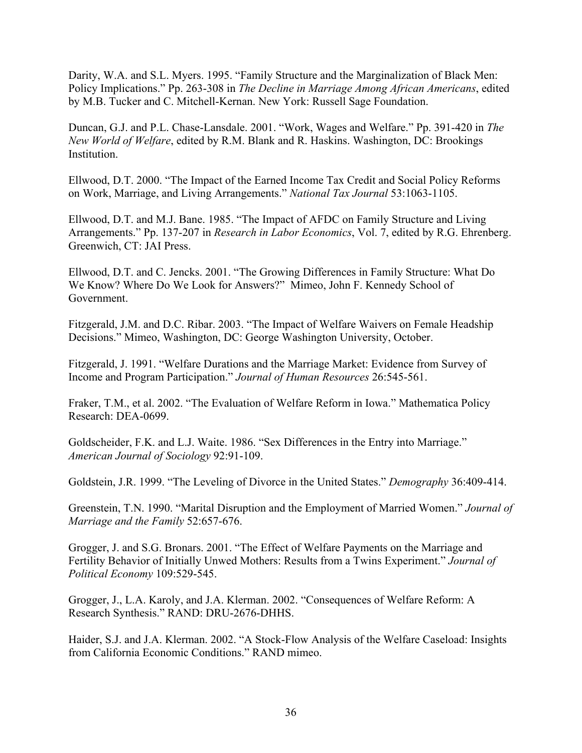Darity, W.A. and S.L. Myers. 1995. "Family Structure and the Marginalization of Black Men: Policy Implications." Pp. 263-308 in *The Decline in Marriage Among African Americans*, edited by M.B. Tucker and C. Mitchell-Kernan. New York: Russell Sage Foundation.

Duncan, G.J. and P.L. Chase-Lansdale. 2001. "Work, Wages and Welfare." Pp. 391-420 in *The New World of Welfare*, edited by R.M. Blank and R. Haskins. Washington, DC: Brookings Institution.

Ellwood, D.T. 2000. "The Impact of the Earned Income Tax Credit and Social Policy Reforms on Work, Marriage, and Living Arrangements." *National Tax Journal* 53:1063-1105.

Ellwood, D.T. and M.J. Bane. 1985. "The Impact of AFDC on Family Structure and Living Arrangements." Pp. 137-207 in *Research in Labor Economics*, Vol. 7, edited by R.G. Ehrenberg. Greenwich, CT: JAI Press.

Ellwood, D.T. and C. Jencks. 2001. "The Growing Differences in Family Structure: What Do We Know? Where Do We Look for Answers?" Mimeo, John F. Kennedy School of Government.

Fitzgerald, J.M. and D.C. Ribar. 2003. "The Impact of Welfare Waivers on Female Headship Decisions." Mimeo, Washington, DC: George Washington University, October.

Fitzgerald, J. 1991. "Welfare Durations and the Marriage Market: Evidence from Survey of Income and Program Participation." *Journal of Human Resources* 26:545-561.

Fraker, T.M., et al. 2002. "The Evaluation of Welfare Reform in Iowa." Mathematica Policy Research: DEA-0699.

Goldscheider, F.K. and L.J. Waite. 1986. "Sex Differences in the Entry into Marriage." *American Journal of Sociology* 92:91-109.

Goldstein, J.R. 1999. "The Leveling of Divorce in the United States." *Demography* 36:409-414.

Greenstein, T.N. 1990. "Marital Disruption and the Employment of Married Women." *Journal of Marriage and the Family* 52:657-676.

Grogger, J. and S.G. Bronars. 2001. "The Effect of Welfare Payments on the Marriage and Fertility Behavior of Initially Unwed Mothers: Results from a Twins Experiment." *Journal of Political Economy* 109:529-545.

Grogger, J., L.A. Karoly, and J.A. Klerman. 2002. "Consequences of Welfare Reform: A Research Synthesis." RAND: DRU-2676-DHHS.

Haider, S.J. and J.A. Klerman. 2002. "A Stock-Flow Analysis of the Welfare Caseload: Insights from California Economic Conditions." RAND mimeo.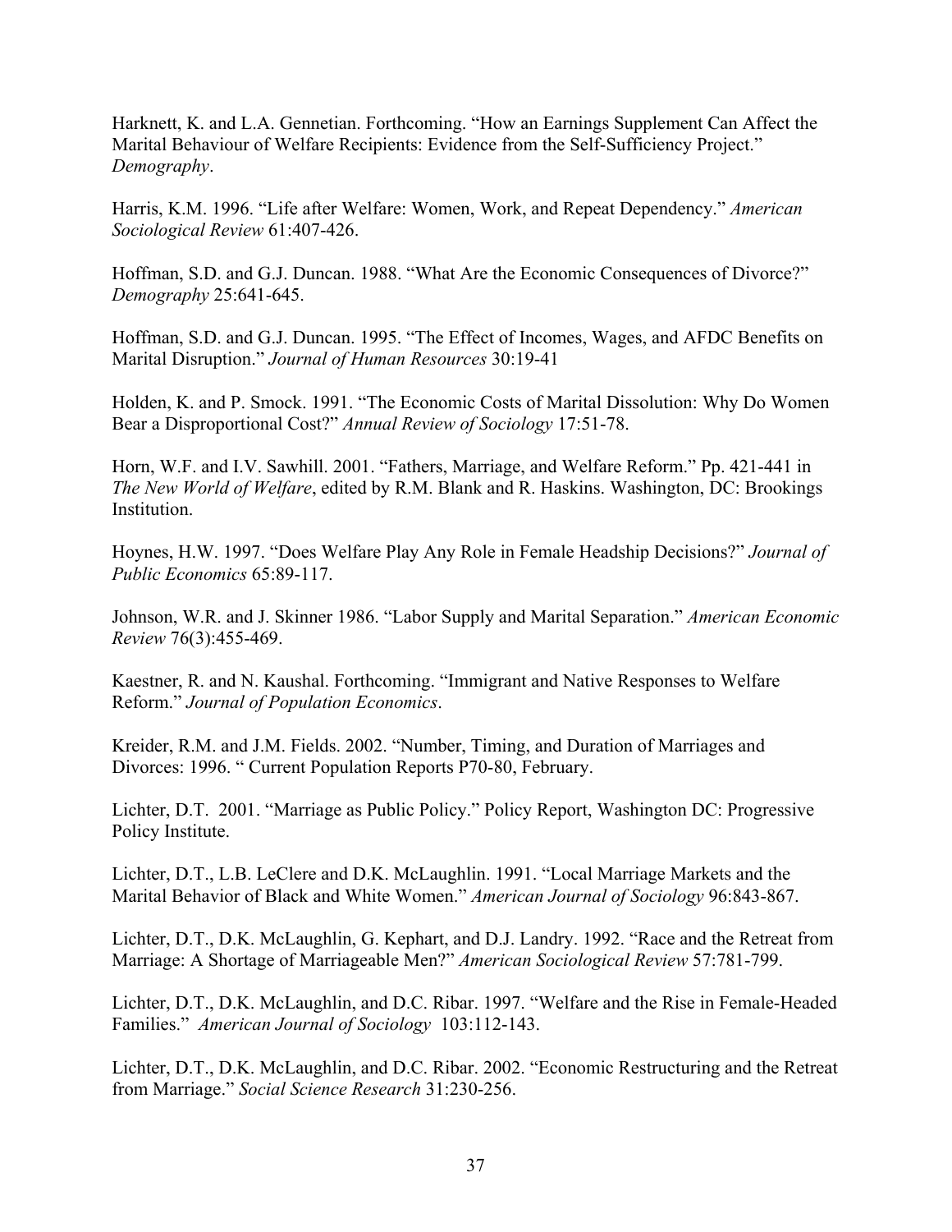Harknett, K. and L.A. Gennetian. Forthcoming. "How an Earnings Supplement Can Affect the Marital Behaviour of Welfare Recipients: Evidence from the Self-Sufficiency Project." *Demography*.

Harris, K.M. 1996. "Life after Welfare: Women, Work, and Repeat Dependency." *American Sociological Review* 61:407-426.

Hoffman, S.D. and G.J. Duncan. 1988. "What Are the Economic Consequences of Divorce?" *Demography* 25:641-645.

Hoffman, S.D. and G.J. Duncan. 1995. "The Effect of Incomes, Wages, and AFDC Benefits on Marital Disruption." *Journal of Human Resources* 30:19-41

Holden, K. and P. Smock. 1991. "The Economic Costs of Marital Dissolution: Why Do Women Bear a Disproportional Cost?" *Annual Review of Sociology* 17:51-78.

Horn, W.F. and I.V. Sawhill. 2001. "Fathers, Marriage, and Welfare Reform." Pp. 421-441 in *The New World of Welfare*, edited by R.M. Blank and R. Haskins. Washington, DC: Brookings Institution.

Hoynes, H.W. 1997. "Does Welfare Play Any Role in Female Headship Decisions?" *Journal of Public Economics* 65:89-117.

Johnson, W.R. and J. Skinner 1986. "Labor Supply and Marital Separation." *American Economic Review* 76(3):455-469.

Kaestner, R. and N. Kaushal. Forthcoming. "Immigrant and Native Responses to Welfare Reform." *Journal of Population Economics*.

Kreider, R.M. and J.M. Fields. 2002. "Number, Timing, and Duration of Marriages and Divorces: 1996. " Current Population Reports P70-80, February.

Lichter, D.T. 2001. "Marriage as Public Policy." Policy Report, Washington DC: Progressive Policy Institute.

Lichter, D.T., L.B. LeClere and D.K. McLaughlin. 1991. "Local Marriage Markets and the Marital Behavior of Black and White Women." *American Journal of Sociology* 96:843-867.

Lichter, D.T., D.K. McLaughlin, G. Kephart, and D.J. Landry. 1992. "Race and the Retreat from Marriage: A Shortage of Marriageable Men?" *American Sociological Review* 57:781-799.

Lichter, D.T., D.K. McLaughlin, and D.C. Ribar. 1997. "Welfare and the Rise in Female-Headed Families." *American Journal of Sociology* 103:112-143.

Lichter, D.T., D.K. McLaughlin, and D.C. Ribar. 2002. "Economic Restructuring and the Retreat from Marriage." *Social Science Research* 31:230-256.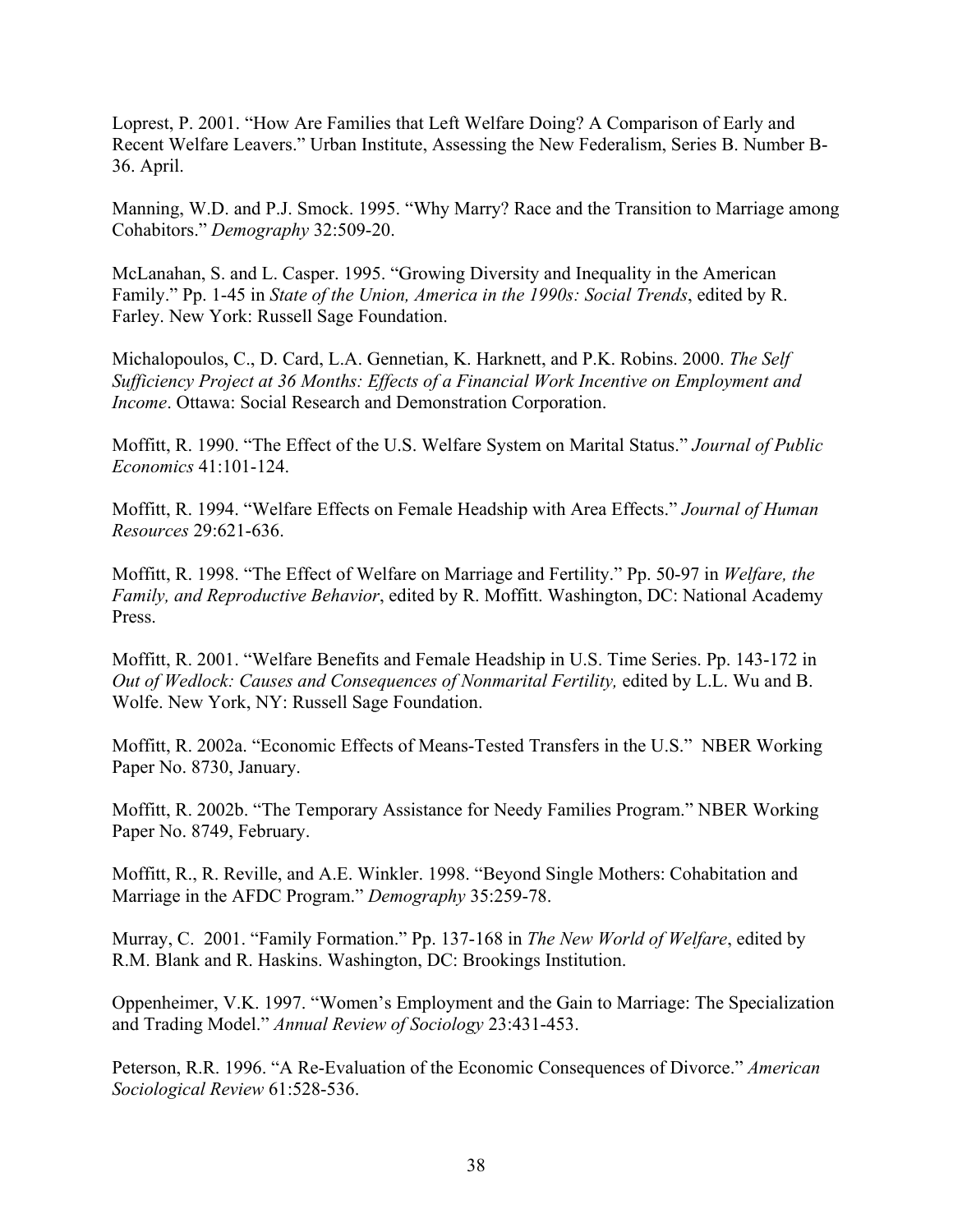Loprest, P. 2001. “How Are Families that Left Welfare Doing? A Comparison of Early and Recent Welfare Leavers.” Urban Institute, Assessing the New Federalism, Series B. Number B-36. April.

Manning, W.D. and P.J. Smock. 1995. “Why Marry? Race and the Transition to Marriage among Cohabitors.” *Demography* 32:509-20.

McLanahan, S. and L. Casper. 1995. “Growing Diversity and Inequality in the American Family.” Pp. 1-45 in *State of the Union, America in the 1990s: Social Trends*, edited by R. Farley. New York: Russell Sage Foundation.

Michalopoulos, C., D. Card, L.A. Gennetian, K. Harknett, and P.K. Robins. 2000. *The Self Sufficiency Project at 36 Months: Effects of a Financial Work Incentive on Employment and Income*. Ottawa: Social Research and Demonstration Corporation.

Moffitt, R. 1990. “The Effect of the U.S. Welfare System on Marital Status.” *Journal of Public Economics* 41:101-124.

Moffitt, R. 1994. “Welfare Effects on Female Headship with Area Effects.” *Journal of Human Resources* 29:621-636.

Moffitt, R. 1998. “The Effect of Welfare on Marriage and Fertility.” Pp. 50-97 in *Welfare, the Family, and Reproductive Behavior*, edited by R. Moffitt. Washington, DC: National Academy Press.

Moffitt, R. 2001. “Welfare Benefits and Female Headship in U.S. Time Series. Pp. 143-172 in *Out of Wedlock: Causes and Consequences of Nonmarital Fertility,* edited by L.L. Wu and B. Wolfe. New York, NY: Russell Sage Foundation.

Moffitt, R. 2002a. “Economic Effects of Means-Tested Transfers in the U.S.” NBER Working Paper No. 8730, January.

Moffitt, R. 2002b. “The Temporary Assistance for Needy Families Program.” NBER Working Paper No. 8749, February.

Moffitt, R., R. Reville, and A.E. Winkler. 1998. “Beyond Single Mothers: Cohabitation and Marriage in the AFDC Program.” *Demography* 35:259-78.

Murray, C. 2001. “Family Formation.” Pp. 137-168 in *The New World of Welfare*, edited by R.M. Blank and R. Haskins. Washington, DC: Brookings Institution.

Oppenheimer, V.K. 1997. “Women’s Employment and the Gain to Marriage: The Specialization and Trading Model.” *Annual Review of Sociology* 23:431-453.

Peterson, R.R. 1996. “A Re-Evaluation of the Economic Consequences of Divorce.” *American Sociological Review* 61:528-536.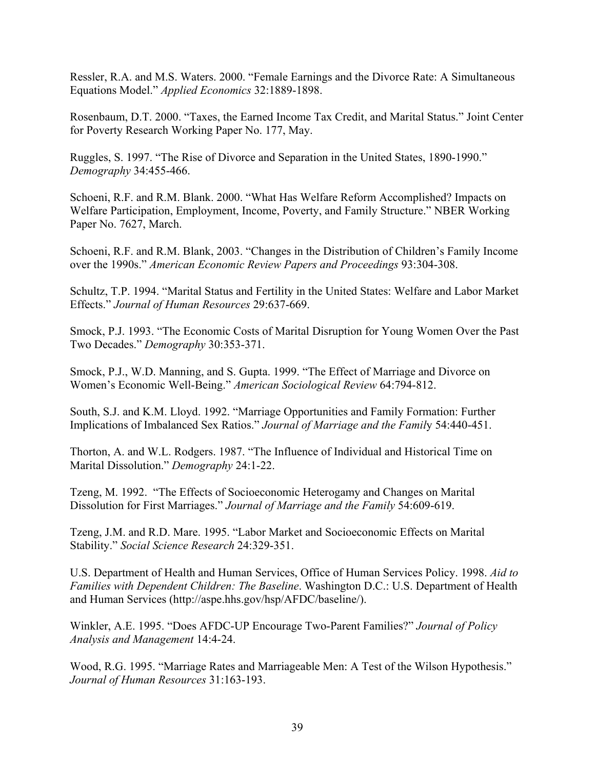Ressler, R.A. and M.S. Waters. 2000. "Female Earnings and the Divorce Rate: A Simultaneous Equations Model." *Applied Economics* 32:1889-1898.

Rosenbaum, D.T. 2000. "Taxes, the Earned Income Tax Credit, and Marital Status." Joint Center for Poverty Research Working Paper No. 177, May.

Ruggles, S. 1997. "The Rise of Divorce and Separation in the United States, 1890-1990." *Demography* 34:455-466.

Schoeni, R.F. and R.M. Blank. 2000. "What Has Welfare Reform Accomplished? Impacts on Welfare Participation, Employment, Income, Poverty, and Family Structure." NBER Working Paper No. 7627, March.

Schoeni, R.F. and R.M. Blank, 2003. "Changes in the Distribution of Children's Family Income over the 1990s." *American Economic Review Papers and Proceedings* 93:304-308.

Schultz, T.P. 1994. "Marital Status and Fertility in the United States: Welfare and Labor Market Effects." *Journal of Human Resources* 29:637-669.

Smock, P.J. 1993. "The Economic Costs of Marital Disruption for Young Women Over the Past Two Decades." *Demography* 30:353-371.

Smock, P.J., W.D. Manning, and S. Gupta. 1999. "The Effect of Marriage and Divorce on Women's Economic Well-Being." *American Sociological Review* 64:794-812.

South, S.J. and K.M. Lloyd. 1992. "Marriage Opportunities and Family Formation: Further Implications of Imbalanced Sex Ratios." *Journal of Marriage and the Famil*y 54:440-451.

Thorton, A. and W.L. Rodgers. 1987. "The Influence of Individual and Historical Time on Marital Dissolution." *Demography* 24:1-22.

Tzeng, M. 1992. "The Effects of Socioeconomic Heterogamy and Changes on Marital Dissolution for First Marriages." *Journal of Marriage and the Family* 54:609-619.

Tzeng, J.M. and R.D. Mare. 1995. "Labor Market and Socioeconomic Effects on Marital Stability." *Social Science Research* 24:329-351.

U.S. Department of Health and Human Services, Office of Human Services Policy. 1998. *Aid to Families with Dependent Children: The Baseline*. Washington D.C.: U.S. Department of Health and Human Services (http://aspe.hhs.gov/hsp/AFDC/baseline/).

Winkler, A.E. 1995. "Does AFDC-UP Encourage Two-Parent Families?" *Journal of Policy Analysis and Management* 14:4-24.

Wood, R.G. 1995. "Marriage Rates and Marriageable Men: A Test of the Wilson Hypothesis." *Journal of Human Resources* 31:163-193.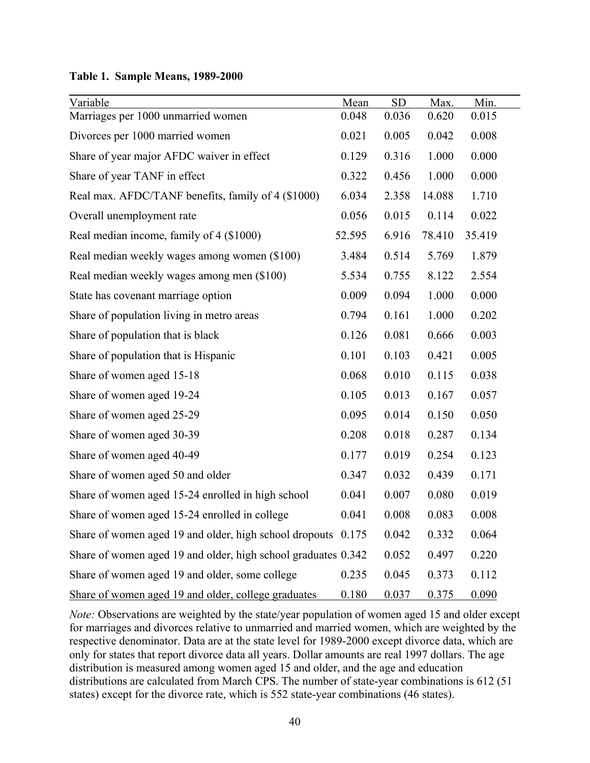**Table 1. Sample Means, 1989-2000**

| Variable | Mean | SD | Max. | Min. |
|---|---|---|---|---|
| Marriages per 1000 unmarried women | 0.048 | 0.036 | 0.620 | 0.015 |
| Divorces per 1000 married women | 0.021 | 0.005 | 0.042 | 0.008 |
| Share of year major AFDC waiver in effect | 0.129 | 0.316 | 1.000 | 0.000 |
| Share of year TANF in effect | 0.322 | 0.456 | 1.000 | 0.000 |
| Real max. AFDC/TANF benefits, family of 4 ($1000) | 6.034 | 2.358 | 14.088 | 1.710 |
| Overall unemployment rate | 0.056 | 0.015 | 0.114 | 0.022 |
| Real median income, family of 4 ($1000) | 52.595 | 6.916 | 78.410 | 35.419 |
| Real median weekly wages among women ($100) | 3.484 | 0.514 | 5.769 | 1.879 |
| Real median weekly wages among men ($100) | 5.534 | 0.755 | 8.122 | 2.554 |
| State has covenant marriage option | 0.009 | 0.094 | 1.000 | 0.000 |
| Share of population living in metro areas | 0.794 | 0.161 | 1.000 | 0.202 |
| Share of population that is black | 0.126 | 0.081 | 0.666 | 0.003 |
| Share of population that is Hispanic | 0.101 | 0.103 | 0.421 | 0.005 |
| Share of women aged 15-18 | 0.068 | 0.010 | 0.115 | 0.038 |
| Share of women aged 19-24 | 0.105 | 0.013 | 0.167 | 0.057 |
| Share of women aged 25-29 | 0.095 | 0.014 | 0.150 | 0.050 |
| Share of women aged 30-39 | 0.208 | 0.018 | 0.287 | 0.134 |
| Share of women aged 40-49 | 0.177 | 0.019 | 0.254 | 0.123 |
| Share of women aged 50 and older | 0.347 | 0.032 | 0.439 | 0.171 |
| Share of women aged 15-24 enrolled in high school | 0.041 | 0.007 | 0.080 | 0.019 |
| Share of women aged 15-24 enrolled in college | 0.041 | 0.008 | 0.083 | 0.008 |
| Share of women aged 19 and older, high school dropouts | 0.175 | 0.042 | 0.332 | 0.064 |
| Share of women aged 19 and older, high school graduates | 0.342 | 0.052 | 0.497 | 0.220 |
| Share of women aged 19 and older, some college | 0.235 | 0.045 | 0.373 | 0.112 |
| Share of women aged 19 and older, college graduates | 0.180 | 0.037 | 0.375 | 0.090 |

*Note:* Observations are weighted by the state/year population of women aged 15 and older except for marriages and divorces relative to unmarried and married women, which are weighted by the respective denominator. Data are at the state level for 1989-2000 except divorce data, which are only for states that report divorce data all years. Dollar amounts are real 1997 dollars. The age distribution is measured among women aged 15 and older, and the age and education distributions are calculated from March CPS. The number of state-year combinations is 612 (51 states) except for the divorce rate, which is 552 state-year combinations (46 states).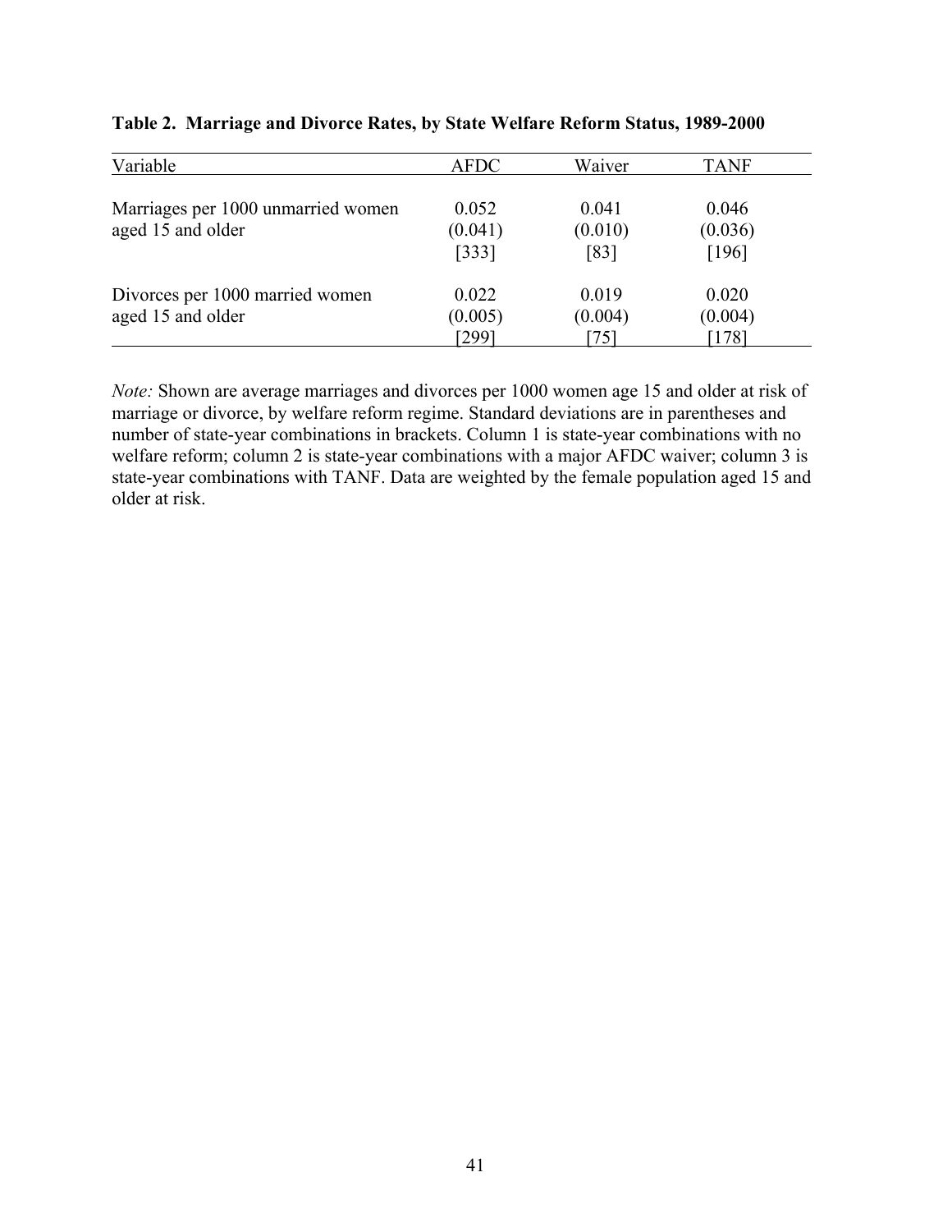**Table 2. Marriage and Divorce Rates, by State Welfare Reform Status, 1989-2000**

| Variable | AFDC | Waiver | TANF |
|---|---|---|---|
| Marriages per 1000 unmarried women aged 15 and older | 0.052 | 0.041 | 0.046 |
| | (0.041) | (0.010) | (0.036) |
| | [333] | [83] | [196] |
| Divorces per 1000 married women aged 15 and older | 0.022 | 0.019 | 0.020 |
| | (0.005) | (0.004) | (0.004) |
| | [299] | [75] | [178] |

*Note:* Shown are average marriages and divorces per 1000 women age 15 and older at risk of marriage or divorce, by welfare reform regime. Standard deviations are in parentheses and number of state-year combinations in brackets. Column 1 is state-year combinations with no welfare reform; column 2 is state-year combinations with a major AFDC waiver; column 3 is state-year combinations with TANF. Data are weighted by the female population aged 15 and older at risk.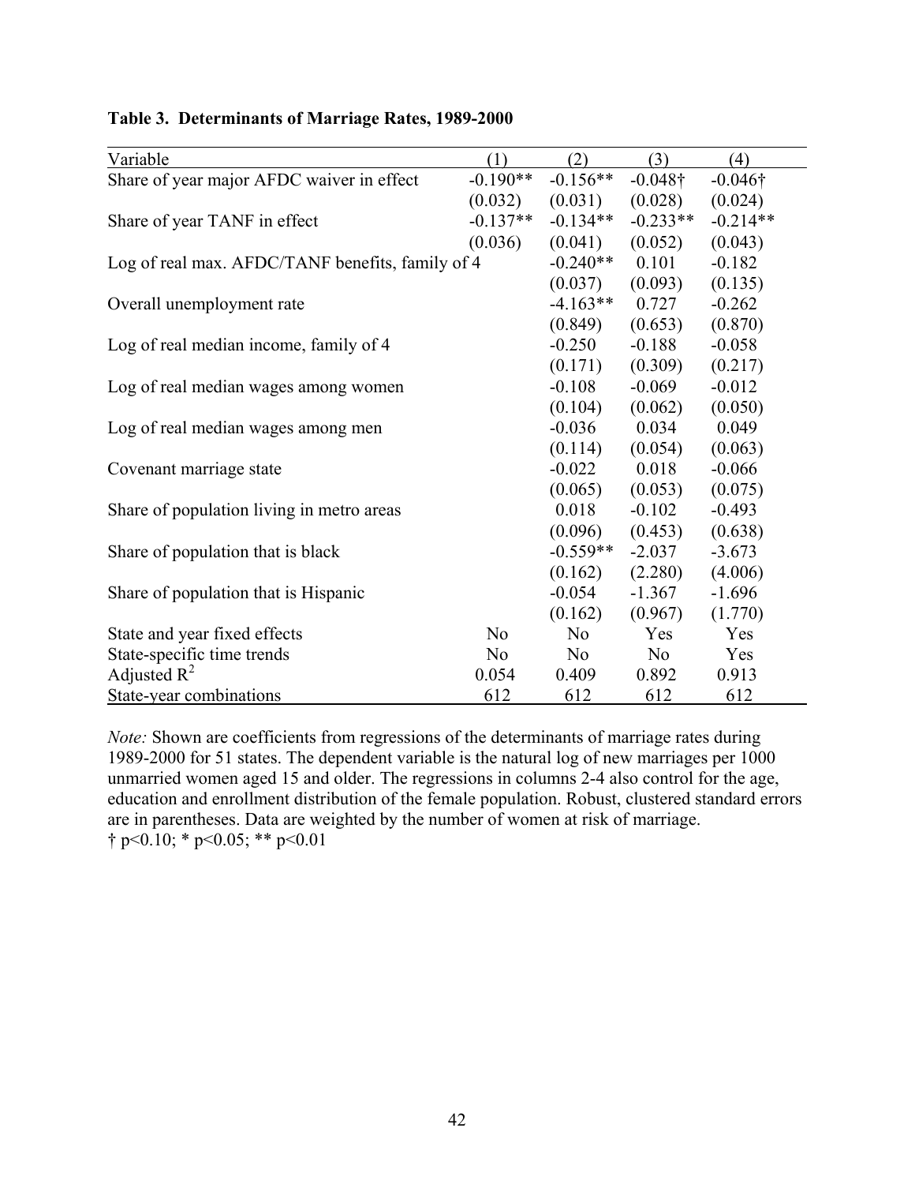**Table 3. Determinants of Marriage Rates, 1989-2000**

| Variable | (1) | (2) | (3) | (4) |
|---|---|---|---|---|
| Share of year major AFDC waiver in effect | -0.190** | -0.156** | -0.048† | -0.046† |
| | (0.032) | (0.031) | (0.028) | (0.024) |
| Share of year TANF in effect | -0.137** | -0.134** | -0.233** | -0.214** |
| | (0.036) | (0.041) | (0.052) | (0.043) |
| Log of real max. AFDC/TANF benefits, family of 4 | | -0.240** | 0.101 | -0.182 |
| | | (0.037) | (0.093) | (0.135) |
| Overall unemployment rate | | -4.163** | 0.727 | -0.262 |
| | | (0.849) | (0.653) | (0.870) |
| Log of real median income, family of 4 | | -0.250 | -0.188 | -0.058 |
| | | (0.171) | (0.309) | (0.217) |
| Log of real median wages among women | | -0.108 | -0.069 | -0.012 |
| | | (0.104) | (0.062) | (0.050) |
| Log of real median wages among men | | -0.036 | 0.034 | 0.049 |
| | | (0.114) | (0.054) | (0.063) |
| Covenant marriage state | | -0.022 | 0.018 | -0.066 |
| | | (0.065) | (0.053) | (0.075) |
| Share of population living in metro areas | | 0.018 | -0.102 | -0.493 |
| | | (0.096) | (0.453) | (0.638) |
| Share of population that is black | | -0.559** | -2.037 | -3.673 |
| | | (0.162) | (2.280) | (4.006) |
| Share of population that is Hispanic | | -0.054 | -1.367 | -1.696 |
| | | (0.162) | (0.967) | (1.770) |
| State and year fixed effects | No | No | Yes | Yes |
| State-specific time trends | No | No | No | Yes |
| Adjusted $R^2$ | 0.054 | 0.409 | 0.892 | 0.913 |
| State-year combinations | 612 | 612 | 612 | 612 |

*Note:* Shown are coefficients from regressions of the determinants of marriage rates during 1989-2000 for 51 states. The dependent variable is the natural log of new marriages per 1000 unmarried women aged 15 and older. The regressions in columns 2-4 also control for the age, education and enrollment distribution of the female population. Robust, clustered standard errors are in parentheses. Data are weighted by the number of women at risk of marriage.
† $p<0.10$; * $p<0.05$; ** $p<0.01$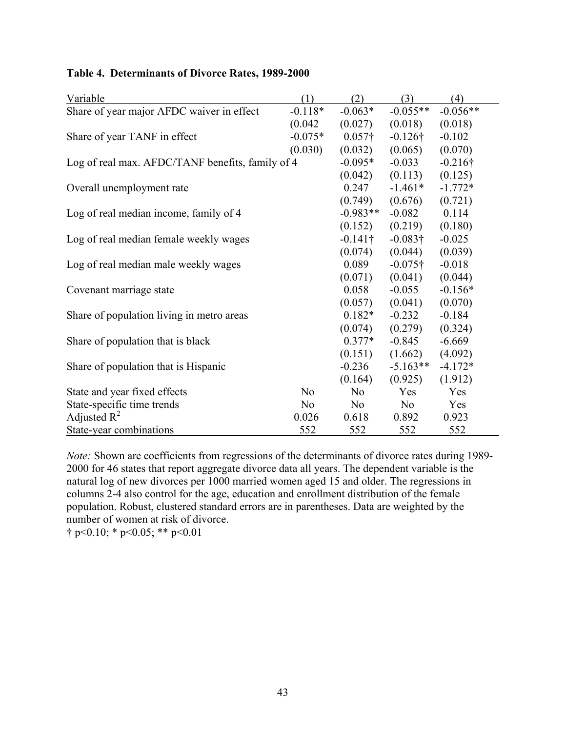**Table 4. Determinants of Divorce Rates, 1989-2000**

| Variable | (1) | (2) | (3) | (4) |
|---|---|---|---|---|
| Share of year major AFDC waiver in effect | -0.118* | -0.063* | -0.055** | -0.056** |
| | (0.042 | (0.027) | (0.018) | (0.018) |
| Share of year TANF in effect | -0.075* | 0.057† | -0.126† | -0.102 |
| | (0.030) | (0.032) | (0.065) | (0.070) |
| Log of real max. AFDC/TANF benefits, family of 4 | | -0.095* | -0.033 | -0.216† |
| | | (0.042) | (0.113) | (0.125) |
| Overall unemployment rate | | 0.247 | -1.461* | -1.772* |
| | | (0.749) | (0.676) | (0.721) |
| Log of real median income, family of 4 | | -0.983** | -0.082 | 0.114 |
| | | (0.152) | (0.219) | (0.180) |
| Log of real median female weekly wages | | -0.141† | -0.083† | -0.025 |
| | | (0.074) | (0.044) | (0.039) |
| Log of real median male weekly wages | | 0.089 | -0.075† | -0.018 |
| | | (0.071) | (0.041) | (0.044) |
| Covenant marriage state | | 0.058 | -0.055 | -0.156* |
| | | (0.057) | (0.041) | (0.070) |
| Share of population living in metro areas | | 0.182* | -0.232 | -0.184 |
| | | (0.074) | (0.279) | (0.324) |
| Share of population that is black | | 0.377* | -0.845 | -6.669 |
| | | (0.151) | (1.662) | (4.092) |
| Share of population that is Hispanic | | -0.236 | -5.163** | -4.172* |
| | | (0.164) | (0.925) | (1.912) |
| State and year fixed effects | No | No | Yes | Yes |
| State-specific time trends | No | No | No | Yes |
| Adjusted $R^2$ | 0.026 | 0.618 | 0.892 | 0.923 |
| State-year combinations | 552 | 552 | 552 | 552 |

*Note:* Shown are coefficients from regressions of the determinants of divorce rates during 1989-2000 for 46 states that report aggregate divorce data all years. The dependent variable is the natural log of new divorces per 1000 married women aged 15 and older. The regressions in columns 2-4 also control for the age, education and enrollment distribution of the female population. Robust, clustered standard errors are in parentheses. Data are weighted by the number of women at risk of divorce.

† $p<0.10$; * $p<0.05$; ** $p<0.01$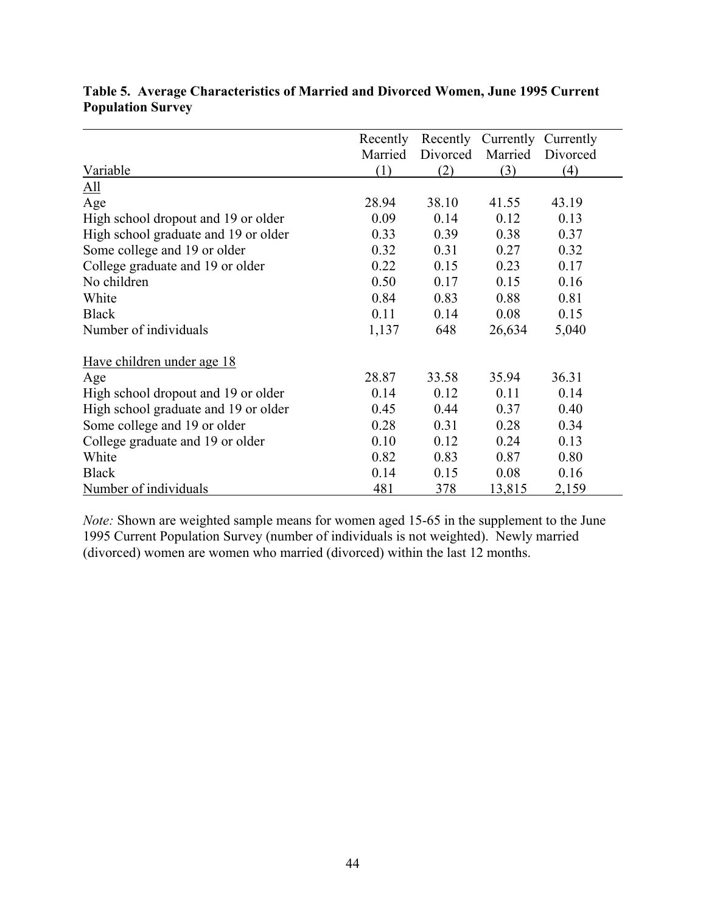**Table 5. Average Characteristics of Married and Divorced Women, June 1995 Current Population Survey**

| Variable | Recently Married (1) | Recently Divorced (2) | Currently Married (3) | Currently Divorced (4) |
|---|---|---|---|---|
| All | | | | |
| Age | 28.94 | 38.10 | 41.55 | 43.19 |
| High school dropout and 19 or older | 0.09 | 0.14 | 0.12 | 0.13 |
| High school graduate and 19 or older | 0.33 | 0.39 | 0.38 | 0.37 |
| Some college and 19 or older | 0.32 | 0.31 | 0.27 | 0.32 |
| College graduate and 19 or older | 0.22 | 0.15 | 0.23 | 0.17 |
| No children | 0.50 | 0.17 | 0.15 | 0.16 |
| White | 0.84 | 0.83 | 0.88 | 0.81 |
| Black | 0.11 | 0.14 | 0.08 | 0.15 |
| Number of individuals | 1,137 | 648 | 26,634 | 5,040 |
| | | | | |
| Have children under age 18 | | | | |
| Age | 28.87 | 33.58 | 35.94 | 36.31 |
| High school dropout and 19 or older | 0.14 | 0.12 | 0.11 | 0.14 |
| High school graduate and 19 or older | 0.45 | 0.44 | 0.37 | 0.40 |
| Some college and 19 or older | 0.28 | 0.31 | 0.28 | 0.34 |
| College graduate and 19 or older | 0.10 | 0.12 | 0.24 | 0.13 |
| White | 0.82 | 0.83 | 0.87 | 0.80 |
| Black | 0.14 | 0.15 | 0.08 | 0.16 |
| Number of individuals | 481 | 378 | 13,815 | 2,159 |

*Note:* Shown are weighted sample means for women aged 15-65 in the supplement to the June 1995 Current Population Survey (number of individuals is not weighted). Newly married (divorced) women are women who married (divorced) within the last 12 months.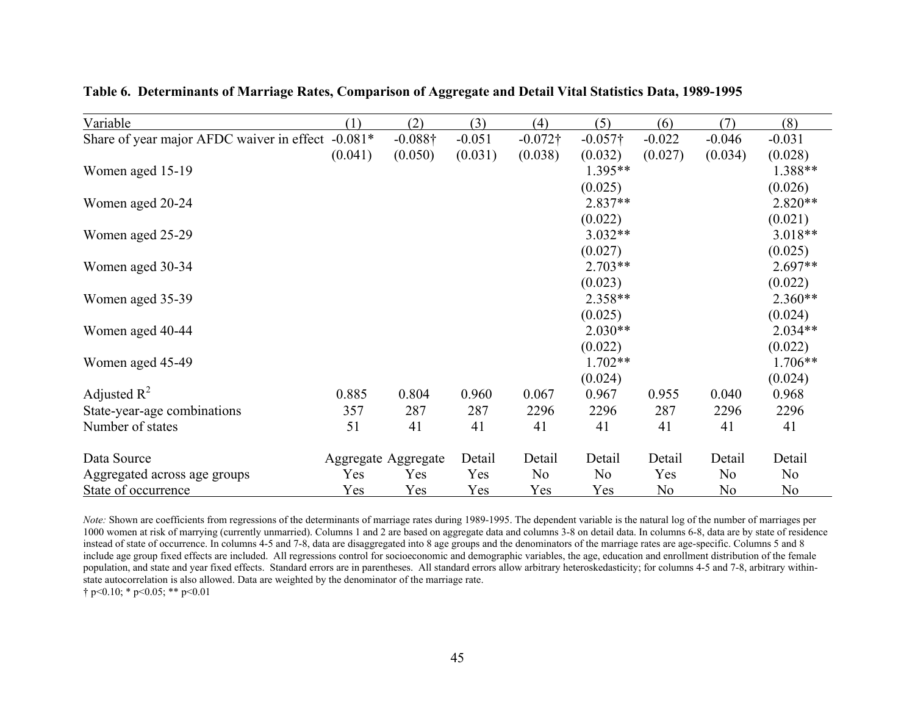**Table 6. Determinants of Marriage Rates, Comparison of Aggregate and Detail Vital Statistics Data, 1989-1995**

| Variable | (1) | (2) | (3) | (4) | (5) | (6) | (7) | (8) |
|---|---|---|---|---|---|---|---|---|
| Share of year major AFDC waiver in effect | -0.081* | -0.088† | -0.051 | -0.072† | -0.057† | -0.022 | -0.046 | -0.031 |
| | (0.041) | (0.050) | (0.031) | (0.038) | (0.032) | (0.027) | (0.034) | (0.028) |
| Women aged 15-19 | | | | | 1.395** | | | 1.388** |
| | | | | | (0.025) | | | (0.026) |
| Women aged 20-24 | | | | | 2.837** | | | 2.820** |
| | | | | | (0.022) | | | (0.021) |
| Women aged 25-29 | | | | | 3.032** | | | 3.018** |
| | | | | | (0.027) | | | (0.025) |
| Women aged 30-34 | | | | | 2.703** | | | 2.697** |
| | | | | | (0.023) | | | (0.022) |
| Women aged 35-39 | | | | | 2.358** | | | 2.360** |
| | | | | | (0.025) | | | (0.024) |
| Women aged 40-44 | | | | | 2.030** | | | 2.034** |
| | | | | | (0.022) | | | (0.022) |
| Women aged 45-49 | | | | | 1.702** | | | 1.706** |
| | | | | | (0.024) | | | (0.024) |
| Adjusted $R^2$ | 0.885 | 0.804 | 0.960 | 0.067 | 0.967 | 0.955 | 0.040 | 0.968 |
| State-year-age combinations | 357 | 287 | 287 | 2296 | 2296 | 287 | 2296 | 2296 |
| Number of states | 51 | 41 | 41 | 41 | 41 | 41 | 41 | 41 |
| | | | | | | | | |
| Data Source | Aggregate | Aggregate | Detail | Detail | Detail | Detail | Detail | Detail |
| Aggregated across age groups | Yes | Yes | Yes | No | No | Yes | No | No |
| State of occurrence | Yes | Yes | Yes | Yes | Yes | No | No | No |

*Note:* Shown are coefficients from regressions of the determinants of marriage rates during 1989-1995. The dependent variable is the natural log of the number of marriages per 1000 women at risk of marrying (currently unmarried). Columns 1 and 2 are based on aggregate data and columns 3-8 on detail data. In columns 6-8, data are by state of residence instead of state of occurrence. In columns 4-5 and 7-8, data are disaggregated into 8 age groups and the denominators of the marriage rates are age-specific. Columns 5 and 8 include age group fixed effects are included. All regressions control for socioeconomic and demographic variables, the age, education and enrollment distribution of the female population, and state and year fixed effects. Standard errors are in parentheses. All standard errors allow arbitrary heteroskedasticity; for columns 4-5 and 7-8, arbitrary within-state autocorrelation is also allowed. Data are weighted by the denominator of the marriage rate.

† $p<0.10$; * $p<0.05$; ** $p<0.01$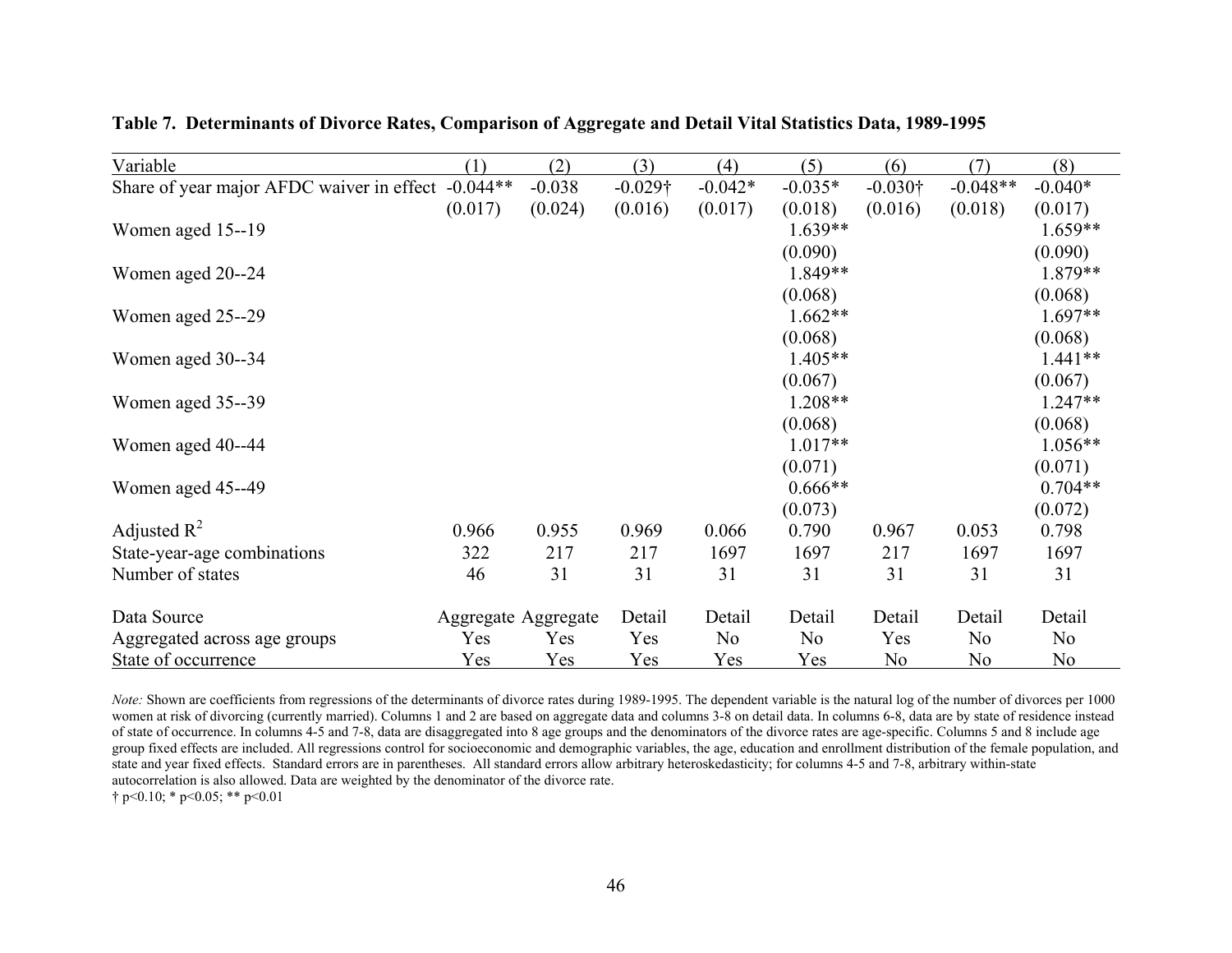**Table 7. Determinants of Divorce Rates, Comparison of Aggregate and Detail Vital Statistics Data, 1989-1995**

| Variable | (1) | (2) | (3) | (4) | (5) | (6) | (7) | (8) |
|---|---|---|---|---|---|---|---|---|
| Share of year major AFDC waiver in effect | -0.044** | -0.038 | -0.029† | -0.042* | -0.035* | -0.030† | -0.048** | -0.040* |
| | (0.017) | (0.024) | (0.016) | (0.017) | (0.018) | (0.016) | (0.018) | (0.017) |
| Women aged 15--19 | | | | | 1.639** | | | 1.659** |
| | | | | | (0.090) | | | (0.090) |
| Women aged 20--24 | | | | | 1.849** | | | 1.879** |
| | | | | | (0.068) | | | (0.068) |
| Women aged 25--29 | | | | | 1.662** | | | 1.697** |
| | | | | | (0.068) | | | (0.068) |
| Women aged 30--34 | | | | | 1.405** | | | 1.441** |
| | | | | | (0.067) | | | (0.067) |
| Women aged 35--39 | | | | | 1.208** | | | 1.247** |
| | | | | | (0.068) | | | (0.068) |
| Women aged 40--44 | | | | | 1.017** | | | 1.056** |
| | | | | | (0.071) | | | (0.071) |
| Women aged 45--49 | | | | | 0.666** | | | 0.704** |
| | | | | | (0.073) | | | (0.072) |
| Adjusted $R^2$ | 0.966 | 0.955 | 0.969 | 0.066 | 0.790 | 0.967 | 0.053 | 0.798 |
| State-year-age combinations | 322 | 217 | 217 | 1697 | 1697 | 217 | 1697 | 1697 |
| Number of states | 46 | 31 | 31 | 31 | 31 | 31 | 31 | 31 |
| Data Source | Aggregate | Aggregate | Detail | Detail | Detail | Detail | Detail | Detail |
| Aggregated across age groups | Yes | Yes | Yes | No | No | Yes | No | No |
| State of occurrence | Yes | Yes | Yes | Yes | Yes | No | No | No |

*Note:* Shown are coefficients from regressions of the determinants of divorce rates during 1989-1995. The dependent variable is the natural log of the number of divorces per 1000 women at risk of divorcing (currently married). Columns 1 and 2 are based on aggregate data and columns 3-8 on detail data. In columns 6-8, data are by state of residence instead of state of occurrence. In columns 4-5 and 7-8, data are disaggregated into 8 age groups and the denominators of the divorce rates are age-specific. Columns 5 and 8 include age group fixed effects are included. All regressions control for socioeconomic and demographic variables, the age, education and enrollment distribution of the female population, and state and year fixed effects. Standard errors are in parentheses. All standard errors allow arbitrary heteroskedasticity; for columns 4-5 and 7-8, arbitrary within-state autocorrelation is also allowed. Data are weighted by the denominator of the divorce rate.

† $p<0.10$; * $p<0.05$; ** $p<0.01$